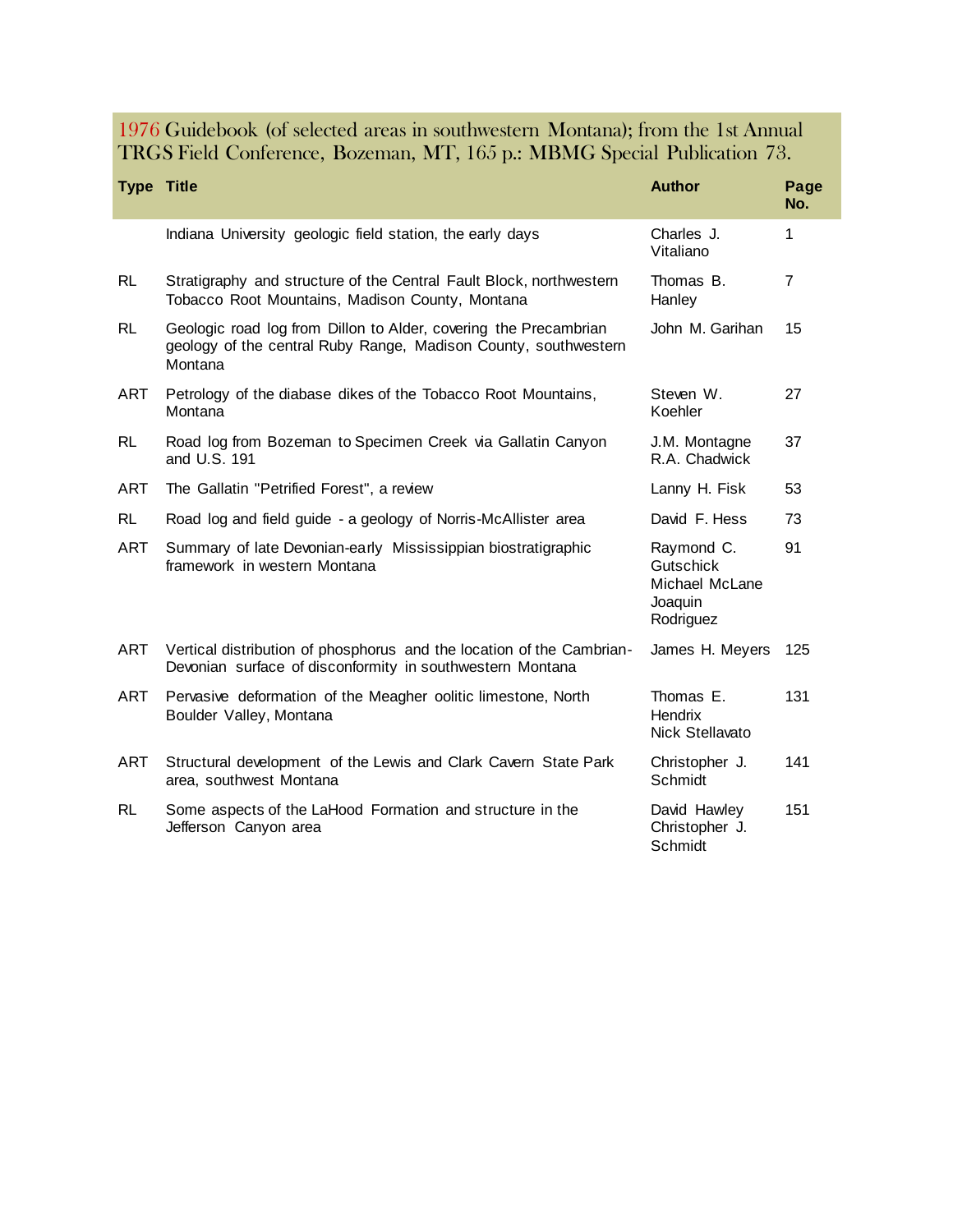# 1976 Guidebook (of selected areas in southwestern Montana); from the 1st Annual TRGS Field Conference, Bozeman, MT, 165 p.: MBMG Special Publication 73.

| Type | Title | Author | Page No. |
|---|---|---|---|
| | Indiana University geologic field station, the early days | Charles J. Vitaliano | 1 |
| RL | Stratigraphy and structure of the Central Fault Block, northwestern Tobacco Root Mountains, Madison County, Montana | Thomas B. Hanley | 7 |
| RL | Geologic road log from Dillon to Alder, covering the Precambrian geology of the central Ruby Range, Madison County, southwestern Montana | John M. Garihan | 15 |
| ART | Petrology of the diabase dikes of the Tobacco Root Mountains, Montana | Steven W. Koehler | 27 |
| RL | Road log from Bozeman to Specimen Creek via Gallatin Canyon and U.S. 191 | J.M. Montagne<br>R.A. Chadwick | 37 |
| ART | The Gallatin "Petrified Forest", a review | Lanny H. Fisk | 53 |
| RL | Road log and field guide - a geology of Norris-McAllister area | David F. Hess | 73 |
| ART | Summary of late Devonian-early Mississippian biostratigraphic framework in western Montana | Raymond C. Gutschick<br>Michael McLane<br>Joaquin Rodriguez | 91 |
| ART | Vertical distribution of phosphorus and the location of the Cambrian-Devonian surface of disconformity in southwestern Montana | James H. Meyers | 125 |
| ART | Pervasive deformation of the Meagher oolitic limestone, North Boulder Valley, Montana | Thomas E. Hendrix<br>Nick Stellavato | 131 |
| ART | Structural development of the Lewis and Clark Cavern State Park area, southwest Montana | Christopher J. Schmidt | 141 |
| RL | Some aspects of the LaHood Formation and structure in the Jefferson Canyon area | David Hawley<br>Christopher J. Schmidt | 151 |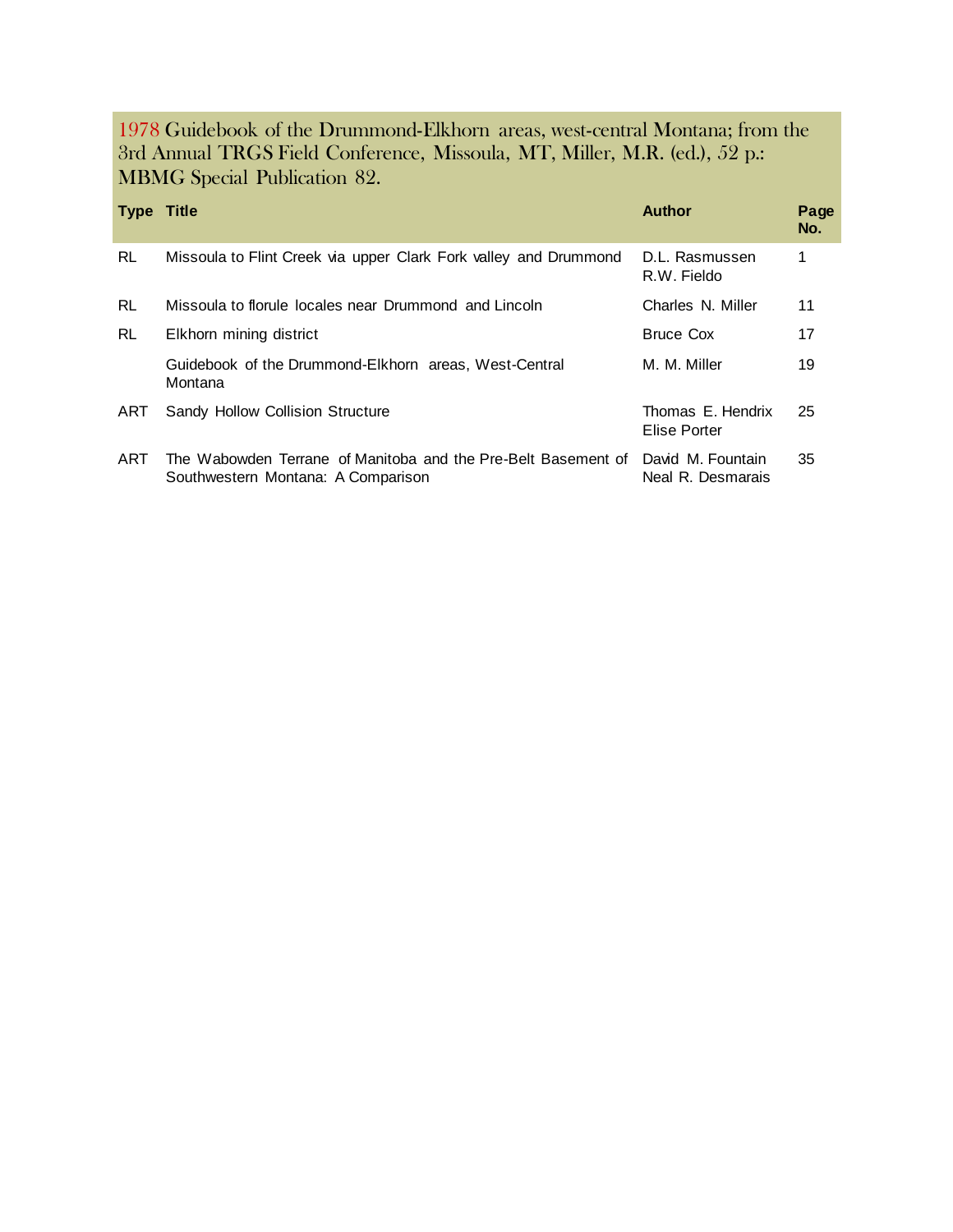**1978 Guidebook of the Drummond-Elkhorn areas, west-central Montana; from the 3rd Annual TRGS Field Conference, Missoula, MT, Miller, M.R. (ed.), 52 p.: MBMG Special Publication 82.**

| Type | Title | Author | Page No. |
|---|---|---|---|
| RL | Missoula to Flint Creek via upper Clark Fork valley and Drummond | D.L. Rasmussen<br>R.W. Fieldo | 1 |
| RL | Missoula to florule locales near Drummond and Lincoln | Charles N. Miller | 11 |
| RL | Elkhorn mining district | Bruce Cox | 17 |
| | Guidebook of the Drummond-Elkhorn areas, West-Central Montana | M. M. Miller | 19 |
| ART | Sandy Hollow Collision Structure | Thomas E. Hendrix<br>Elise Porter | 25 |
| ART | The Wabowden Terrane of Manitoba and the Pre-Belt Basement of Southwestern Montana: A Comparison | David M. Fountain<br>Neal R. Desmarais | 35 |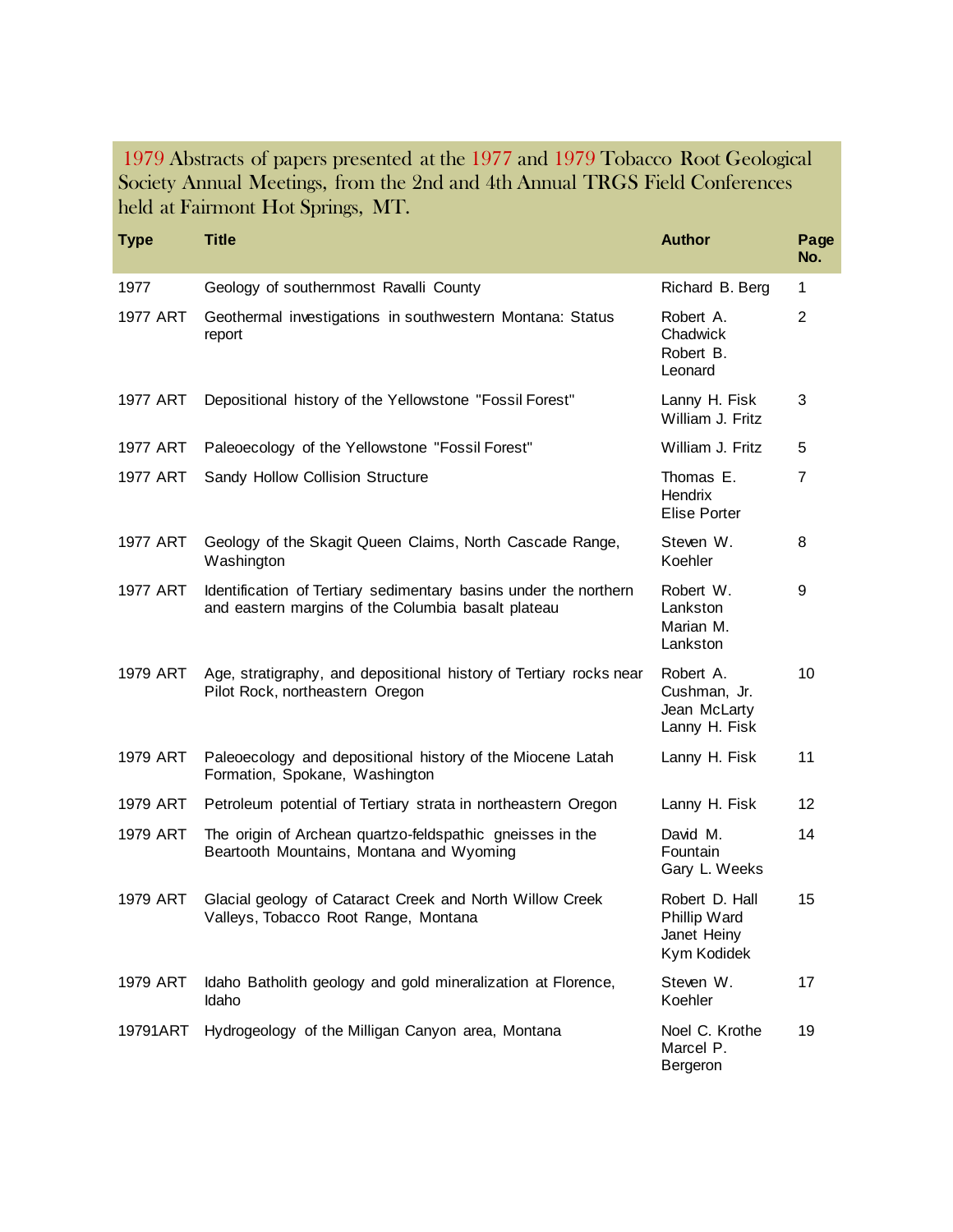# 1979 Abstracts of papers presented at the 1977 and 1979 Tobacco Root Geological Society Annual Meetings, from the 2nd and 4th Annual TRGS Field Conferences held at Fairmont Hot Springs, MT.

| Type | Title | Author | Page No. |
|---|---|---|---|
| 1977 | Geology of southernmost Ravalli County | Richard B. Berg | 1 |
| 1977 ART | Geothermal investigations in southwestern Montana: Status report | Robert A. Chadwick<br>Robert B. Leonard | 2 |
| 1977 ART | Depositional history of the Yellowstone "Fossil Forest" | Lanny H. Fisk<br>William J. Fritz | 3 |
| 1977 ART | Paleoecology of the Yellowstone "Fossil Forest" | William J. Fritz | 5 |
| 1977 ART | Sandy Hollow Collision Structure | Thomas E. Hendrix<br>Elise Porter | 7 |
| 1977 ART | Geology of the Skagit Queen Claims, North Cascade Range, Washington | Steven W. Koehler | 8 |
| 1977 ART | Identification of Tertiary sedimentary basins under the northern and eastern margins of the Columbia basalt plateau | Robert W. Lankston<br>Marian M. Lankston | 9 |
| 1979 ART | Age, stratigraphy, and depositional history of Tertiary rocks near Pilot Rock, northeastern Oregon | Robert A. Cushman, Jr.<br>Jean McLarty<br>Lanny H. Fisk | 10 |
| 1979 ART | Paleoecology and depositional history of the Miocene Latah Formation, Spokane, Washington | Lanny H. Fisk | 11 |
| 1979 ART | Petroleum potential of Tertiary strata in northeastern Oregon | Lanny H. Fisk | 12 |
| 1979 ART | The origin of Archean quartzo-feldspathic gneisses in the Beartooth Mountains, Montana and Wyoming | David M. Fountain<br>Gary L. Weeks | 14 |
| 1979 ART | Glacial geology of Cataract Creek and North Willow Creek Valleys, Tobacco Root Range, Montana | Robert D. Hall<br>Phillip Ward<br>Janet Heiny<br>Kym Kodidek | 15 |
| 1979 ART | Idaho Batholith geology and gold mineralization at Florence, Idaho | Steven W. Koehler | 17 |
| 19791ART | Hydrogeology of the Milligan Canyon area, Montana | Noel C. Krothe<br>Marcel P. Bergeron | 19 |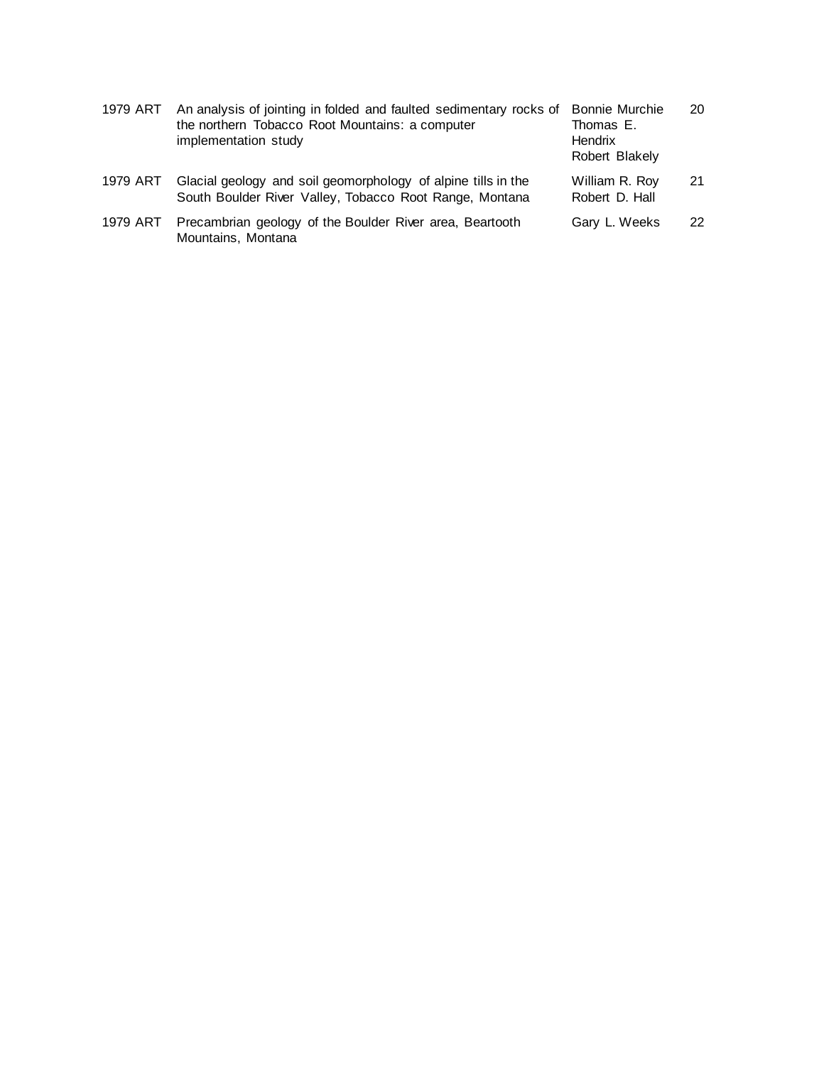| | | | |
|---|---|---|---|
| 1979 ART | An analysis of jointing in folded and faulted sedimentary rocks of the northern Tobacco Root Mountains: a computer implementation study | Bonnie Murchie<br>Thomas E. Hendrix<br>Robert Blakely | 20 |
| 1979 ART | Glacial geology and soil geomorphology of alpine tills in the South Boulder River Valley, Tobacco Root Range, Montana | William R. Roy<br>Robert D. Hall | 21 |
| 1979 ART | Precambrian geology of the Boulder River area, Beartooth Mountains, Montana | Gary L. Weeks | 22 |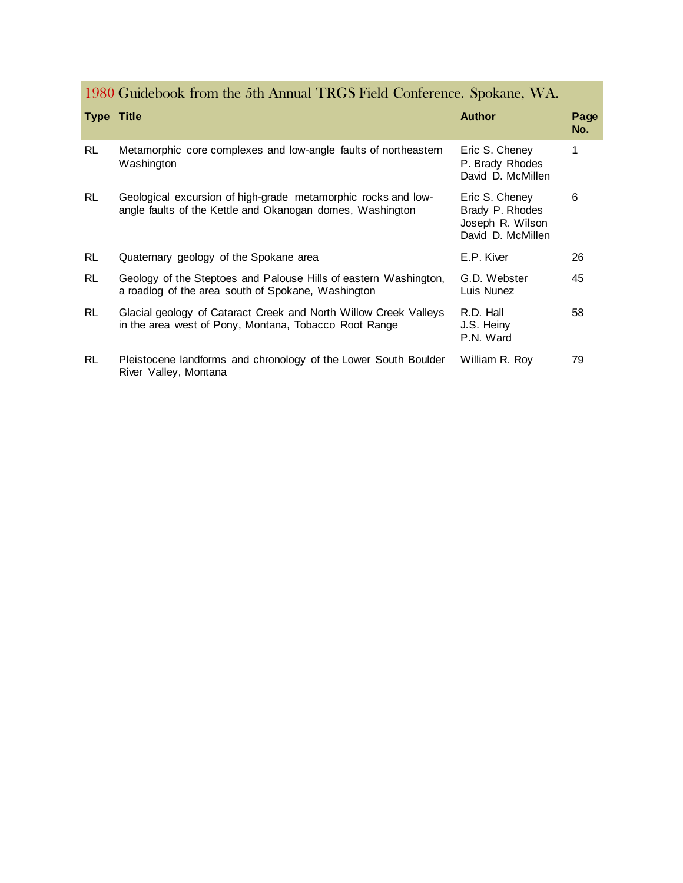## 1980 Guidebook from the 5th Annual TRGS Field Conference. Spokane, WA.

| Type | Title | Author | Page No. |
|---|---|---|---|
| RL | Metamorphic core complexes and low-angle faults of northeastern Washington | Eric S. Cheney<br>P. Brady Rhodes<br>David D. McMillen | 1 |
| RL | Geological excursion of high-grade metamorphic rocks and low-angle faults of the Kettle and Okanogan domes, Washington | Eric S. Cheney<br>Brady P. Rhodes<br>Joseph R. Wilson<br>David D. McMillen | 6 |
| RL | Quaternary geology of the Spokane area | E.P. Kiver | 26 |
| RL | Geology of the Steptoes and Palouse Hills of eastern Washington, a roadlog of the area south of Spokane, Washington | G.D. Webster<br>Luis Nunez | 45 |
| RL | Glacial geology of Cataract Creek and North Willow Creek Valleys in the area west of Pony, Montana, Tobacco Root Range | R.D. Hall<br>J.S. Heiny<br>P.N. Ward | 58 |
| RL | Pleistocene landforms and chronology of the Lower South Boulder River Valley, Montana | William R. Roy | 79 |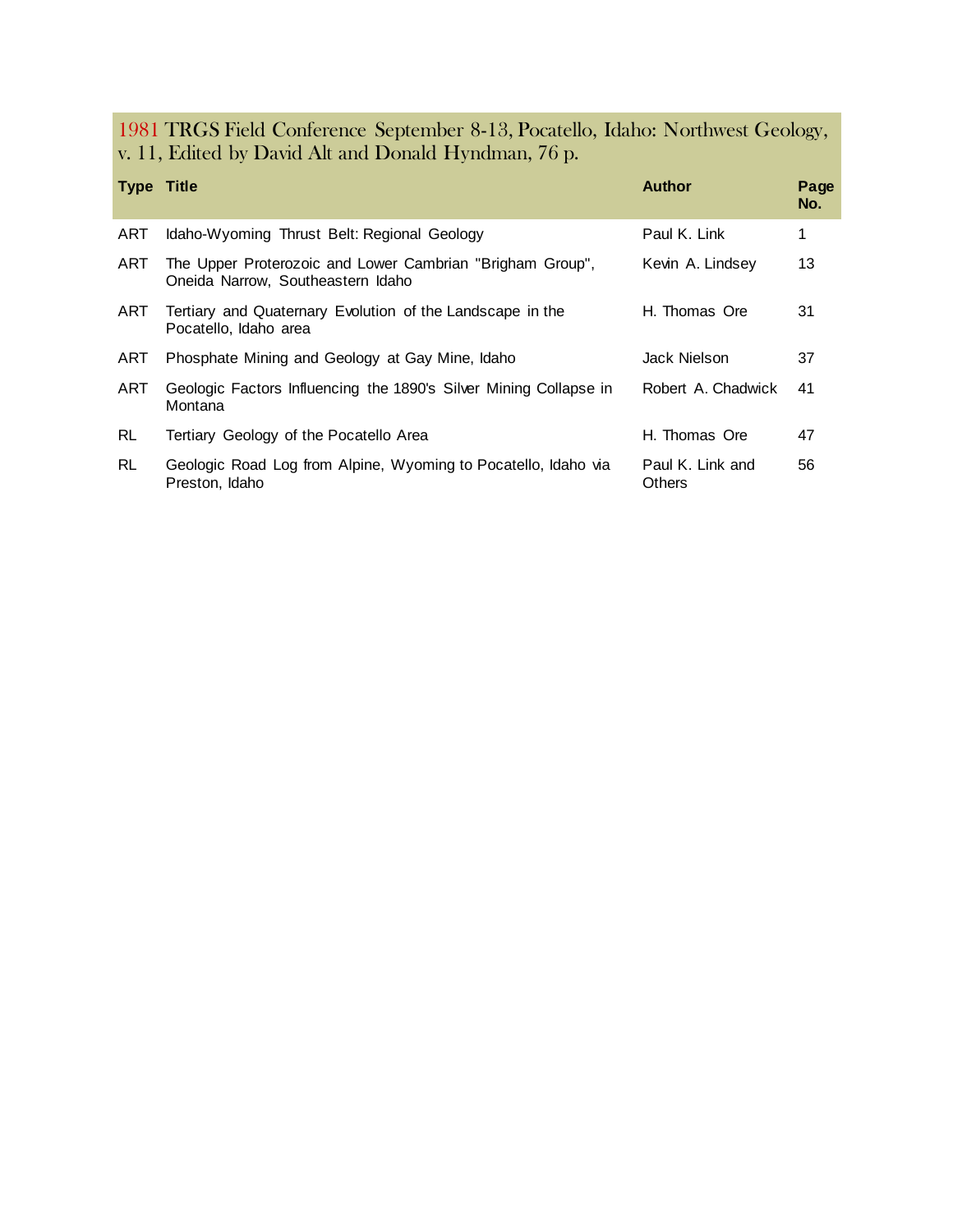## 1981 TRGS Field Conference September 8-13, Pocatello, Idaho: Northwest Geology, v. 11, Edited by David Alt and Donald Hyndman, 76 p.

| Type | Title | Author | Page No. |
|---|---|---|---|
| ART | Idaho-Wyoming Thrust Belt: Regional Geology | Paul K. Link | 1 |
| ART | The Upper Proterozoic and Lower Cambrian "Brigham Group", Oneida Narrow, Southeastern Idaho | Kevin A. Lindsey | 13 |
| ART | Tertiary and Quaternary Evolution of the Landscape in the Pocatello, Idaho area | H. Thomas Ore | 31 |
| ART | Phosphate Mining and Geology at Gay Mine, Idaho | Jack Nielson | 37 |
| ART | Geologic Factors Influencing the 1890's Silver Mining Collapse in Montana | Robert A. Chadwick | 41 |
| RL | Tertiary Geology of the Pocatello Area | H. Thomas Ore | 47 |
| RL | Geologic Road Log from Alpine, Wyoming to Pocatello, Idaho via Preston, Idaho | Paul K. Link and Others | 56 |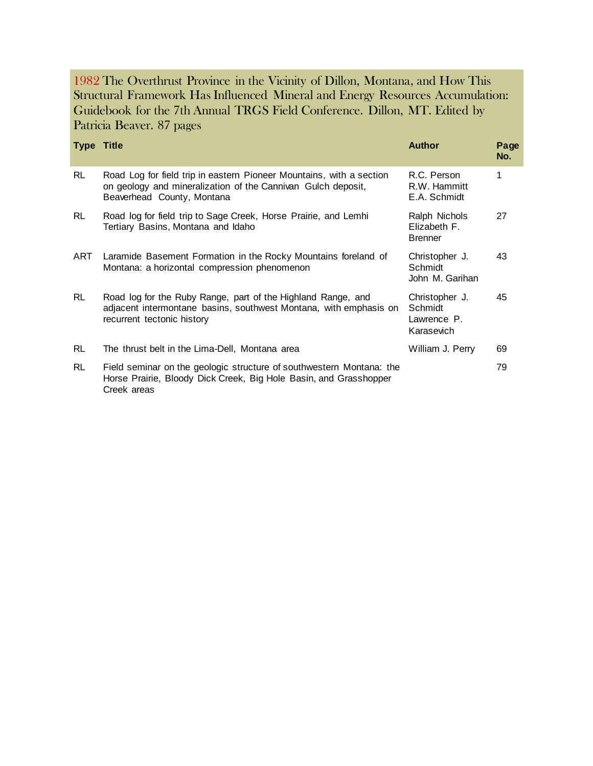## 1982 The Overthrust Province in the Vicinity of Dillon, Montana, and How This Structural Framework Has Influenced Mineral and Energy Resources Accumulation: Guidebook for the 7th Annual TRGS Field Conference. Dillon, MT. Edited by Patricia Beaver. 87 pages

| Type | Title | Author | Page No. |
|---|---|---|---|
| RL | Road Log for field trip in eastern Pioneer Mountains, with a section on geology and mineralization of the Cannivan Gulch deposit, Beaverhead County, Montana | R.C. Person<br>R.W. Hammitt<br>E.A. Schmidt | 1 |
| RL | Road log for field trip to Sage Creek, Horse Prairie, and Lemhi Tertiary Basins, Montana and Idaho | Ralph Nichols<br>Elizabeth F. Brenner | 27 |
| ART | Laramide Basement Formation in the Rocky Mountains foreland of Montana: a horizontal compression phenomenon | Christopher J. Schmidt<br>John M. Garihan | 43 |
| RL | Road log for the Ruby Range, part of the Highland Range, and adjacent intermontane basins, southwest Montana, with emphasis on recurrent tectonic history | Christopher J. Schmidt<br>Lawrence P. Karasevich | 45 |
| RL | The thrust belt in the Lima-Dell, Montana area | William J. Perry | 69 |
| RL | Field seminar on the geologic structure of southwestern Montana: the Horse Prairie, Bloody Dick Creek, Big Hole Basin, and Grasshopper Creek areas | | 79 |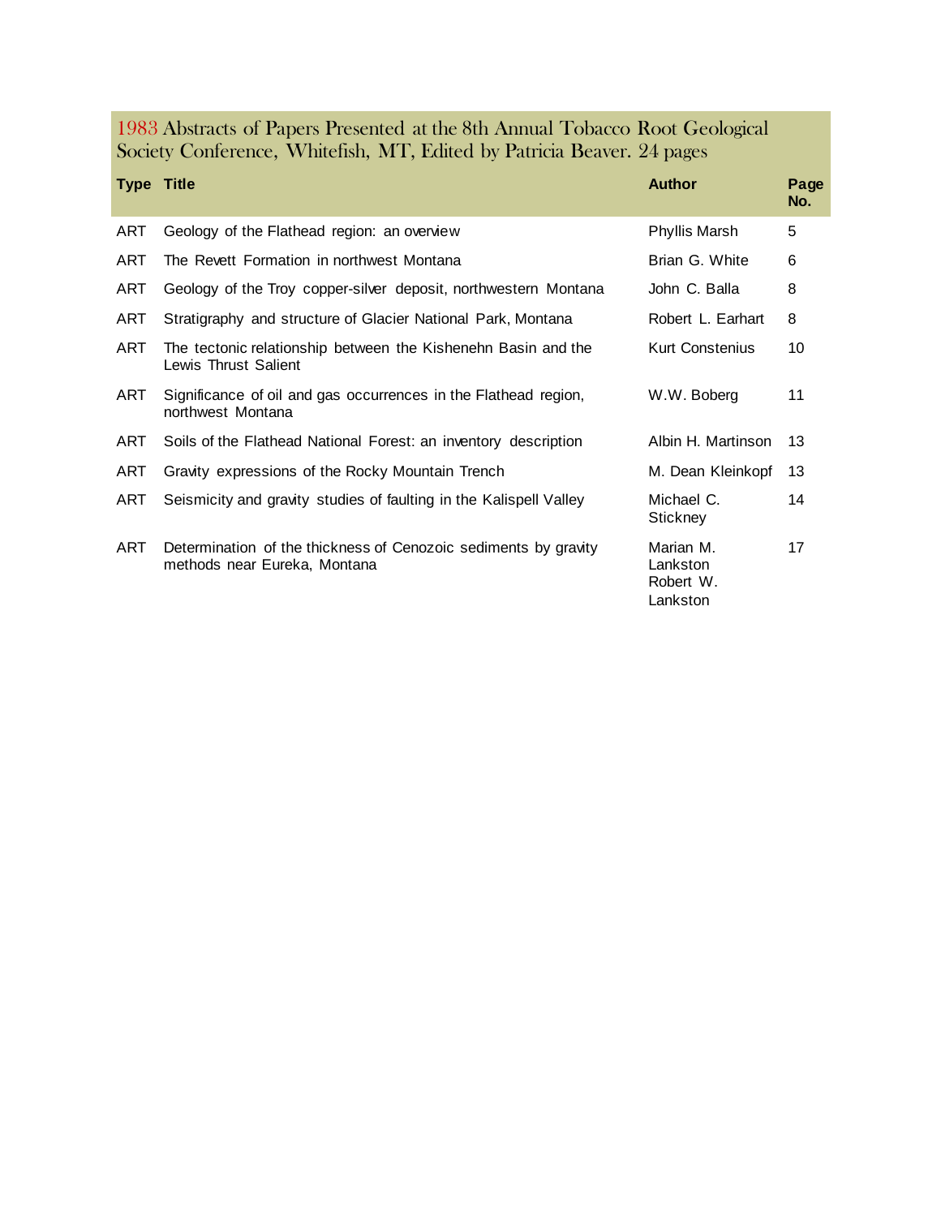## 1983 Abstracts of Papers Presented at the 8th Annual Tobacco Root Geological Society Conference, Whitefish, MT, Edited by Patricia Beaver. 24 pages

| Type | Title | Author | Page No. |
|---|---|---|---|
| ART | Geology of the Flathead region: an overview | Phyllis Marsh | 5 |
| ART | The Revett Formation in northwest Montana | Brian G. White | 6 |
| ART | Geology of the Troy copper-silver deposit, northwestern Montana | John C. Balla | 8 |
| ART | Stratigraphy and structure of Glacier National Park, Montana | Robert L. Earhart | 8 |
| ART | The tectonic relationship between the Kishenehn Basin and the Lewis Thrust Salient | Kurt Constenius | 10 |
| ART | Significance of oil and gas occurrences in the Flathead region, northwest Montana | W.W. Boberg | 11 |
| ART | Soils of the Flathead National Forest: an inventory description | Albin H. Martinson | 13 |
| ART | Gravity expressions of the Rocky Mountain Trench | M. Dean Kleinkopf | 13 |
| ART | Seismicity and gravity studies of faulting in the Kalispell Valley | Michael C. Stickney | 14 |
| ART | Determination of the thickness of Cenozoic sediments by gravity methods near Eureka, Montana | Marian M. Lankston<br>Robert W. Lankston | 17 |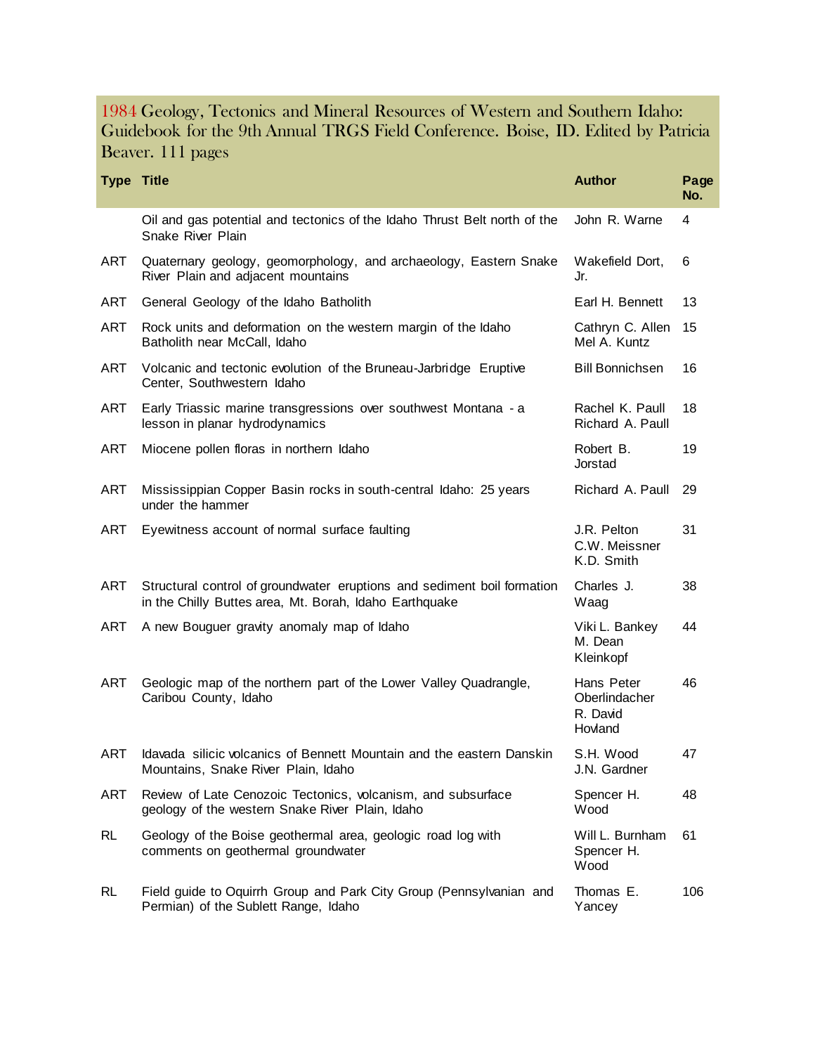## 1984 Geology, Tectonics and Mineral Resources of Western and Southern Idaho: Guidebook for the 9th Annual TRGS Field Conference. Boise, ID. Edited by Patricia Beaver. 111 pages

| Type | Title | Author | Page No. |
|---|---|---|---|
| | Oil and gas potential and tectonics of the Idaho Thrust Belt north of the Snake River Plain | John R. Warne | 4 |
| ART | Quaternary geology, geomorphology, and archaeology, Eastern Snake River Plain and adjacent mountains | Wakefield Dort, Jr. | 6 |
| ART | General Geology of the Idaho Batholith | Earl H. Bennett | 13 |
| ART | Rock units and deformation on the western margin of the Idaho Batholith near McCall, Idaho | Cathryn C. Allen Mel A. Kuntz | 15 |
| ART | Volcanic and tectonic evolution of the Bruneau-Jarbridge Eruptive Center, Southwestern Idaho | Bill Bonnichsen | 16 |
| ART | Early Triassic marine transgressions over southwest Montana - a lesson in planar hydrodynamics | Rachel K. Paull Richard A. Paull | 18 |
| ART | Miocene pollen floras in northern Idaho | Robert B. Jorstad | 19 |
| ART | Mississippian Copper Basin rocks in south-central Idaho: 25 years under the hammer | Richard A. Paull | 29 |
| ART | Eyewitness account of normal surface faulting | J.R. Pelton C.W. Meissner K.D. Smith | 31 |
| ART | Structural control of groundwater eruptions and sediment boil formation in the Chilly Buttes area, Mt. Borah, Idaho Earthquake | Charles J. Waag | 38 |
| ART | A new Bouguer gravity anomaly map of Idaho | Viki L. Bankey M. Dean Kleinkopf | 44 |
| ART | Geologic map of the northern part of the Lower Valley Quadrangle, Caribou County, Idaho | Hans Peter Oberlindacher R. David Hovland | 46 |
| ART | Idavada silicic volcanics of Bennett Mountain and the eastern Danskin Mountains, Snake River Plain, Idaho | S.H. Wood J.N. Gardner | 47 |
| ART | Review of Late Cenozoic Tectonics, volcanism, and subsurface geology of the western Snake River Plain, Idaho | Spencer H. Wood | 48 |
| RL | Geology of the Boise geothermal area, geologic road log with comments on geothermal groundwater | Will L. Burnham Spencer H. Wood | 61 |
| RL | Field guide to Oquirrh Group and Park City Group (Pennsylvanian and Permian) of the Sublett Range, Idaho | Thomas E. Yancey | 106 |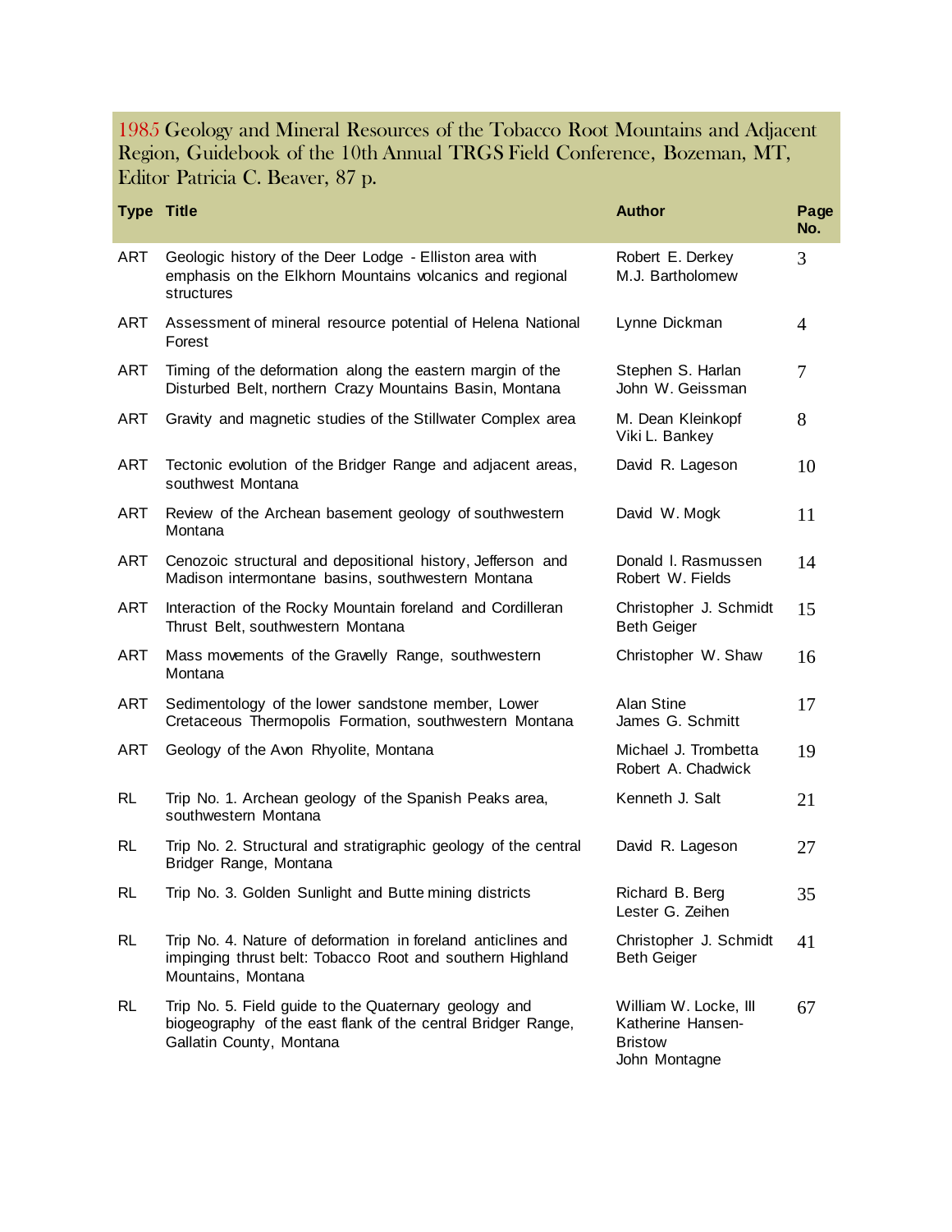## 1985 Geology and Mineral Resources of the Tobacco Root Mountains and Adjacent Region, Guidebook of the 10th Annual TRGS Field Conference, Bozeman, MT, Editor Patricia C. Beaver, 87 p.

| Type | Title | Author | Page No. |
|---|---|---|---|
| ART | Geologic history of the Deer Lodge - Elliston area with emphasis on the Elkhorn Mountains volcanics and regional structures | Robert E. Derkey<br>M.J. Bartholomew | 3 |
| ART | Assessment of mineral resource potential of Helena National Forest | Lynne Dickman | 4 |
| ART | Timing of the deformation along the eastern margin of the Disturbed Belt, northern Crazy Mountains Basin, Montana | Stephen S. Harlan<br>John W. Geissman | 7 |
| ART | Gravity and magnetic studies of the Stillwater Complex area | M. Dean Kleinkopf<br>Viki L. Bankey | 8 |
| ART | Tectonic evolution of the Bridger Range and adjacent areas, southwest Montana | David R. Lageson | 10 |
| ART | Review of the Archean basement geology of southwestern Montana | David W. Mogk | 11 |
| ART | Cenozoic structural and depositional history, Jefferson and Madison intermontane basins, southwestern Montana | Donald I. Rasmussen<br>Robert W. Fields | 14 |
| ART | Interaction of the Rocky Mountain foreland and Cordilleran Thrust Belt, southwestern Montana | Christopher J. Schmidt<br>Beth Geiger | 15 |
| ART | Mass movements of the Gravelly Range, southwestern Montana | Christopher W. Shaw | 16 |
| ART | Sedimentology of the lower sandstone member, Lower Cretaceous Thermopolis Formation, southwestern Montana | Alan Stine<br>James G. Schmitt | 17 |
| ART | Geology of the Avon Rhyolite, Montana | Michael J. Trombetta<br>Robert A. Chadwick | 19 |
| RL | Trip No. 1. Archean geology of the Spanish Peaks area, southwestern Montana | Kenneth J. Salt | 21 |
| RL | Trip No. 2. Structural and stratigraphic geology of the central Bridger Range, Montana | David R. Lageson | 27 |
| RL | Trip No. 3. Golden Sunlight and Butte mining districts | Richard B. Berg<br>Lester G. Zeihen | 35 |
| RL | Trip No. 4. Nature of deformation in foreland anticlines and impinging thrust belt: Tobacco Root and southern Highland Mountains, Montana | Christopher J. Schmidt<br>Beth Geiger | 41 |
| RL | Trip No. 5. Field guide to the Quaternary geology and biogeography of the east flank of the central Bridger Range, Gallatin County, Montana | William W. Locke, III<br>Katherine Hansen-Bristow<br>John Montagne | 67 |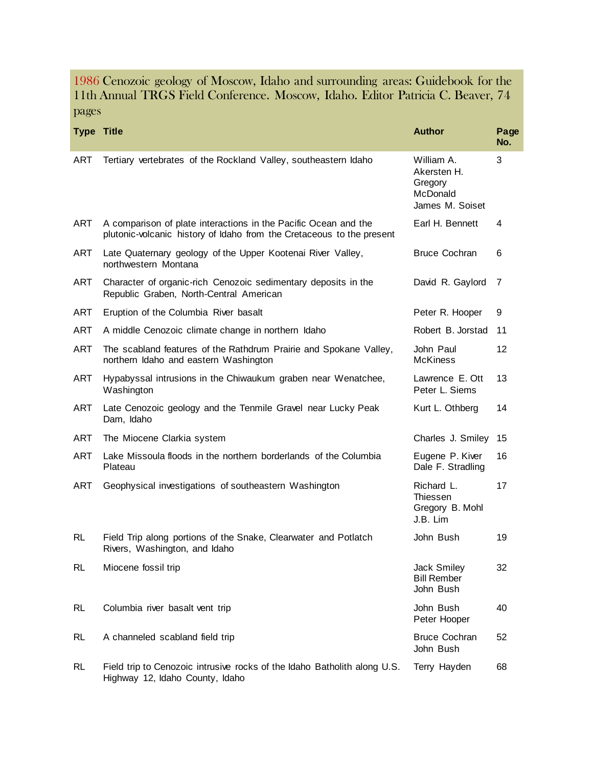## 1986 Cenozoic geology of Moscow, Idaho and surrounding areas: Guidebook for the 11th Annual TRGS Field Conference. Moscow, Idaho. Editor Patricia C. Beaver, 74 pages

| Type | Title | Author | Page No. |
| --- | --- | --- | --- |
| ART | Tertiary vertebrates of the Rockland Valley, southeastern Idaho | William A. Akersten H. Gregory McDonald James M. Soiset | 3 |
| ART | A comparison of plate interactions in the Pacific Ocean and the plutonic-volcanic history of Idaho from the Cretaceous to the present | Earl H. Bennett | 4 |
| ART | Late Quaternary geology of the Upper Kootenai River Valley, northwestern Montana | Bruce Cochran | 6 |
| ART | Character of organic-rich Cenozoic sedimentary deposits in the Republic Graben, North-Central American | David R. Gaylord | 7 |
| ART | Eruption of the Columbia River basalt | Peter R. Hooper | 9 |
| ART | A middle Cenozoic climate change in northern Idaho | Robert B. Jorstad | 11 |
| ART | The scabland features of the Rathdrum Prairie and Spokane Valley, northern Idaho and eastern Washington | John Paul McKiness | 12 |
| ART | Hypabyssal intrusions in the Chiwaukum graben near Wenatchee, Washington | Lawrence E. Ott Peter L. Siems | 13 |
| ART | Late Cenozoic geology and the Tenmile Gravel near Lucky Peak Dam, Idaho | Kurt L. Othberg | 14 |
| ART | The Miocene Clarkia system | Charles J. Smiley | 15 |
| ART | Lake Missoula floods in the northern borderlands of the Columbia Plateau | Eugene P. Kiver Dale F. Stradling | 16 |
| ART | Geophysical investigations of southeastern Washington | Richard L. Thiessen Gregory B. Mohl J.B. Lim | 17 |
| RL | Field Trip along portions of the Snake, Clearwater and Potlatch Rivers, Washington, and Idaho | John Bush | 19 |
| RL | Miocene fossil trip | Jack Smiley Bill Rember John Bush | 32 |
| RL | Columbia river basalt vent trip | John Bush Peter Hooper | 40 |
| RL | A channeled scabland field trip | Bruce Cochran John Bush | 52 |
| RL | Field trip to Cenozoic intrusive rocks of the Idaho Batholith along U.S. Highway 12, Idaho County, Idaho | Terry Hayden | 68 |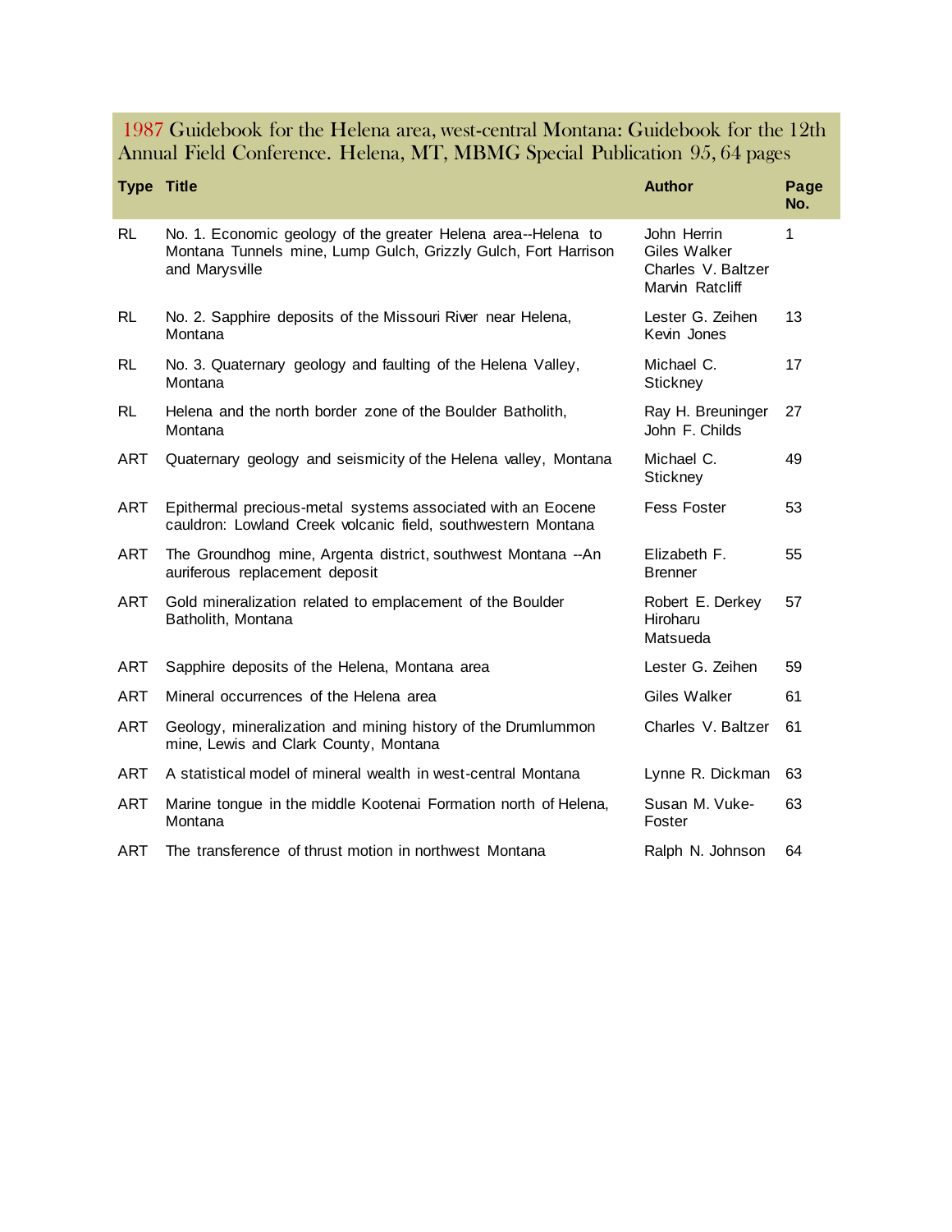## 1987 Guidebook for the Helena area, west-central Montana: Guidebook for the 12th Annual Field Conference. Helena, MT, MBMG Special Publication 95, 64 pages

| Type | Title | Author | Page No. |
|---|---|---|---|
| RL | No. 1. Economic geology of the greater Helena area--Helena to Montana Tunnels mine, Lump Gulch, Grizzly Gulch, Fort Harrison and Marysville | John Herrin<br>Giles Walker<br>Charles V. Baltzer<br>Marvin Ratcliff | 1 |
| RL | No. 2. Sapphire deposits of the Missouri River near Helena, Montana | Lester G. Zeihen<br>Kevin Jones | 13 |
| RL | No. 3. Quaternary geology and faulting of the Helena Valley, Montana | Michael C. Stickney | 17 |
| RL | Helena and the north border zone of the Boulder Batholith, Montana | Ray H. Breuninger<br>John F. Childs | 27 |
| ART | Quaternary geology and seismicity of the Helena valley, Montana | Michael C. Stickney | 49 |
| ART | Epithermal precious-metal systems associated with an Eocene cauldron: Lowland Creek volcanic field, southwestern Montana | Fess Foster | 53 |
| ART | The Groundhog mine, Argenta district, southwest Montana --An auriferous replacement deposit | Elizabeth F. Brenner | 55 |
| ART | Gold mineralization related to emplacement of the Boulder Batholith, Montana | Robert E. Derkey<br>Hiroharu Matsueda | 57 |
| ART | Sapphire deposits of the Helena, Montana area | Lester G. Zeihen | 59 |
| ART | Mineral occurrences of the Helena area | Giles Walker | 61 |
| ART | Geology, mineralization and mining history of the Drumlummon mine, Lewis and Clark County, Montana | Charles V. Baltzer | 61 |
| ART | A statistical model of mineral wealth in west-central Montana | Lynne R. Dickman | 63 |
| ART | Marine tongue in the middle Kootenai Formation north of Helena, Montana | Susan M. Vuke-Foster | 63 |
| ART | The transference of thrust motion in northwest Montana | Ralph N. Johnson | 64 |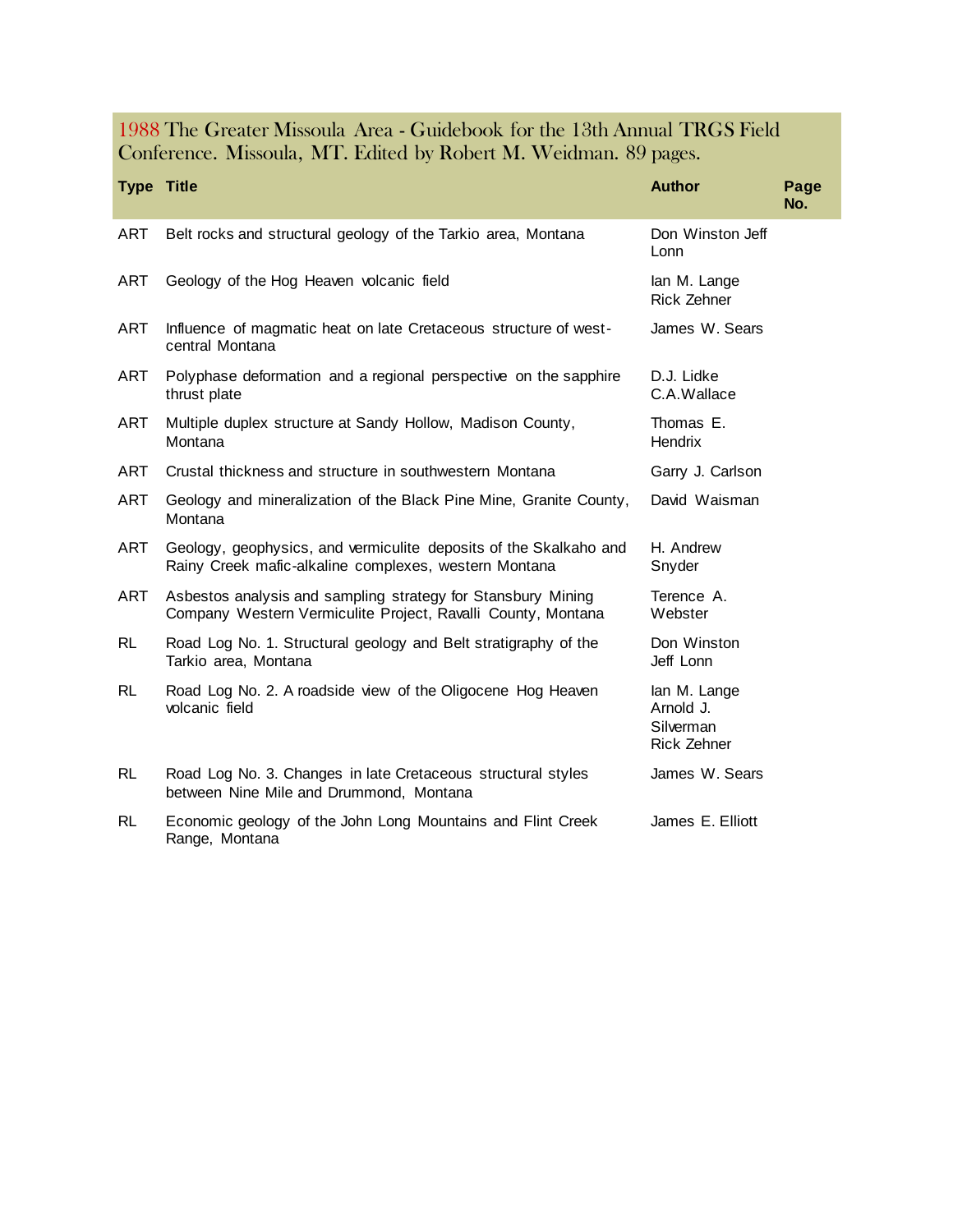## 1988 The Greater Missoula Area - Guidebook for the 13th Annual TRGS Field Conference. Missoula, MT. Edited by Robert M. Weidman. 89 pages.

| Type | Title | Author | Page No. |
|---|---|---|---|
| ART | Belt rocks and structural geology of the Tarkio area, Montana | Don Winston Jeff Lonn | |
| ART | Geology of the Hog Heaven volcanic field | Ian M. Lange Rick Zehner | |
| ART | Influence of magmatic heat on late Cretaceous structure of west-central Montana | James W. Sears | |
| ART | Polyphase deformation and a regional perspective on the sapphire thrust plate | D.J. Lidke C.A.Wallace | |
| ART | Multiple duplex structure at Sandy Hollow, Madison County, Montana | Thomas E. Hendrix | |
| ART | Crustal thickness and structure in southwestern Montana | Garry J. Carlson | |
| ART | Geology and mineralization of the Black Pine Mine, Granite County, Montana | David Waisman | |
| ART | Geology, geophysics, and vermiculite deposits of the Skalkaho and Rainy Creek mafic-alkaline complexes, western Montana | H. Andrew Snyder | |
| ART | Asbestos analysis and sampling strategy for Stansbury Mining Company Western Vermiculite Project, Ravalli County, Montana | Terence A. Webster | |
| RL | Road Log No. 1. Structural geology and Belt stratigraphy of the Tarkio area, Montana | Don Winston Jeff Lonn | |
| RL | Road Log No. 2. A roadside view of the Oligocene Hog Heaven volcanic field | Ian M. Lange Arnold J. Silverman Rick Zehner | |
| RL | Road Log No. 3. Changes in late Cretaceous structural styles between Nine Mile and Drummond, Montana | James W. Sears | |
| RL | Economic geology of the John Long Mountains and Flint Creek Range, Montana | James E. Elliott | |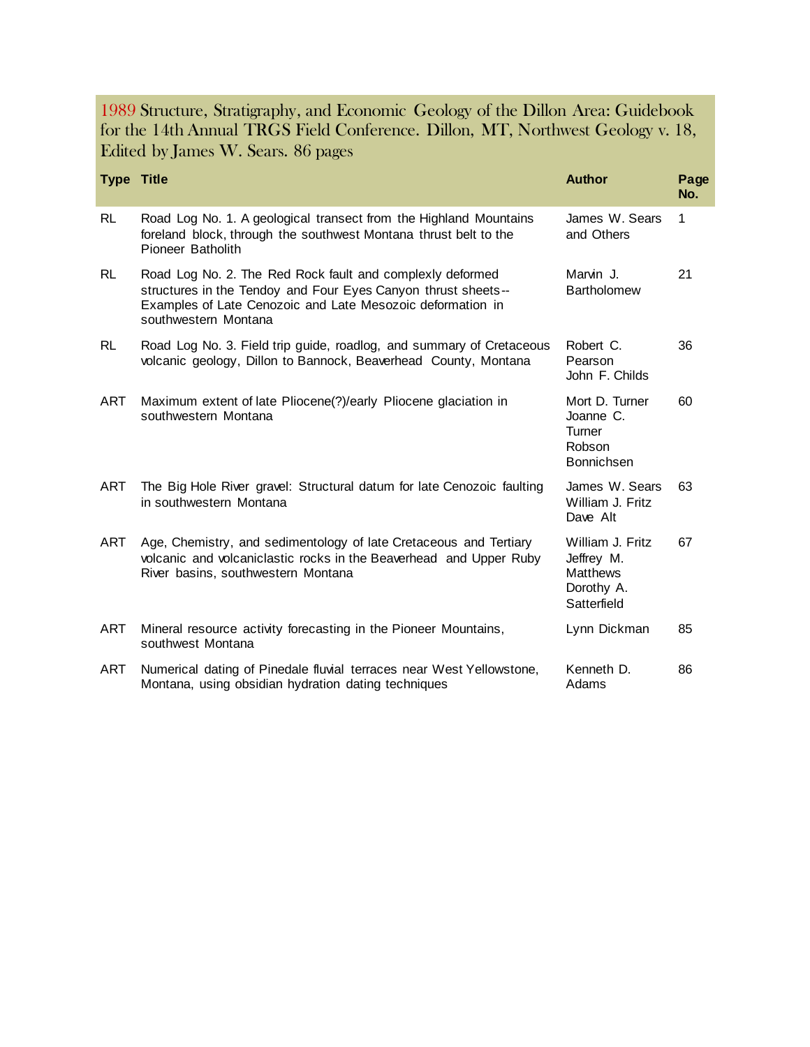## 1989 Structure, Stratigraphy, and Economic Geology of the Dillon Area: Guidebook for the 14th Annual TRGS Field Conference. Dillon, MT, Northwest Geology v. 18, Edited by James W. Sears. 86 pages

| Type | Title | Author | Page No. |
|---|---|---|---|
| RL | Road Log No. 1. A geological transect from the Highland Mountains foreland block, through the southwest Montana thrust belt to the Pioneer Batholith | James W. Sears and Others | 1 |
| RL | Road Log No. 2. The Red Rock fault and complexly deformed structures in the Tendoy and Four Eyes Canyon thrust sheets--Examples of Late Cenozoic and Late Mesozoic deformation in southwestern Montana | Marvin J. Bartholomew | 21 |
| RL | Road Log No. 3. Field trip guide, roadlog, and summary of Cretaceous volcanic geology, Dillon to Bannock, Beaverhead County, Montana | Robert C. Pearson<br>John F. Childs | 36 |
| ART | Maximum extent of late Pliocene(?)/early Pliocene glaciation in southwestern Montana | Mort D. Turner<br>Joanne C. Turner<br>Robson Bonnichsen | 60 |
| ART | The Big Hole River gravel: Structural datum for late Cenozoic faulting in southwestern Montana | James W. Sears<br>William J. Fritz<br>Dave Alt | 63 |
| ART | Age, Chemistry, and sedimentology of late Cretaceous and Tertiary volcanic and volcaniclastic rocks in the Beaverhead and Upper Ruby River basins, southwestern Montana | William J. Fritz<br>Jeffrey M. Matthews<br>Dorothy A. Satterfield | 67 |
| ART | Mineral resource activity forecasting in the Pioneer Mountains, southwest Montana | Lynn Dickman | 85 |
| ART | Numerical dating of Pinedale fluvial terraces near West Yellowstone, Montana, using obsidian hydration dating techniques | Kenneth D. Adams | 86 |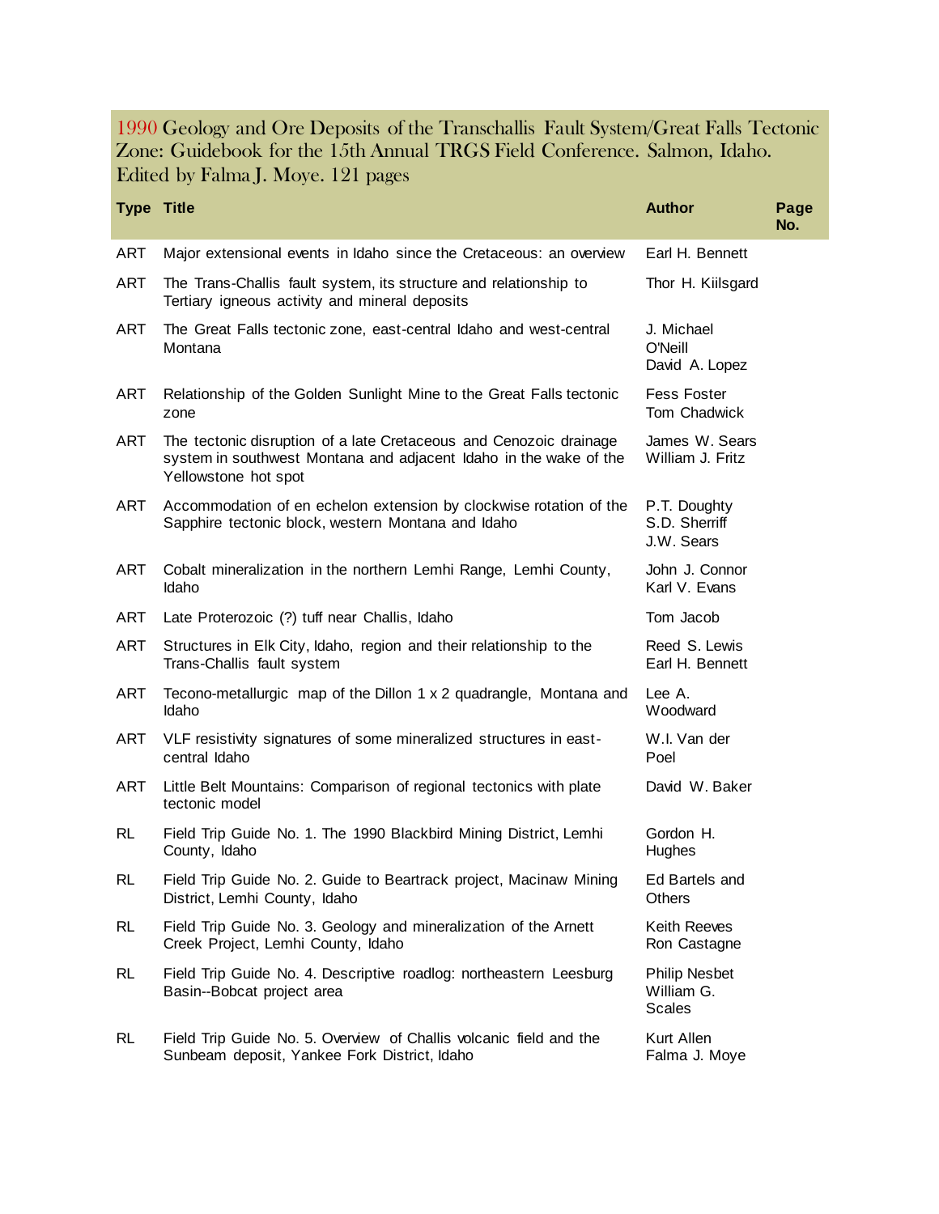## 1990 Geology and Ore Deposits of the Transchallis Fault System/Great Falls Tectonic Zone: Guidebook for the 15th Annual TRGS Field Conference. Salmon, Idaho. Edited by Falma J. Moye. 121 pages

| Type | Title | Author | Page No. |
|---|---|---|---|
| ART | Major extensional events in Idaho since the Cretaceous: an overview | Earl H. Bennett | |
| ART | The Trans-Challis fault system, its structure and relationship to Tertiary igneous activity and mineral deposits | Thor H. Kiilsgard | |
| ART | The Great Falls tectonic zone, east-central Idaho and west-central Montana | J. Michael O'Neill<br>David A. Lopez | |
| ART | Relationship of the Golden Sunlight Mine to the Great Falls tectonic zone | Fess Foster<br>Tom Chadwick | |
| ART | The tectonic disruption of a late Cretaceous and Cenozoic drainage system in southwest Montana and adjacent Idaho in the wake of the Yellowstone hot spot | James W. Sears<br>William J. Fritz | |
| ART | Accommodation of en echelon extension by clockwise rotation of the Sapphire tectonic block, western Montana and Idaho | P.T. Doughty<br>S.D. Sherriff<br>J.W. Sears | |
| ART | Cobalt mineralization in the northern Lemhi Range, Lemhi County, Idaho | John J. Connor<br>Karl V. Evans | |
| ART | Late Proterozoic (?) tuff near Challis, Idaho | Tom Jacob | |
| ART | Structures in Elk City, Idaho, region and their relationship to the Trans-Challis fault system | Reed S. Lewis<br>Earl H. Bennett | |
| ART | Tecono-metallurgic map of the Dillon 1 x 2 quadrangle, Montana and Idaho | Lee A. Woodward | |
| ART | VLF resistivity signatures of some mineralized structures in east-central Idaho | W.I. Van der Poel | |
| ART | Little Belt Mountains: Comparison of regional tectonics with plate tectonic model | David W. Baker | |
| RL | Field Trip Guide No. 1. The 1990 Blackbird Mining District, Lemhi County, Idaho | Gordon H. Hughes | |
| RL | Field Trip Guide No. 2. Guide to Beartrack project, Macinaw Mining District, Lemhi County, Idaho | Ed Bartels and Others | |
| RL | Field Trip Guide No. 3. Geology and mineralization of the Arnett Creek Project, Lemhi County, Idaho | Keith Reeves<br>Ron Castagne | |
| RL | Field Trip Guide No. 4. Descriptive roadlog: northeastern Leesburg Basin--Bobcat project area | Philip Nesbet<br>William G. Scales | |
| RL | Field Trip Guide No. 5. Overview of Challis volcanic field and the Sunbeam deposit, Yankee Fork District, Idaho | Kurt Allen<br>Falma J. Moye | |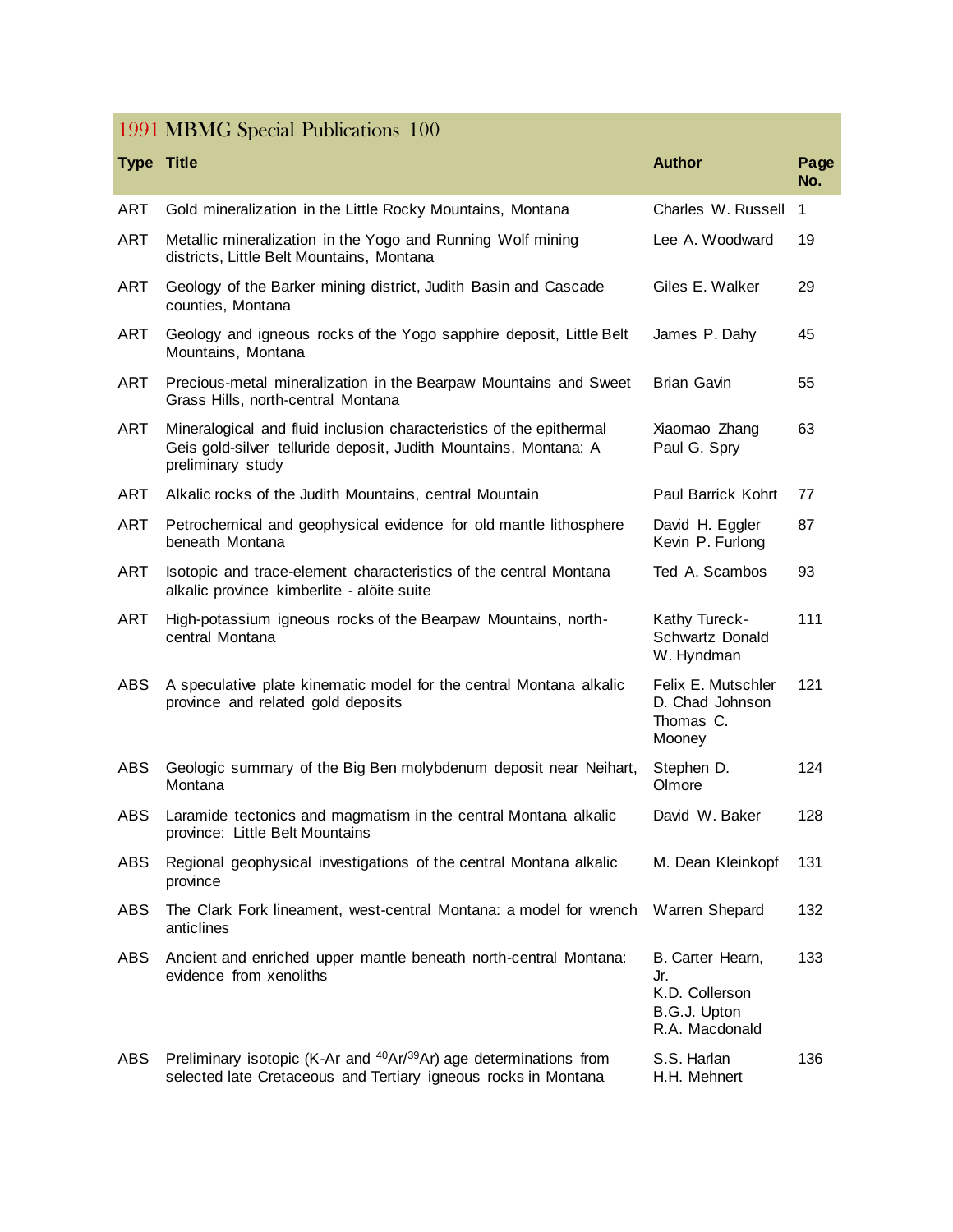## 1991 MBMG Special Publications 100

| Type | Title | Author | Page No. |
|---|---|---|---|
| ART | Gold mineralization in the Little Rocky Mountains, Montana | Charles W. Russell | 1 |
| ART | Metallic mineralization in the Yogo and Running Wolf mining districts, Little Belt Mountains, Montana | Lee A. Woodward | 19 |
| ART | Geology of the Barker mining district, Judith Basin and Cascade counties, Montana | Giles E. Walker | 29 |
| ART | Geology and igneous rocks of the Yogo sapphire deposit, Little Belt Mountains, Montana | James P. Dahy | 45 |
| ART | Precious-metal mineralization in the Bearpaw Mountains and Sweet Grass Hills, north-central Montana | Brian Gavin | 55 |
| ART | Mineralogical and fluid inclusion characteristics of the epithermal Geis gold-silver telluride deposit, Judith Mountains, Montana: A preliminary study | Xiaomao Zhang Paul G. Spry | 63 |
| ART | Alkalic rocks of the Judith Mountains, central Mountain | Paul Barrick Kohrt | 77 |
| ART | Petrochemical and geophysical evidence for old mantle lithosphere beneath Montana | David H. Eggler Kevin P. Furlong | 87 |
| ART | Isotopic and trace-element characteristics of the central Montana alkalic province kimberlite - alöite suite | Ted A. Scambos | 93 |
| ART | High-potassium igneous rocks of the Bearpaw Mountains, north-central Montana | Kathy Tureck-Schwartz Donald W. Hyndman | 111 |
| ABS | A speculative plate kinematic model for the central Montana alkalic province and related gold deposits | Felix E. Mutschler D. Chad Johnson Thomas C. Mooney | 121 |
| ABS | Geologic summary of the Big Ben molybdenum deposit near Neihart, Montana | Stephen D. Olmore | 124 |
| ABS | Laramide tectonics and magmatism in the central Montana alkalic province: Little Belt Mountains | David W. Baker | 128 |
| ABS | Regional geophysical investigations of the central Montana alkalic province | M. Dean Kleinkopf | 131 |
| ABS | The Clark Fork lineament, west-central Montana: a model for wrench anticlines | Warren Shepard | 132 |
| ABS | Ancient and enriched upper mantle beneath north-central Montana: evidence from xenoliths | B. Carter Hearn, Jr. K.D. Collerson B.G.J. Upton R.A. Macdonald | 133 |
| ABS | Preliminary isotopic (K-Ar and $^{40}Ar/^{39}Ar$) age determinations from selected late Cretaceous and Tertiary igneous rocks in Montana | S.S. Harlan H.H. Mehnert | 136 |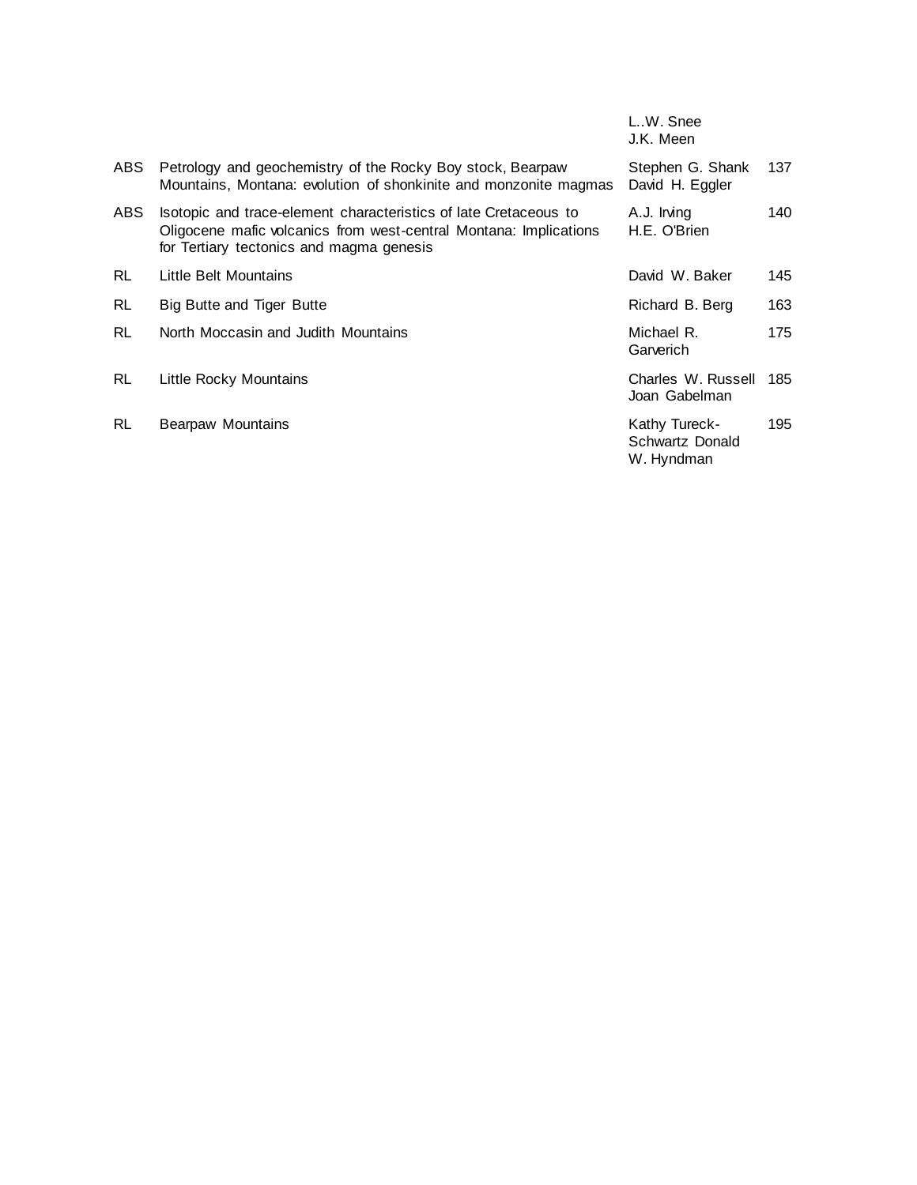| | | | |
|---|---|---|---|
| | | L..W. Snee<br>J.K. Meen | |
| ABS | Petrology and geochemistry of the Rocky Boy stock, Bearpaw Mountains, Montana: evolution of shonkinite and monzonite magmas | Stephen G. Shank<br>David H. Eggler | 137 |
| ABS | Isotopic and trace-element characteristics of late Cretaceous to Oligocene mafic volcanics from west-central Montana: Implications for Tertiary tectonics and magma genesis | A.J. Irving<br>H.E. O'Brien | 140 |
| RL | Little Belt Mountains | David W. Baker | 145 |
| RL | Big Butte and Tiger Butte | Richard B. Berg | 163 |
| RL | North Moccasin and Judith Mountains | Michael R. Garverich | 175 |
| RL | Little Rocky Mountains | Charles W. Russell<br>Joan Gabelman | 185 |
| RL | Bearpaw Mountains | Kathy Tureck-Schwartz Donald W. Hyndman | 195 |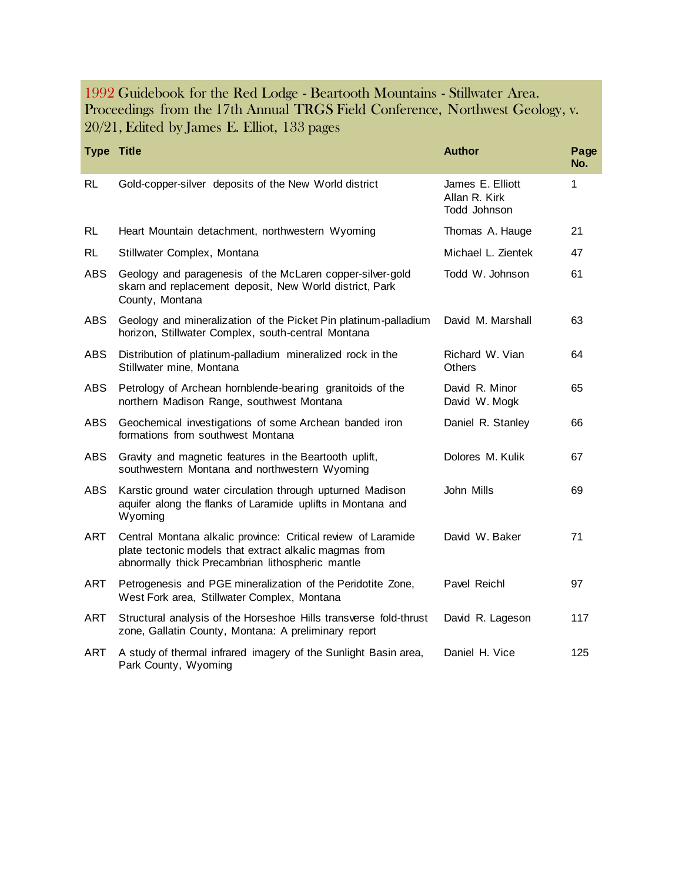## 1992 Guidebook for the Red Lodge - Beartooth Mountains - Stillwater Area. Proceedings from the 17th Annual TRGS Field Conference, Northwest Geology, v. 20/21, Edited by James E. Elliot, 133 pages

| Type | Title | Author | Page No. |
| --- | --- | --- | --- |
| RL | Gold-copper-silver deposits of the New World district | James E. Elliott<br>Allan R. Kirk<br>Todd Johnson | 1 |
| RL | Heart Mountain detachment, northwestern Wyoming | Thomas A. Hauge | 21 |
| RL | Stillwater Complex, Montana | Michael L. Zientek | 47 |
| ABS | Geology and paragenesis of the McLaren copper-silver-gold skarn and replacement deposit, New World district, Park County, Montana | Todd W. Johnson | 61 |
| ABS | Geology and mineralization of the Picket Pin platinum-palladium horizon, Stillwater Complex, south-central Montana | David M. Marshall | 63 |
| ABS | Distribution of platinum-palladium mineralized rock in the Stillwater mine, Montana | Richard W. Vian<br>Others | 64 |
| ABS | Petrology of Archean hornblende-bearing granitoids of the northern Madison Range, southwest Montana | David R. Minor<br>David W. Mogk | 65 |
| ABS | Geochemical investigations of some Archean banded iron formations from southwest Montana | Daniel R. Stanley | 66 |
| ABS | Gravity and magnetic features in the Beartooth uplift, southwestern Montana and northwestern Wyoming | Dolores M. Kulik | 67 |
| ABS | Karstic ground water circulation through upturned Madison aquifer along the flanks of Laramide uplifts in Montana and Wyoming | John Mills | 69 |
| ART | Central Montana alkalic province: Critical review of Laramide plate tectonic models that extract alkalic magmas from abnormally thick Precambrian lithospheric mantle | David W. Baker | 71 |
| ART | Petrogenesis and PGE mineralization of the Peridotite Zone, West Fork area, Stillwater Complex, Montana | Pavel Reichl | 97 |
| ART | Structural analysis of the Horseshoe Hills transverse fold-thrust zone, Gallatin County, Montana: A preliminary report | David R. Lageson | 117 |
| ART | A study of thermal infrared imagery of the Sunlight Basin area, Park County, Wyoming | Daniel H. Vice | 125 |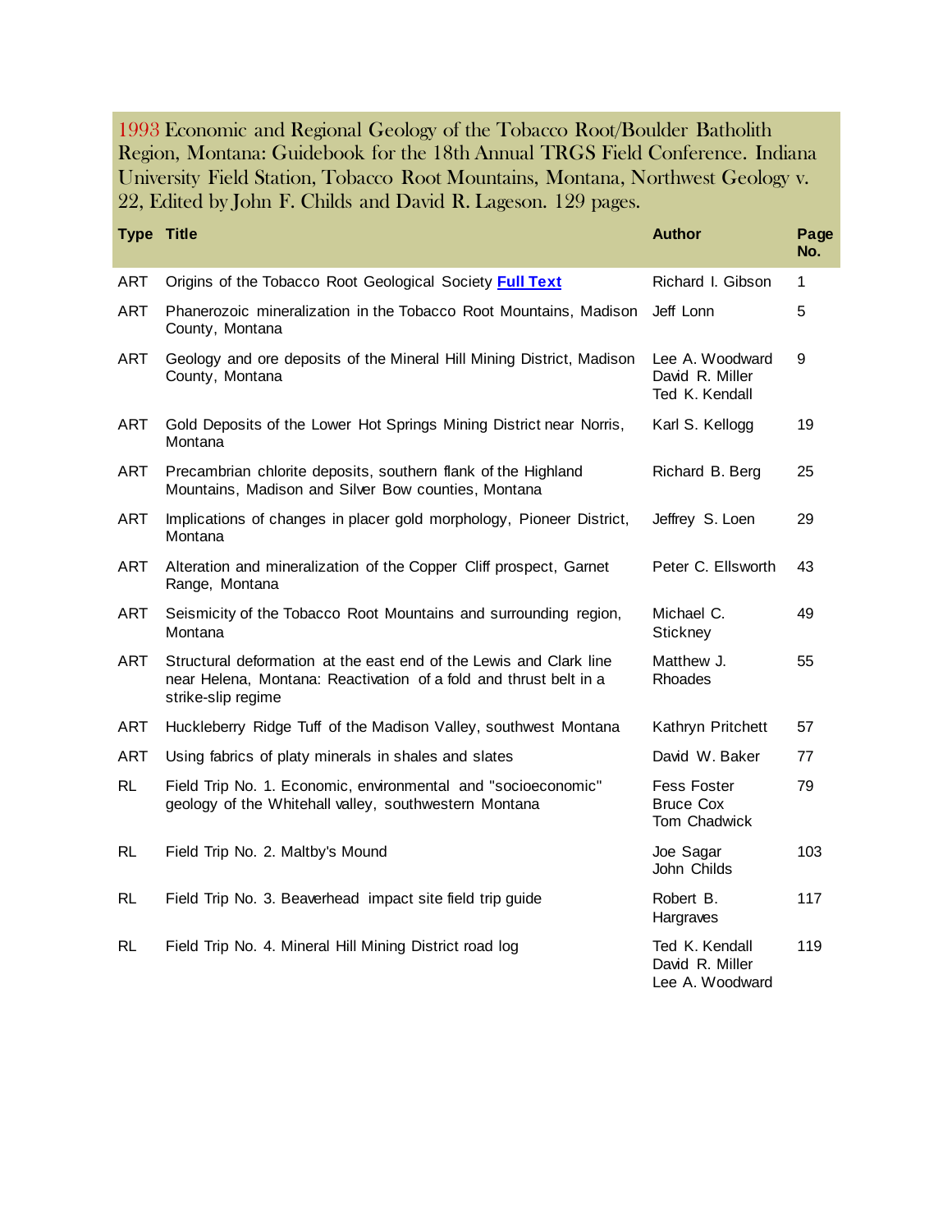1993 Economic and Regional Geology of the Tobacco Root/Boulder Batholith Region, Montana: Guidebook for the 18th Annual TRGS Field Conference. Indiana University Field Station, Tobacco Root Mountains, Montana, Northwest Geology v. 22, Edited by John F. Childs and David R. Lageson. 129 pages.

| Type | Title | Author | Page No. |
|---|---|---|---|
| ART | Origins of the Tobacco Root Geological Society **Full Text** | Richard I. Gibson | 1 |
| ART | Phanerozoic mineralization in the Tobacco Root Mountains, Madison County, Montana | Jeff Lonn | 5 |
| ART | Geology and ore deposits of the Mineral Hill Mining District, Madison County, Montana | Lee A. Woodward<br>David R. Miller<br>Ted K. Kendall | 9 |
| ART | Gold Deposits of the Lower Hot Springs Mining District near Norris, Montana | Karl S. Kellogg | 19 |
| ART | Precambrian chlorite deposits, southern flank of the Highland Mountains, Madison and Silver Bow counties, Montana | Richard B. Berg | 25 |
| ART | Implications of changes in placer gold morphology, Pioneer District, Montana | Jeffrey S. Loen | 29 |
| ART | Alteration and mineralization of the Copper Cliff prospect, Garnet Range, Montana | Peter C. Ellsworth | 43 |
| ART | Seismicity of the Tobacco Root Mountains and surrounding region, Montana | Michael C. Stickney | 49 |
| ART | Structural deformation at the east end of the Lewis and Clark line near Helena, Montana: Reactivation of a fold and thrust belt in a strike-slip regime | Matthew J. Rhoades | 55 |
| ART | Huckleberry Ridge Tuff of the Madison Valley, southwest Montana | Kathryn Pritchett | 57 |
| ART | Using fabrics of platy minerals in shales and slates | David W. Baker | 77 |
| RL | Field Trip No. 1. Economic, environmental and "socioeconomic" geology of the Whitehall valley, southwestern Montana | Fess Foster<br>Bruce Cox<br>Tom Chadwick | 79 |
| RL | Field Trip No. 2. Maltby's Mound | Joe Sagar<br>John Childs | 103 |
| RL | Field Trip No. 3. Beaverhead impact site field trip guide | Robert B. Hargraves | 117 |
| RL | Field Trip No. 4. Mineral Hill Mining District road log | Ted K. Kendall<br>David R. Miller<br>Lee A. Woodward | 119 |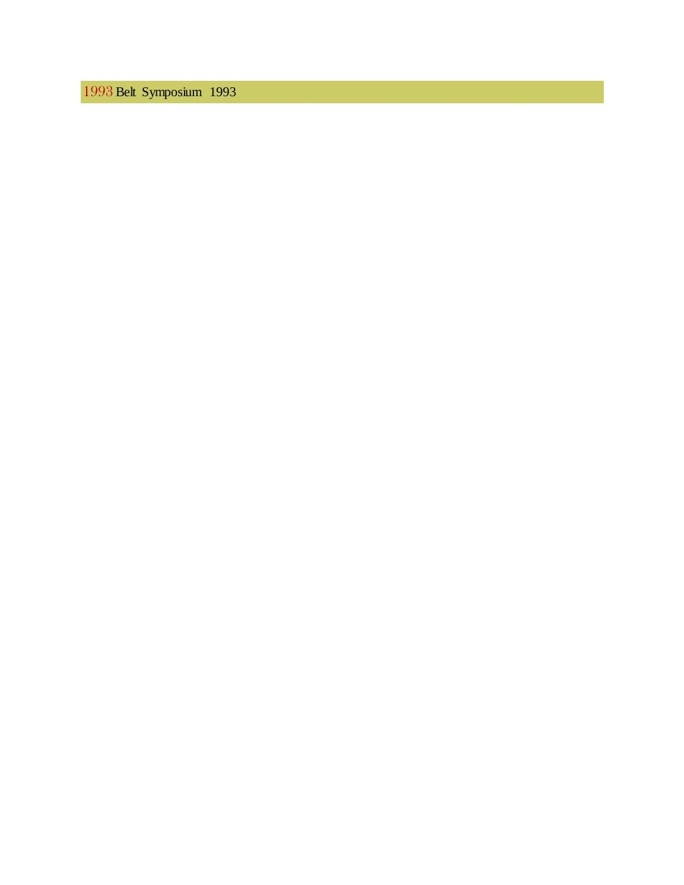# 1993 Belt Symposium 1993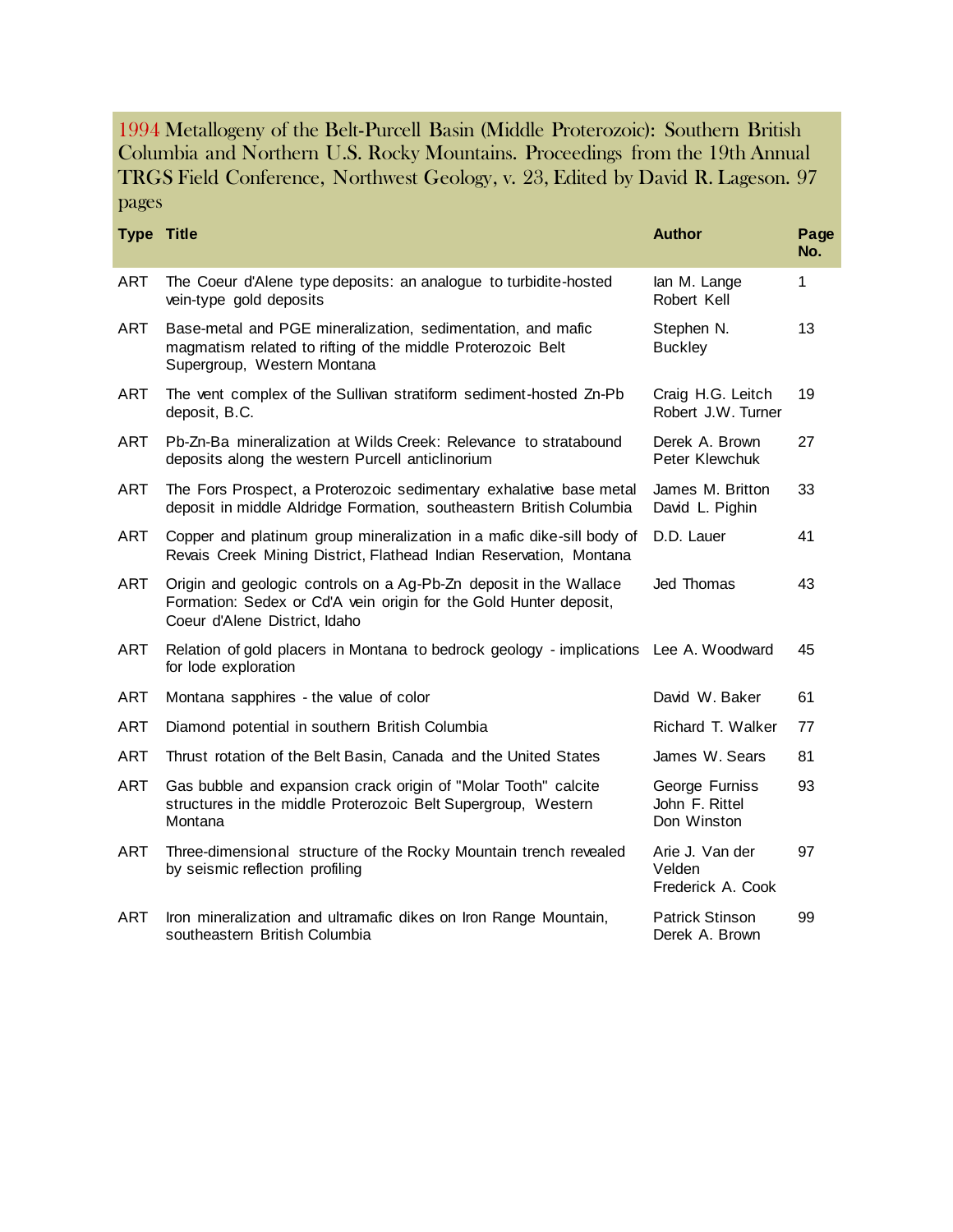1994 Metallogeny of the Belt-Purcell Basin (Middle Proterozoic): Southern British Columbia and Northern U.S. Rocky Mountains. Proceedings from the 19th Annual TRGS Field Conference, Northwest Geology, v. 23, Edited by David R. Lageson. 97 pages

| Type | Title | Author | Page No. |
| --- | --- | --- | --- |
| ART | The Coeur d'Alene type deposits: an analogue to turbidite-hosted vein-type gold deposits | Ian M. Lange<br>Robert Kell | 1 |
| ART | Base-metal and PGE mineralization, sedimentation, and mafic magmatism related to rifting of the middle Proterozoic Belt Supergroup, Western Montana | Stephen N. Buckley | 13 |
| ART | The vent complex of the Sullivan stratiform sediment-hosted Zn-Pb deposit, B.C. | Craig H.G. Leitch<br>Robert J.W. Turner | 19 |
| ART | Pb-Zn-Ba mineralization at Wilds Creek: Relevance to stratabound deposits along the western Purcell anticlinorium | Derek A. Brown<br>Peter Klewchuk | 27 |
| ART | The Fors Prospect, a Proterozoic sedimentary exhalative base metal deposit in middle Aldridge Formation, southeastern British Columbia | James M. Britton<br>David L. Pighin | 33 |
| ART | Copper and platinum group mineralization in a mafic dike-sill body of Revais Creek Mining District, Flathead Indian Reservation, Montana | D.D. Lauer | 41 |
| ART | Origin and geologic controls on a Ag-Pb-Zn deposit in the Wallace Formation: Sedex or Cd'A vein origin for the Gold Hunter deposit, Coeur d'Alene District, Idaho | Jed Thomas | 43 |
| ART | Relation of gold placers in Montana to bedrock geology - implications for lode exploration | Lee A. Woodward | 45 |
| ART | Montana sapphires - the value of color | David W. Baker | 61 |
| ART | Diamond potential in southern British Columbia | Richard T. Walker | 77 |
| ART | Thrust rotation of the Belt Basin, Canada and the United States | James W. Sears | 81 |
| ART | Gas bubble and expansion crack origin of "Molar Tooth" calcite structures in the middle Proterozoic Belt Supergroup, Western Montana | George Furniss<br>John F. Rittel<br>Don Winston | 93 |
| ART | Three-dimensional structure of the Rocky Mountain trench revealed by seismic reflection profiling | Arie J. Van der Velden<br>Frederick A. Cook | 97 |
| ART | Iron mineralization and ultramafic dikes on Iron Range Mountain, southeastern British Columbia | Patrick Stinson<br>Derek A. Brown | 99 |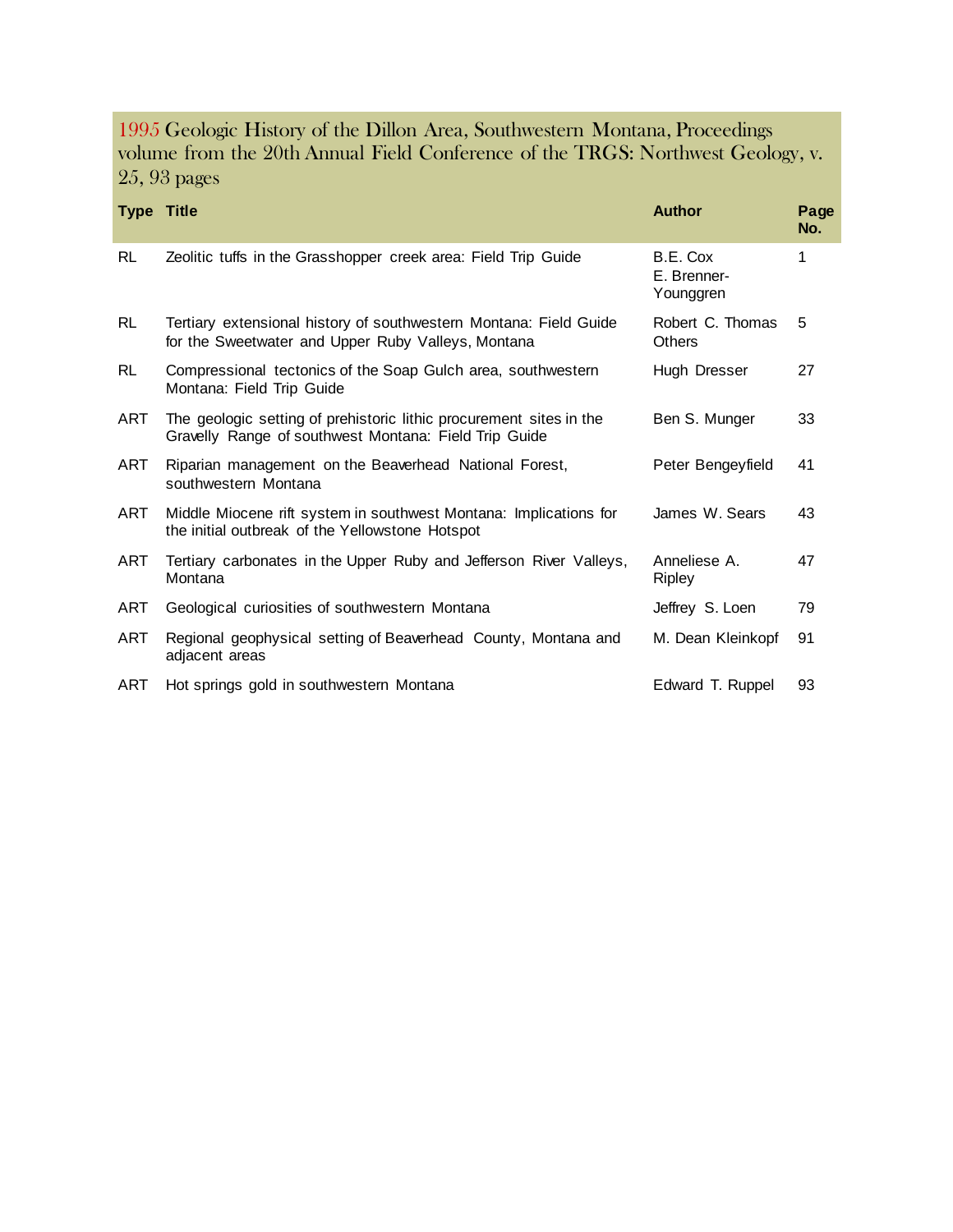## 1995 Geologic History of the Dillon Area, Southwestern Montana, Proceedings volume from the 20th Annual Field Conference of the TRGS: Northwest Geology, v. 25, 93 pages

| Type | Title | Author | Page No. |
|---|---|---|---|
| RL | Zeolitic tuffs in the Grasshopper creek area: Field Trip Guide | B.E. Cox<br>E. Brenner-Younggren | 1 |
| RL | Tertiary extensional history of southwestern Montana: Field Guide for the Sweetwater and Upper Ruby Valleys, Montana | Robert C. Thomas<br>Others | 5 |
| RL | Compressional tectonics of the Soap Gulch area, southwestern Montana: Field Trip Guide | Hugh Dresser | 27 |
| ART | The geologic setting of prehistoric lithic procurement sites in the Gravelly Range of southwest Montana: Field Trip Guide | Ben S. Munger | 33 |
| ART | Riparian management on the Beaverhead National Forest, southwestern Montana | Peter Bengeyfield | 41 |
| ART | Middle Miocene rift system in southwest Montana: Implications for the initial outbreak of the Yellowstone Hotspot | James W. Sears | 43 |
| ART | Tertiary carbonates in the Upper Ruby and Jefferson River Valleys, Montana | Anneliese A. Ripley | 47 |
| ART | Geological curiosities of southwestern Montana | Jeffrey S. Loen | 79 |
| ART | Regional geophysical setting of Beaverhead County, Montana and adjacent areas | M. Dean Kleinkopf | 91 |
| ART | Hot springs gold in southwestern Montana | Edward T. Ruppel | 93 |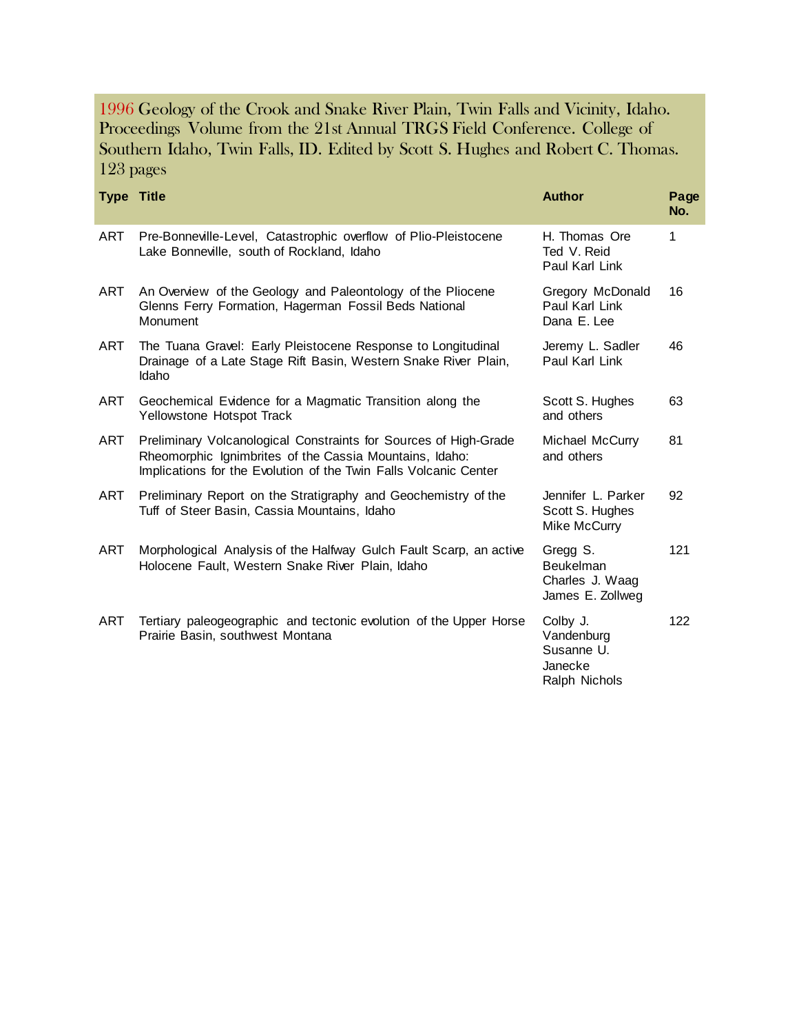1996 Geology of the Crook and Snake River Plain, Twin Falls and Vicinity, Idaho. Proceedings Volume from the 21st Annual TRGS Field Conference. College of Southern Idaho, Twin Falls, ID. Edited by Scott S. Hughes and Robert C. Thomas. 123 pages

| Type | Title | Author | Page No. |
|---|---|---|---|
| ART | Pre-Bonneville-Level, Catastrophic overflow of Plio-Pleistocene Lake Bonneville, south of Rockland, Idaho | H. Thomas Ore<br>Ted V. Reid<br>Paul Karl Link | 1 |
| ART | An Overview of the Geology and Paleontology of the Pliocene Glenns Ferry Formation, Hagerman Fossil Beds National Monument | Gregory McDonald<br>Paul Karl Link<br>Dana E. Lee | 16 |
| ART | The Tuana Gravel: Early Pleistocene Response to Longitudinal Drainage of a Late Stage Rift Basin, Western Snake River Plain, Idaho | Jeremy L. Sadler<br>Paul Karl Link | 46 |
| ART | Geochemical Evidence for a Magmatic Transition along the Yellowstone Hotspot Track | Scott S. Hughes and others | 63 |
| ART | Preliminary Volcanological Constraints for Sources of High-Grade Rheomorphic Ignimbrites of the Cassia Mountains, Idaho: Implications for the Evolution of the Twin Falls Volcanic Center | Michael McCurry and others | 81 |
| ART | Preliminary Report on the Stratigraphy and Geochemistry of the Tuff of Steer Basin, Cassia Mountains, Idaho | Jennifer L. Parker<br>Scott S. Hughes<br>Mike McCurry | 92 |
| ART | Morphological Analysis of the Halfway Gulch Fault Scarp, an active Holocene Fault, Western Snake River Plain, Idaho | Gregg S. Beukelman<br>Charles J. Waag<br>James E. Zollweg | 121 |
| ART | Tertiary paleogeographic and tectonic evolution of the Upper Horse Prairie Basin, southwest Montana | Colby J. Vandenburg<br>Susanne U. Janecke<br>Ralph Nichols | 122 |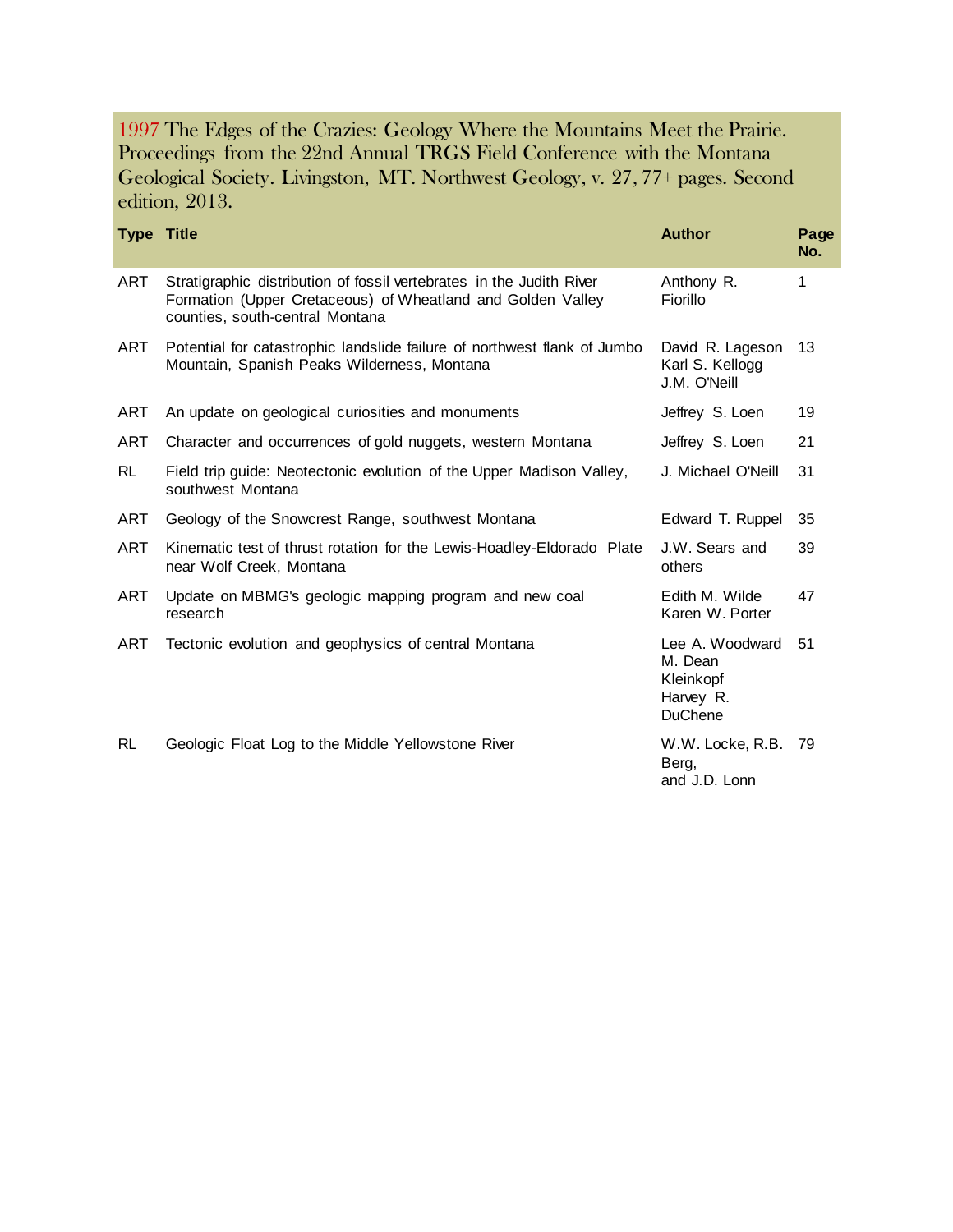1997 The Edges of the Crazies: Geology Where the Mountains Meet the Prairie. Proceedings from the 22nd Annual TRGS Field Conference with the Montana Geological Society. Livingston, MT. Northwest Geology, v. 27, 77+ pages. Second edition, 2013.

| Type | Title | Author | Page No. |
|---|---|---|---|
| ART | Stratigraphic distribution of fossil vertebrates in the Judith River Formation (Upper Cretaceous) of Wheatland and Golden Valley counties, south-central Montana | Anthony R. Fiorillo | 1 |
| ART | Potential for catastrophic landslide failure of northwest flank of Jumbo Mountain, Spanish Peaks Wilderness, Montana | David R. Lageson Karl S. Kellogg J.M. O'Neill | 13 |
| ART | An update on geological curiosities and monuments | Jeffrey S. Loen | 19 |
| ART | Character and occurrences of gold nuggets, western Montana | Jeffrey S. Loen | 21 |
| RL | Field trip guide: Neotectonic evolution of the Upper Madison Valley, southwest Montana | J. Michael O'Neill | 31 |
| ART | Geology of the Snowcrest Range, southwest Montana | Edward T. Ruppel | 35 |
| ART | Kinematic test of thrust rotation for the Lewis-Hoadley-Eldorado Plate near Wolf Creek, Montana | J.W. Sears and others | 39 |
| ART | Update on MBMG's geologic mapping program and new coal research | Edith M. Wilde Karen W. Porter | 47 |
| ART | Tectonic evolution and geophysics of central Montana | Lee A. Woodward M. Dean Kleinkopf Harvey R. DuChene | 51 |
| RL | Geologic Float Log to the Middle Yellowstone River | W.W. Locke, R.B. Berg, and J.D. Lonn | 79 |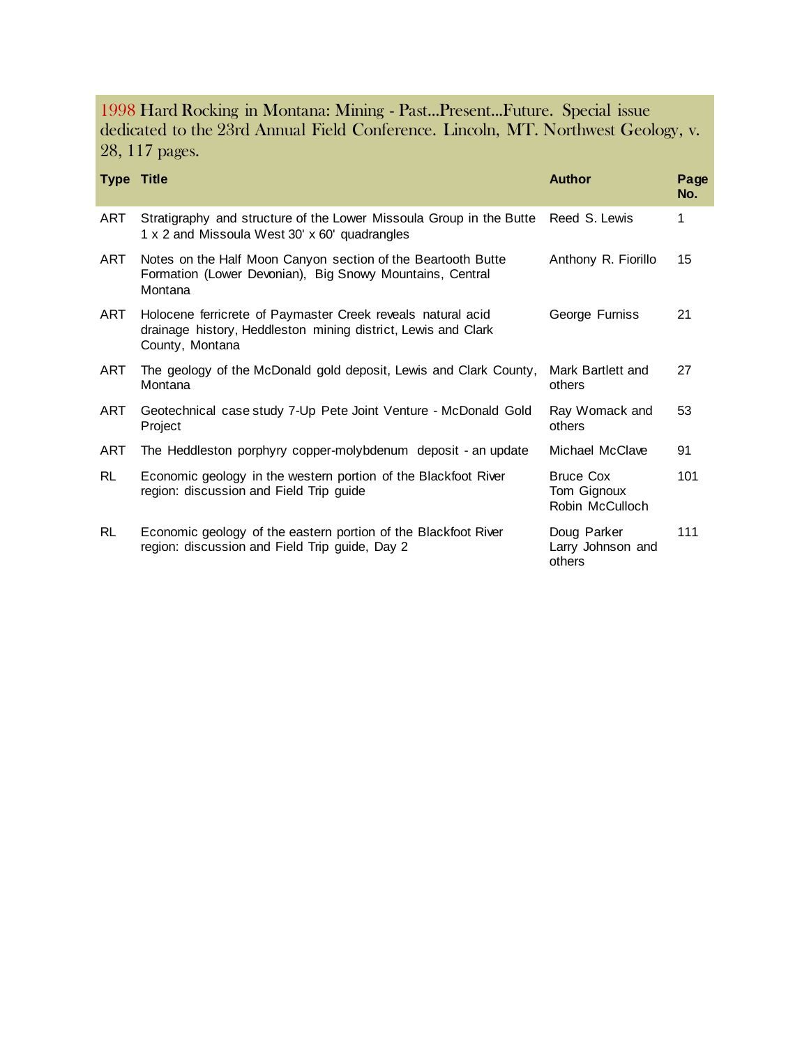1998 Hard Rocking in Montana: Mining - Past...Present...Future. Special issue dedicated to the 23rd Annual Field Conference. Lincoln, MT. Northwest Geology, v. 28, 117 pages.

| Type | Title | Author | Page No. |
| --- | --- | --- | --- |
| ART | Stratigraphy and structure of the Lower Missoula Group in the Butte 1 x 2 and Missoula West 30' x 60' quadrangles | Reed S. Lewis | 1 |
| ART | Notes on the Half Moon Canyon section of the Beartooth Butte Formation (Lower Devonian), Big Snowy Mountains, Central Montana | Anthony R. Fiorillo | 15 |
| ART | Holocene ferricrete of Paymaster Creek reveals natural acid drainage history, Heddleston mining district, Lewis and Clark County, Montana | George Furniss | 21 |
| ART | The geology of the McDonald gold deposit, Lewis and Clark County, Montana | Mark Bartlett and others | 27 |
| ART | Geotechnical case study 7-Up Pete Joint Venture - McDonald Gold Project | Ray Womack and others | 53 |
| ART | The Heddleston porphyry copper-molybdenum deposit - an update | Michael McClave | 91 |
| RL | Economic geology in the western portion of the Blackfoot River region: discussion and Field Trip guide | Bruce Cox<br>Tom Gignoux<br>Robin McCulloch | 101 |
| RL | Economic geology of the eastern portion of the Blackfoot River region: discussion and Field Trip guide, Day 2 | Doug Parker<br>Larry Johnson and others | 111 |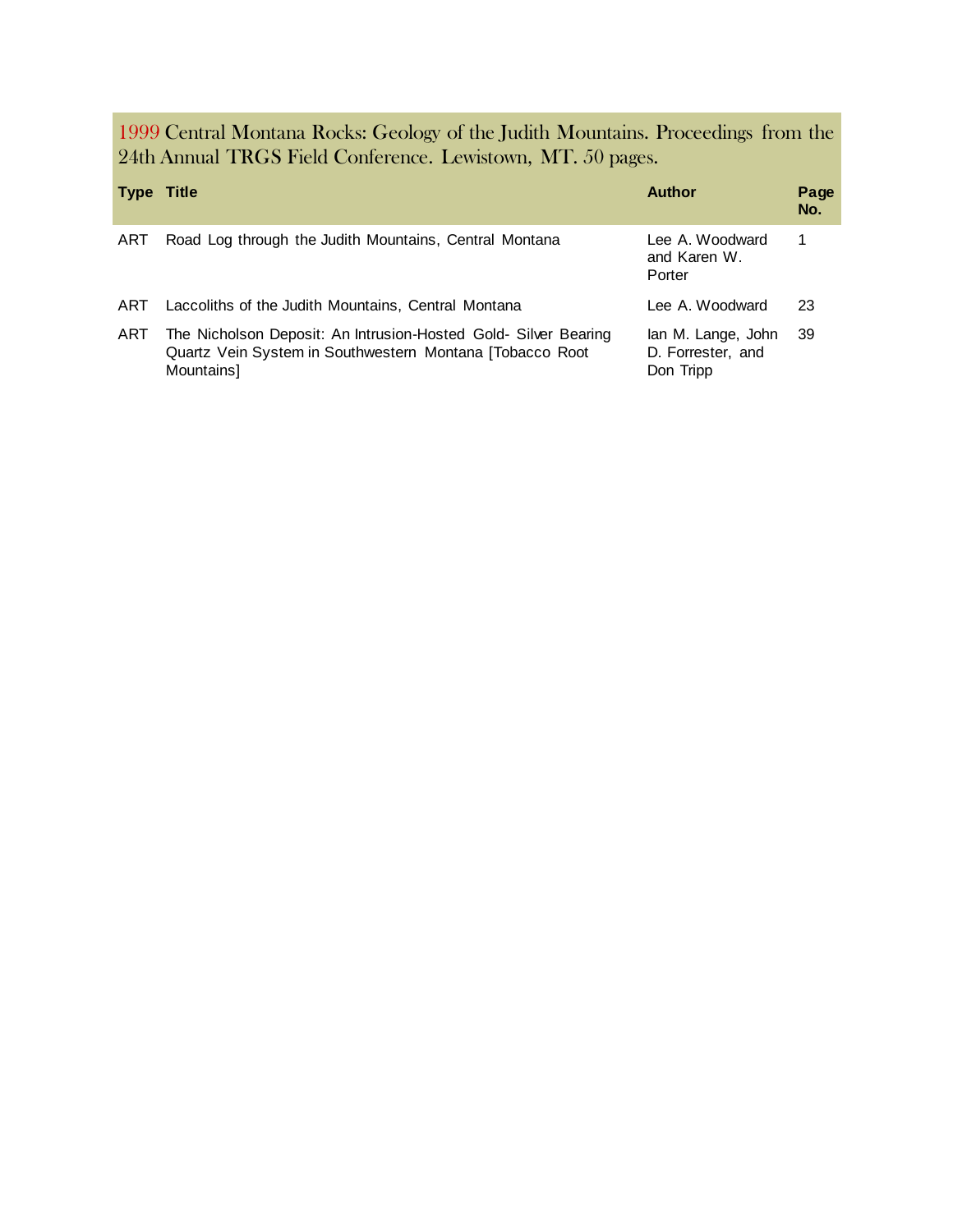## 1999 Central Montana Rocks: Geology of the Judith Mountains. Proceedings from the 24th Annual TRGS Field Conference. Lewistown, MT. 50 pages.

| Type | Title | Author | Page No. |
|---|---|---|---|
| ART | Road Log through the Judith Mountains, Central Montana | Lee A. Woodward and Karen W. Porter | 1 |
| ART | Laccoliths of the Judith Mountains, Central Montana | Lee A. Woodward | 23 |
| ART | The Nicholson Deposit: An Intrusion-Hosted Gold- Silver Bearing Quartz Vein System in Southwestern Montana [Tobacco Root Mountains] | Ian M. Lange, John D. Forrester, and Don Tripp | 39 |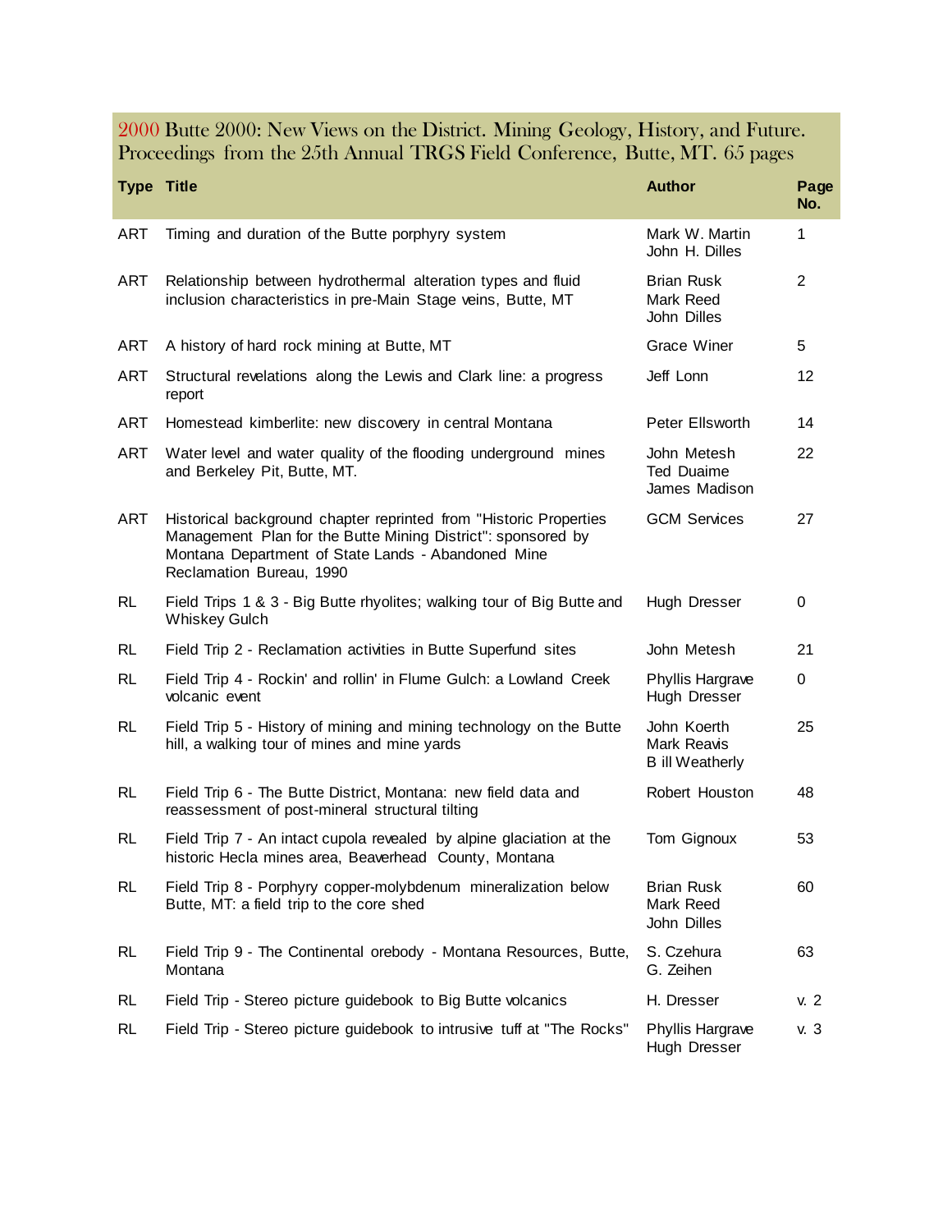## 2000 Butte 2000: New Views on the District. Mining Geology, History, and Future. Proceedings from the 25th Annual TRGS Field Conference, Butte, MT. 65 pages

| Type | Title | Author | Page No. |
|---|---|---|---|
| ART | Timing and duration of the Butte porphyry system | Mark W. Martin<br>John H. Dilles | 1 |
| ART | Relationship between hydrothermal alteration types and fluid inclusion characteristics in pre-Main Stage veins, Butte, MT | Brian Rusk<br>Mark Reed<br>John Dilles | 2 |
| ART | A history of hard rock mining at Butte, MT | Grace Winer | 5 |
| ART | Structural revelations along the Lewis and Clark line: a progress report | Jeff Lonn | 12 |
| ART | Homestead kimberlite: new discovery in central Montana | Peter Ellsworth | 14 |
| ART | Water level and water quality of the flooding underground mines and Berkeley Pit, Butte, MT. | John Metesh<br>Ted Duaime<br>James Madison | 22 |
| ART | Historical background chapter reprinted from "Historic Properties Management Plan for the Butte Mining District": sponsored by Montana Department of State Lands - Abandoned Mine Reclamation Bureau, 1990 | GCM Services | 27 |
| RL | Field Trips 1 & 3 - Big Butte rhyolites; walking tour of Big Butte and Whiskey Gulch | Hugh Dresser | 0 |
| RL | Field Trip 2 - Reclamation activities in Butte Superfund sites | John Metesh | 21 |
| RL | Field Trip 4 - Rockin' and rollin' in Flume Gulch: a Lowland Creek volcanic event | Phyllis Hargrave<br>Hugh Dresser | 0 |
| RL | Field Trip 5 - History of mining and mining technology on the Butte hill, a walking tour of mines and mine yards | John Koerth<br>Mark Reavis<br>B ill Weatherly | 25 |
| RL | Field Trip 6 - The Butte District, Montana: new field data and reassessment of post-mineral structural tilting | Robert Houston | 48 |
| RL | Field Trip 7 - An intact cupola revealed by alpine glaciation at the historic Hecla mines area, Beaverhead County, Montana | Tom Gignoux | 53 |
| RL | Field Trip 8 - Porphyry copper-molybdenum mineralization below Butte, MT: a field trip to the core shed | Brian Rusk<br>Mark Reed<br>John Dilles | 60 |
| RL | Field Trip 9 - The Continental orebody - Montana Resources, Butte, Montana | S. Czehura<br>G. Zeihen | 63 |
| RL | Field Trip - Stereo picture guidebook to Big Butte volcanics | H. Dresser | v. 2 |
| RL | Field Trip - Stereo picture guidebook to intrusive tuff at "The Rocks" | Phyllis Hargrave<br>Hugh Dresser | v. 3 |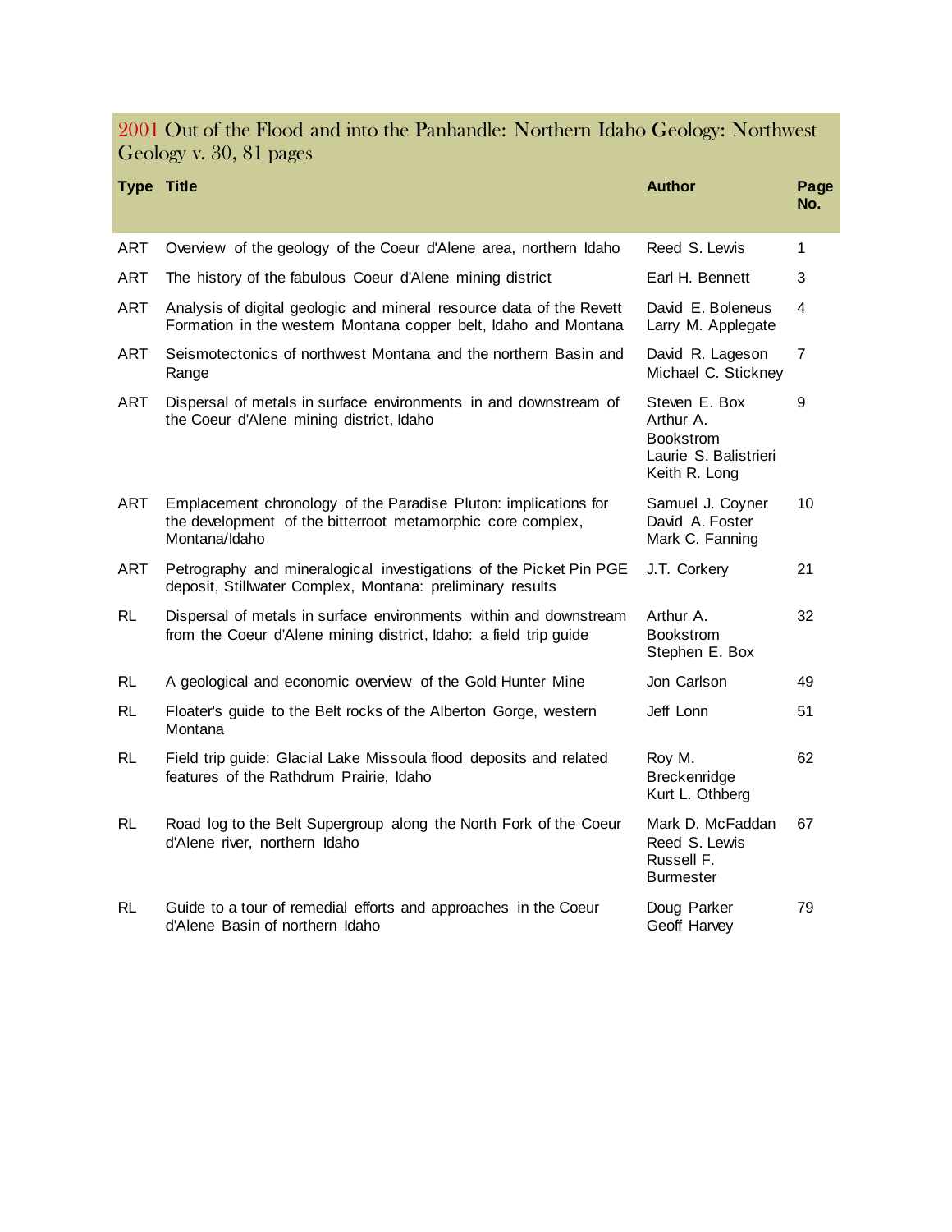## 2001 Out of the Flood and into the Panhandle: Northern Idaho Geology: Northwest Geology v. 30, 81 pages

| Type | Title | Author | Page No. |
|---|---|---|---|
| ART | Overview of the geology of the Coeur d'Alene area, northern Idaho | Reed S. Lewis | 1 |
| ART | The history of the fabulous Coeur d'Alene mining district | Earl H. Bennett | 3 |
| ART | Analysis of digital geologic and mineral resource data of the Revett Formation in the western Montana copper belt, Idaho and Montana | David E. Boleneus<br>Larry M. Applegate | 4 |
| ART | Seismotectonics of northwest Montana and the northern Basin and Range | David R. Lageson<br>Michael C. Stickney | 7 |
| ART | Dispersal of metals in surface environments in and downstream of the Coeur d'Alene mining district, Idaho | Steven E. Box<br>Arthur A. Bookstrom<br>Laurie S. Balistrieri<br>Keith R. Long | 9 |
| ART | Emplacement chronology of the Paradise Pluton: implications for the development of the bitterroot metamorphic core complex, Montana/Idaho | Samuel J. Coyner<br>David A. Foster<br>Mark C. Fanning | 10 |
| ART | Petrography and mineralogical investigations of the Picket Pin PGE deposit, Stillwater Complex, Montana: preliminary results | J.T. Corkery | 21 |
| RL | Dispersal of metals in surface environments within and downstream from the Coeur d'Alene mining district, Idaho: a field trip guide | Arthur A. Bookstrom<br>Stephen E. Box | 32 |
| RL | A geological and economic overview of the Gold Hunter Mine | Jon Carlson | 49 |
| RL | Floater's guide to the Belt rocks of the Alberton Gorge, western Montana | Jeff Lonn | 51 |
| RL | Field trip guide: Glacial Lake Missoula flood deposits and related features of the Rathdrum Prairie, Idaho | Roy M. Breckenridge<br>Kurt L. Othberg | 62 |
| RL | Road log to the Belt Supergroup along the North Fork of the Coeur d'Alene river, northern Idaho | Mark D. McFaddan<br>Reed S. Lewis<br>Russell F. Burmester | 67 |
| RL | Guide to a tour of remedial efforts and approaches in the Coeur d'Alene Basin of northern Idaho | Doug Parker<br>Geoff Harvey | 79 |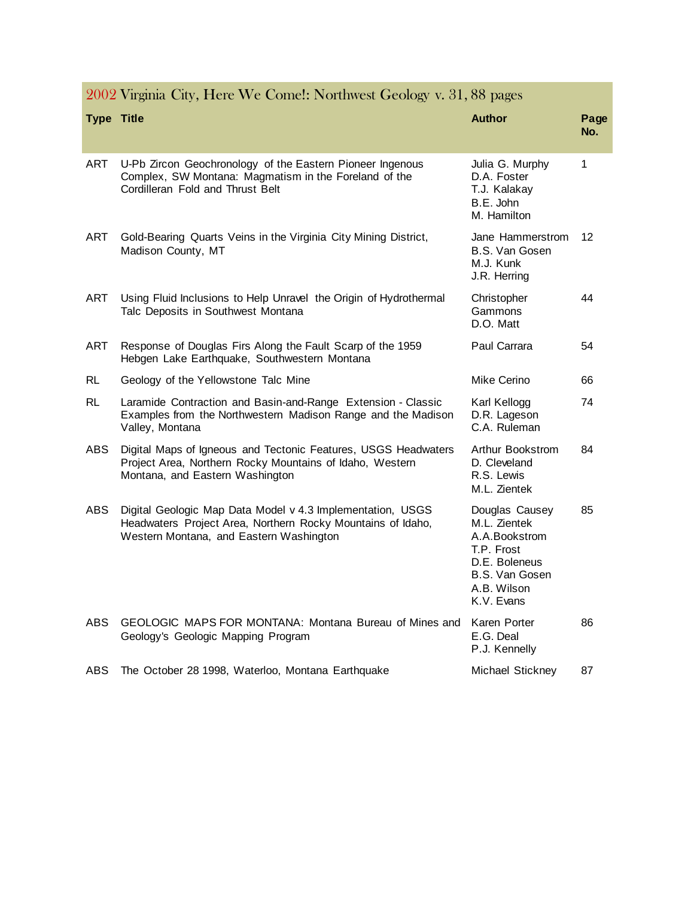## 2002 Virginia City, Here We Come!: Northwest Geology v. 31, 88 pages

| Type | Title | Author | Page No. |
|---|---|---|---|
| ART | U-Pb Zircon Geochronology of the Eastern Pioneer Ingenous Complex, SW Montana: Magmatism in the Foreland of the Cordilleran Fold and Thrust Belt | Julia G. Murphy<br>D.A. Foster<br>T.J. Kalakay<br>B.E. John<br>M. Hamilton | 1 |
| ART | Gold-Bearing Quarts Veins in the Virginia City Mining District, Madison County, MT | Jane Hammerstrom<br>B.S. Van Gosen<br>M.J. Kunk<br>J.R. Herring | 12 |
| ART | Using Fluid Inclusions to Help Unravel the Origin of Hydrothermal Talc Deposits in Southwest Montana | Christopher Gammons<br>D.O. Matt | 44 |
| ART | Response of Douglas Firs Along the Fault Scarp of the 1959 Hebgen Lake Earthquake, Southwestern Montana | Paul Carrara | 54 |
| RL | Geology of the Yellowstone Talc Mine | Mike Cerino | 66 |
| RL | Laramide Contraction and Basin-and-Range Extension - Classic Examples from the Northwestern Madison Range and the Madison Valley, Montana | Karl Kellogg<br>D.R. Lageson<br>C.A. Ruleman | 74 |
| ABS | Digital Maps of Igneous and Tectonic Features, USGS Headwaters Project Area, Northern Rocky Mountains of Idaho, Western Montana, and Eastern Washington | Arthur Bookstrom<br>D. Cleveland<br>R.S. Lewis<br>M.L. Zientek | 84 |
| ABS | Digital Geologic Map Data Model v 4.3 Implementation, USGS Headwaters Project Area, Northern Rocky Mountains of Idaho, Western Montana, and Eastern Washington | Douglas Causey<br>M.L. Zientek<br>A.A.Bookstrom<br>T.P. Frost<br>D.E. Boleneus<br>B.S. Van Gosen<br>A.B. Wilson<br>K.V. Evans | 85 |
| ABS | GEOLOGIC MAPS FOR MONTANA: Montana Bureau of Mines and Geology's Geologic Mapping Program | Karen Porter<br>E.G. Deal<br>P.J. Kennelly | 86 |
| ABS | The October 28 1998, Waterloo, Montana Earthquake | Michael Stickney | 87 |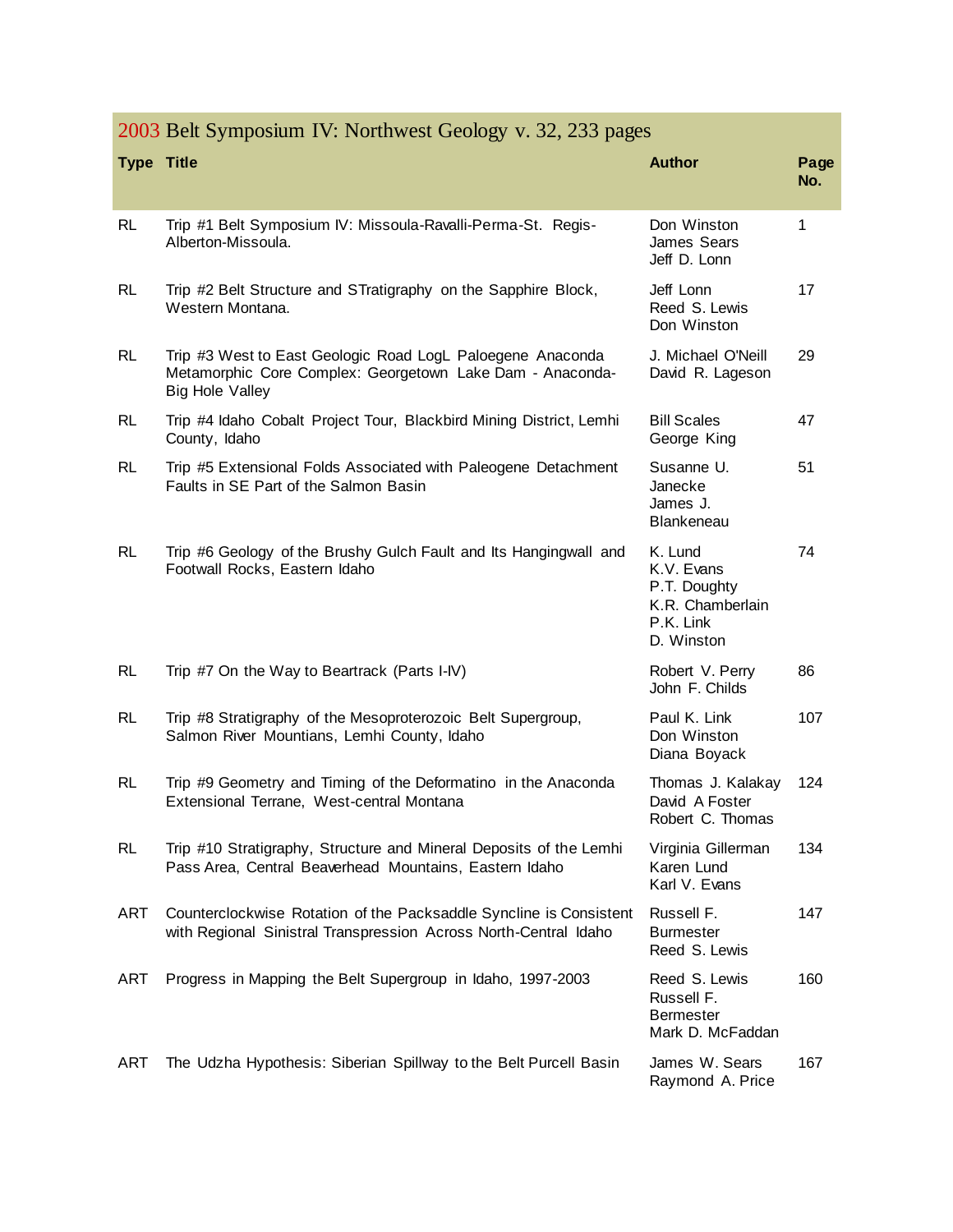## 2003 Belt Symposium IV: Northwest Geology v. 32, 233 pages

| Type | Title | Author | Page No. |
|---|---|---|---|
| RL | Trip #1 Belt Symposium IV: Missoula-Ravalli-Perma-St. Regis-Alberton-Missoula. | Don Winston<br>James Sears<br>Jeff D. Lonn | 1 |
| RL | Trip #2 Belt Structure and STratigraphy on the Sapphire Block, Western Montana. | Jeff Lonn<br>Reed S. Lewis<br>Don Winston | 17 |
| RL | Trip #3 West to East Geologic Road LogL Paloegene Anaconda Metamorphic Core Complex: Georgetown Lake Dam - Anaconda-Big Hole Valley | J. Michael O'Neill<br>David R. Lageson | 29 |
| RL | Trip #4 Idaho Cobalt Project Tour, Blackbird Mining District, Lemhi County, Idaho | Bill Scales<br>George King | 47 |
| RL | Trip #5 Extensional Folds Associated with Paleogene Detachment Faults in SE Part of the Salmon Basin | Susanne U. Janecke<br>James J. Blankeneau | 51 |
| RL | Trip #6 Geology of the Brushy Gulch Fault and Its Hangingwall and Footwall Rocks, Eastern Idaho | K. Lund<br>K.V. Evans<br>P.T. Doughty<br>K.R. Chamberlain<br>P.K. Link<br>D. Winston | 74 |
| RL | Trip #7 On the Way to Beartrack (Parts I-IV) | Robert V. Perry<br>John F. Childs | 86 |
| RL | Trip #8 Stratigraphy of the Mesoproterozoic Belt Supergroup, Salmon River Mountians, Lemhi County, Idaho | Paul K. Link<br>Don Winston<br>Diana Boyack | 107 |
| RL | Trip #9 Geometry and Timing of the Deformatino in the Anaconda Extensional Terrane, West-central Montana | Thomas J. Kalakay<br>David A Foster<br>Robert C. Thomas | 124 |
| RL | Trip #10 Stratigraphy, Structure and Mineral Deposits of the Lemhi Pass Area, Central Beaverhead Mountains, Eastern Idaho | Virginia Gillerman<br>Karen Lund<br>Karl V. Evans | 134 |
| ART | Counterclockwise Rotation of the Packsaddle Syncline is Consistent with Regional Sinistral Transpression Across North-Central Idaho | Russell F. Burmester<br>Reed S. Lewis | 147 |
| ART | Progress in Mapping the Belt Supergroup in Idaho, 1997-2003 | Reed S. Lewis<br>Russell F. Bermester<br>Mark D. McFaddan | 160 |
| ART | The Udzha Hypothesis: Siberian Spillway to the Belt Purcell Basin | James W. Sears<br>Raymond A. Price | 167 |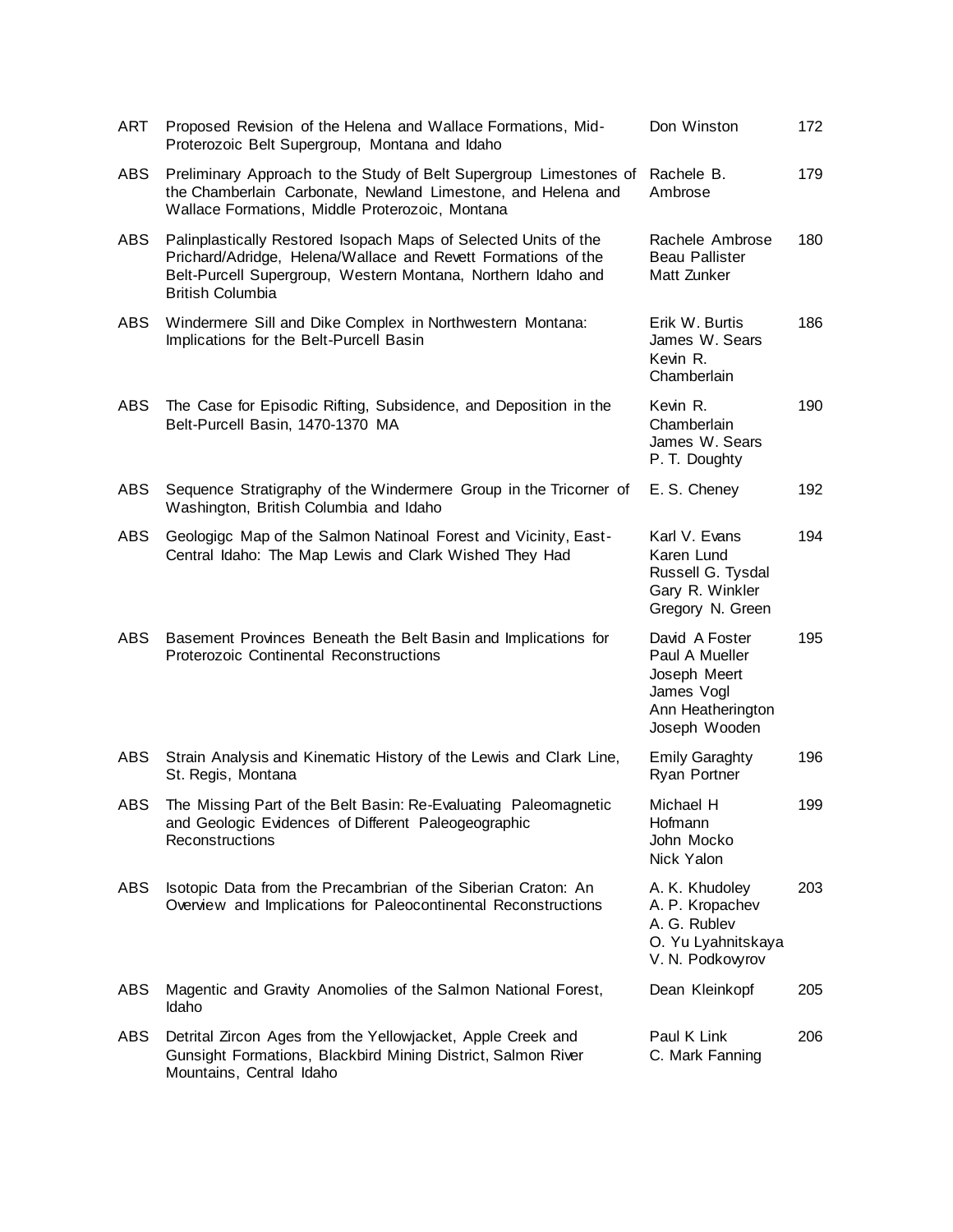| | | | |
|---|---|---|---|
| ART | Proposed Revision of the Helena and Wallace Formations, Mid-Proterozoic Belt Supergroup, Montana and Idaho | Don Winston | 172 |
| ABS | Preliminary Approach to the Study of Belt Supergroup Limestones of the Chamberlain Carbonate, Newland Limestone, and Helena and Wallace Formations, Middle Proterozoic, Montana | Rachele B. Ambrose | 179 |
| ABS | Palinplastically Restored Isopach Maps of Selected Units of the Prichard/Adridge, Helena/Wallace and Revett Formations of the Belt-Purcell Supergroup, Western Montana, Northern Idaho and British Columbia | Rachele Ambrose<br>Beau Pallister<br>Matt Zunker | 180 |
| ABS | Windermere Sill and Dike Complex in Northwestern Montana: Implications for the Belt-Purcell Basin | Erik W. Burtis<br>James W. Sears<br>Kevin R. Chamberlain | 186 |
| ABS | The Case for Episodic Rifting, Subsidence, and Deposition in the Belt-Purcell Basin, 1470-1370 MA | Kevin R. Chamberlain<br>James W. Sears<br>P. T. Doughty | 190 |
| ABS | Sequence Stratigraphy of the Windermere Group in the Tricorner of Washington, British Columbia and Idaho | E. S. Cheney | 192 |
| ABS | Geologigc Map of the Salmon Natinoal Forest and Vicinity, East-Central Idaho: The Map Lewis and Clark Wished They Had | Karl V. Evans<br>Karen Lund<br>Russell G. Tysdal<br>Gary R. Winkler<br>Gregory N. Green | 194 |
| ABS | Basement Provinces Beneath the Belt Basin and Implications for Proterozoic Continental Reconstructions | David A Foster<br>Paul A Mueller<br>Joseph Meert<br>James Vogl<br>Ann Heatherington<br>Joseph Wooden | 195 |
| ABS | Strain Analysis and Kinematic History of the Lewis and Clark Line, St. Regis, Montana | Emily Garaghty<br>Ryan Portner | 196 |
| ABS | The Missing Part of the Belt Basin: Re-Evaluating Paleomagnetic and Geologic Evidences of Different Paleogeographic Reconstructions | Michael H Hofmann<br>John Mocko<br>Nick Yalon | 199 |
| ABS | Isotopic Data from the Precambrian of the Siberian Craton: An Overview and Implications for Paleocontinental Reconstructions | A. K. Khudoley<br>A. P. Kropachev<br>A. G. Rublev<br>O. Yu Lyahnitskaya<br>V. N. Podkovyrov | 203 |
| ABS | Magentic and Gravity Anomolies of the Salmon National Forest, Idaho | Dean Kleinkopf | 205 |
| ABS | Detrital Zircon Ages from the Yellowjacket, Apple Creek and Gunsight Formations, Blackbird Mining District, Salmon River Mountains, Central Idaho | Paul K Link<br>C. Mark Fanning | 206 |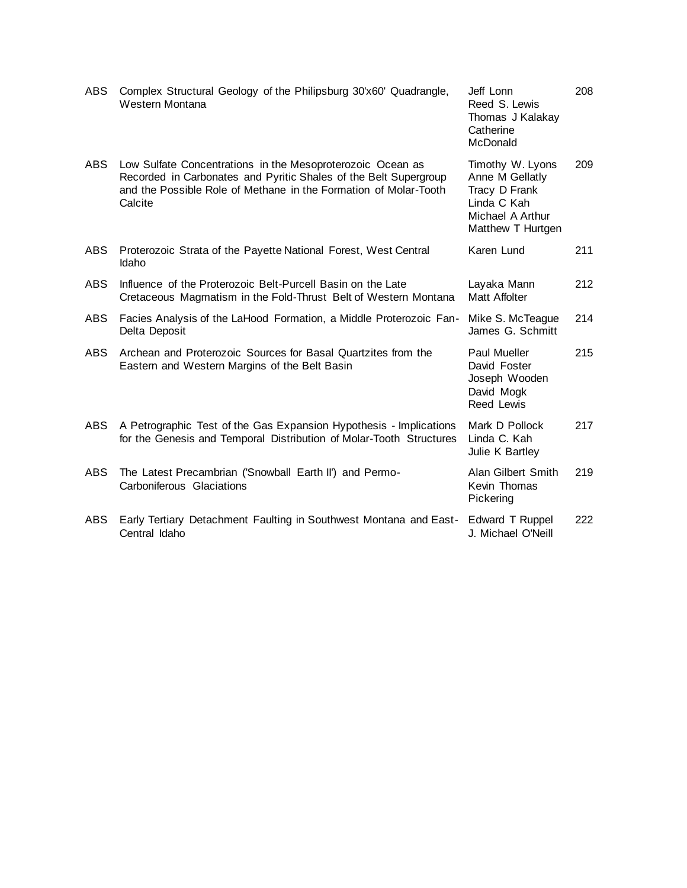| | | | |
|---|---|---|---|
| ABS | Complex Structural Geology of the Philipsburg 30'x60' Quadrangle, Western Montana | Jeff Lonn<br>Reed S. Lewis<br>Thomas J Kalakay<br>Catherine McDonald | 208 |
| ABS | Low Sulfate Concentrations in the Mesoproterozoic Ocean as Recorded in Carbonates and Pyritic Shales of the Belt Supergroup and the Possible Role of Methane in the Formation of Molar-Tooth Calcite | Timothy W. Lyons<br>Anne M Gellatly<br>Tracy D Frank<br>Linda C Kah<br>Michael A Arthur<br>Matthew T Hurtgen | 209 |
| ABS | Proterozoic Strata of the Payette National Forest, West Central Idaho | Karen Lund | 211 |
| ABS | Influence of the Proterozoic Belt-Purcell Basin on the Late Cretaceous Magmatism in the Fold-Thrust Belt of Western Montana | Layaka Mann<br>Matt Affolter | 212 |
| ABS | Facies Analysis of the LaHood Formation, a Middle Proterozoic Fan-Delta Deposit | Mike S. McTeague<br>James G. Schmitt | 214 |
| ABS | Archean and Proterozoic Sources for Basal Quartzites from the Eastern and Western Margins of the Belt Basin | Paul Mueller<br>David Foster<br>Joseph Wooden<br>David Mogk<br>Reed Lewis | 215 |
| ABS | A Petrographic Test of the Gas Expansion Hypothesis - Implications for the Genesis and Temporal Distribution of Molar-Tooth Structures | Mark D Pollock<br>Linda C. Kah<br>Julie K Bartley | 217 |
| ABS | The Latest Precambrian ('Snowball Earth II') and Permo-Carboniferous Glaciations | Alan Gilbert Smith<br>Kevin Thomas Pickering | 219 |
| ABS | Early Tertiary Detachment Faulting in Southwest Montana and East-Central Idaho | Edward T Ruppel<br>J. Michael O'Neill | 222 |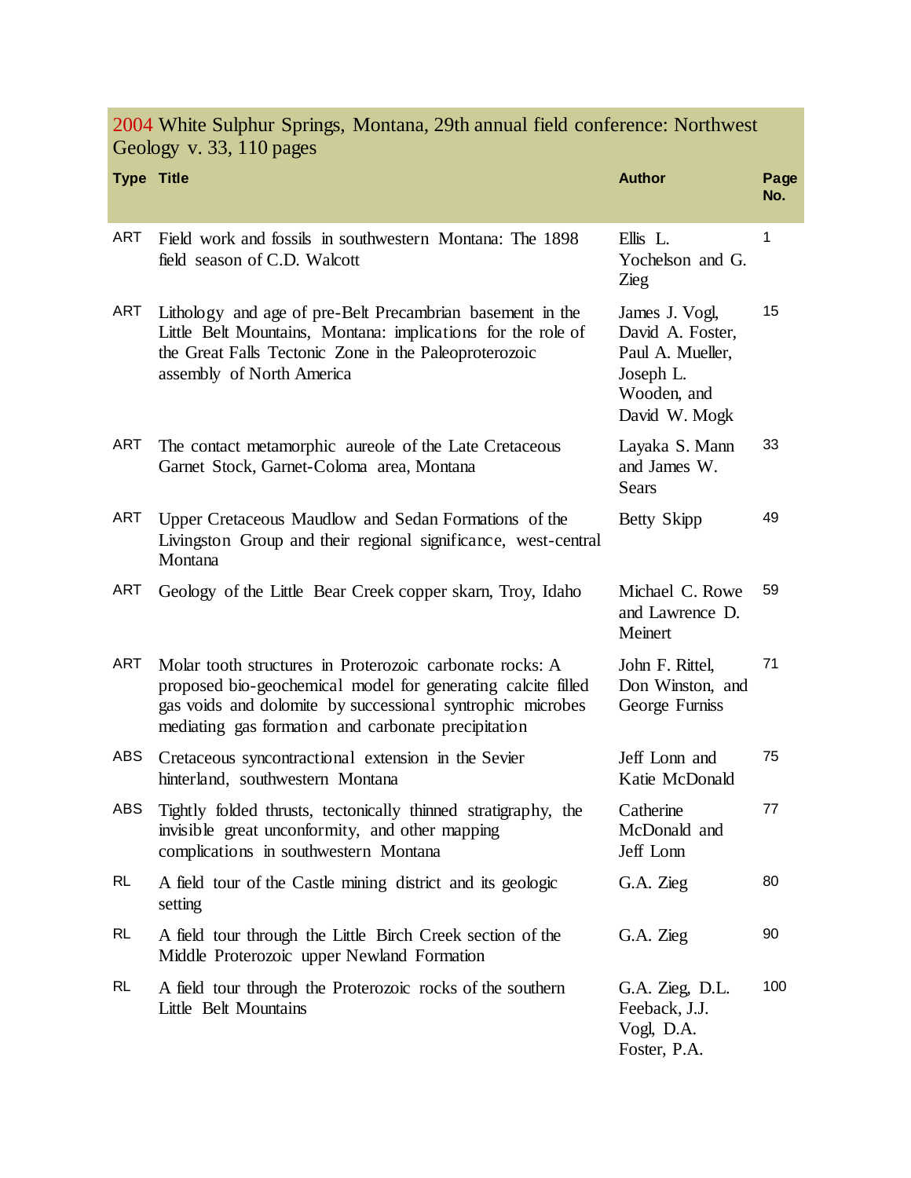## 2004 White Sulphur Springs, Montana, 29th annual field conference: Northwest Geology v. 33, 110 pages

| Type | Title | Author | Page No. |
|---|---|---|---|
| ART | Field work and fossils in southwestern Montana: The 1898 field season of C.D. Walcott | Ellis L. Yochelson and G. Zieg | 1 |
| ART | Lithology and age of pre-Belt Precambrian basement in the Little Belt Mountains, Montana: implications for the role of the Great Falls Tectonic Zone in the Paleoproterozoic assembly of North America | James J. Vogl, David A. Foster, Paul A. Mueller, Joseph L. Wooden, and David W. Mogk | 15 |
| ART | The contact metamorphic aureole of the Late Cretaceous Garnet Stock, Garnet-Coloma area, Montana | Layaka S. Mann and James W. Sears | 33 |
| ART | Upper Cretaceous Maudlow and Sedan Formations of the Livingston Group and their regional significance, west-central Montana | Betty Skipp | 49 |
| ART | Geology of the Little Bear Creek copper skarn, Troy, Idaho | Michael C. Rowe and Lawrence D. Meinert | 59 |
| ART | Molar tooth structures in Proterozoic carbonate rocks: A proposed bio-geochemical model for generating calcite filled gas voids and dolomite by successional syntrophic microbes mediating gas formation and carbonate precipitation | John F. Rittel, Don Winston, and George Furniss | 71 |
| ABS | Cretaceous syncontractional extension in the Sevier hinterland, southwestern Montana | Jeff Lonn and Katie McDonald | 75 |
| ABS | Tightly folded thrusts, tectonically thinned stratigraphy, the invisible great unconformity, and other mapping complications in southwestern Montana | Catherine McDonald and Jeff Lonn | 77 |
| RL | A field tour of the Castle mining district and its geologic setting | G.A. Zieg | 80 |
| RL | A field tour through the Little Birch Creek section of the Middle Proterozoic upper Newland Formation | G.A. Zieg | 90 |
| RL | A field tour through the Proterozoic rocks of the southern Little Belt Mountains | G.A. Zieg, D.L. Feeback, J.J. Vogl, D.A. Foster, P.A. | 100 |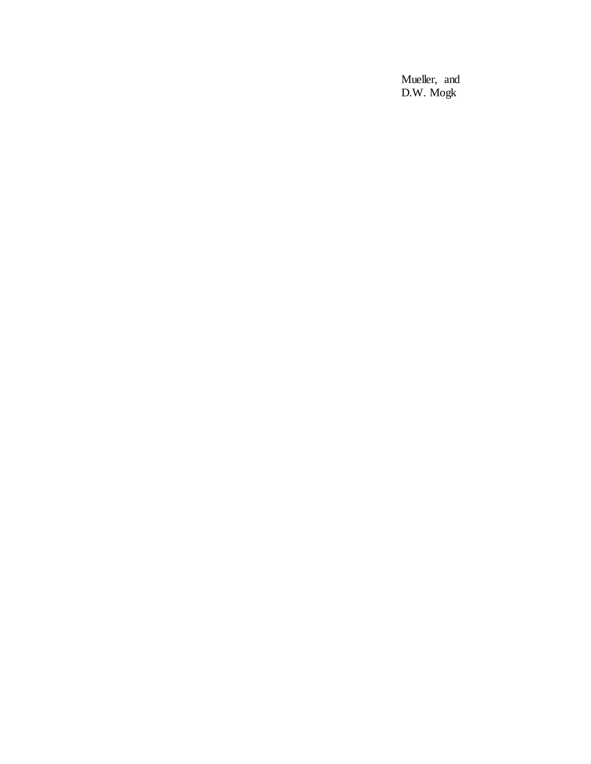Mueller, and
D.W. Mogk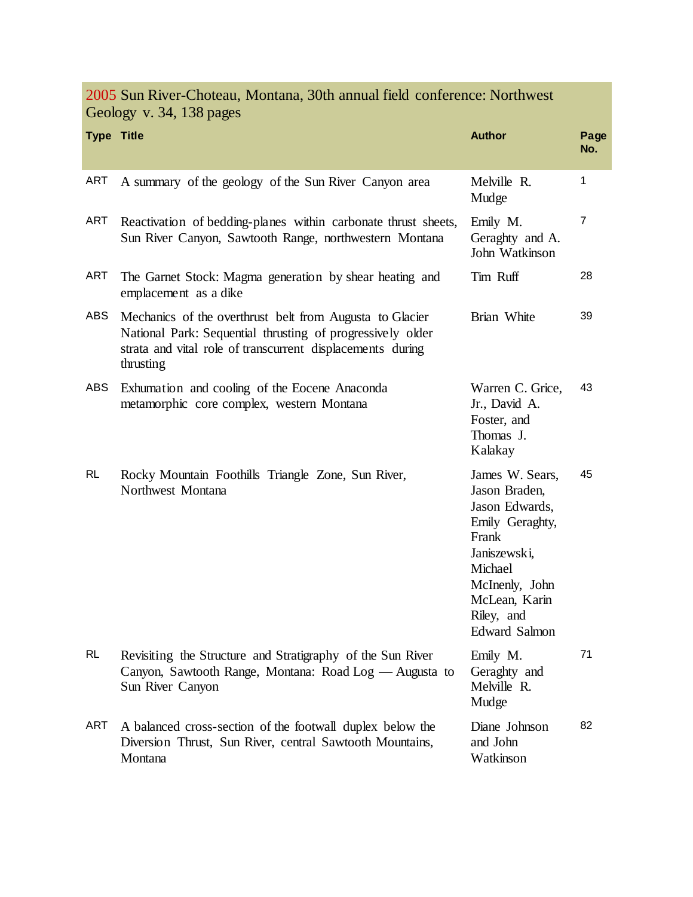## 2005 Sun River-Choteau, Montana, 30th annual field conference: Northwest Geology v. 34, 138 pages

| Type | Title | Author | Page No. |
|---|---|---|---|
| ART | A summary of the geology of the Sun River Canyon area | Melville R. Mudge | 1 |
| ART | Reactivation of bedding-planes within carbonate thrust sheets, Sun River Canyon, Sawtooth Range, northwestern Montana | Emily M. Geraghty and A. John Watkinson | 7 |
| ART | The Garnet Stock: Magma generation by shear heating and emplacement as a dike | Tim Ruff | 28 |
| ABS | Mechanics of the overthrust belt from Augusta to Glacier National Park: Sequential thrusting of progressively older strata and vital role of transcurrent displacements during thrusting | Brian White | 39 |
| ABS | Exhumation and cooling of the Eocene Anaconda metamorphic core complex, western Montana | Warren C. Grice, Jr., David A. Foster, and Thomas J. Kalakay | 43 |
| RL | Rocky Mountain Foothills Triangle Zone, Sun River, Northwest Montana | James W. Sears, Jason Braden, Jason Edwards, Emily Geraghty, Frank Janiszewski, Michael McInenly, John McLean, Karin Riley, and Edward Salmon | 45 |
| RL | Revisiting the Structure and Stratigraphy of the Sun River Canyon, Sawtooth Range, Montana: Road Log — Augusta to Sun River Canyon | Emily M. Geraghty and Melville R. Mudge | 71 |
| ART | A balanced cross-section of the footwall duplex below the Diversion Thrust, Sun River, central Sawtooth Mountains, Montana | Diane Johnson and John Watkinson | 82 |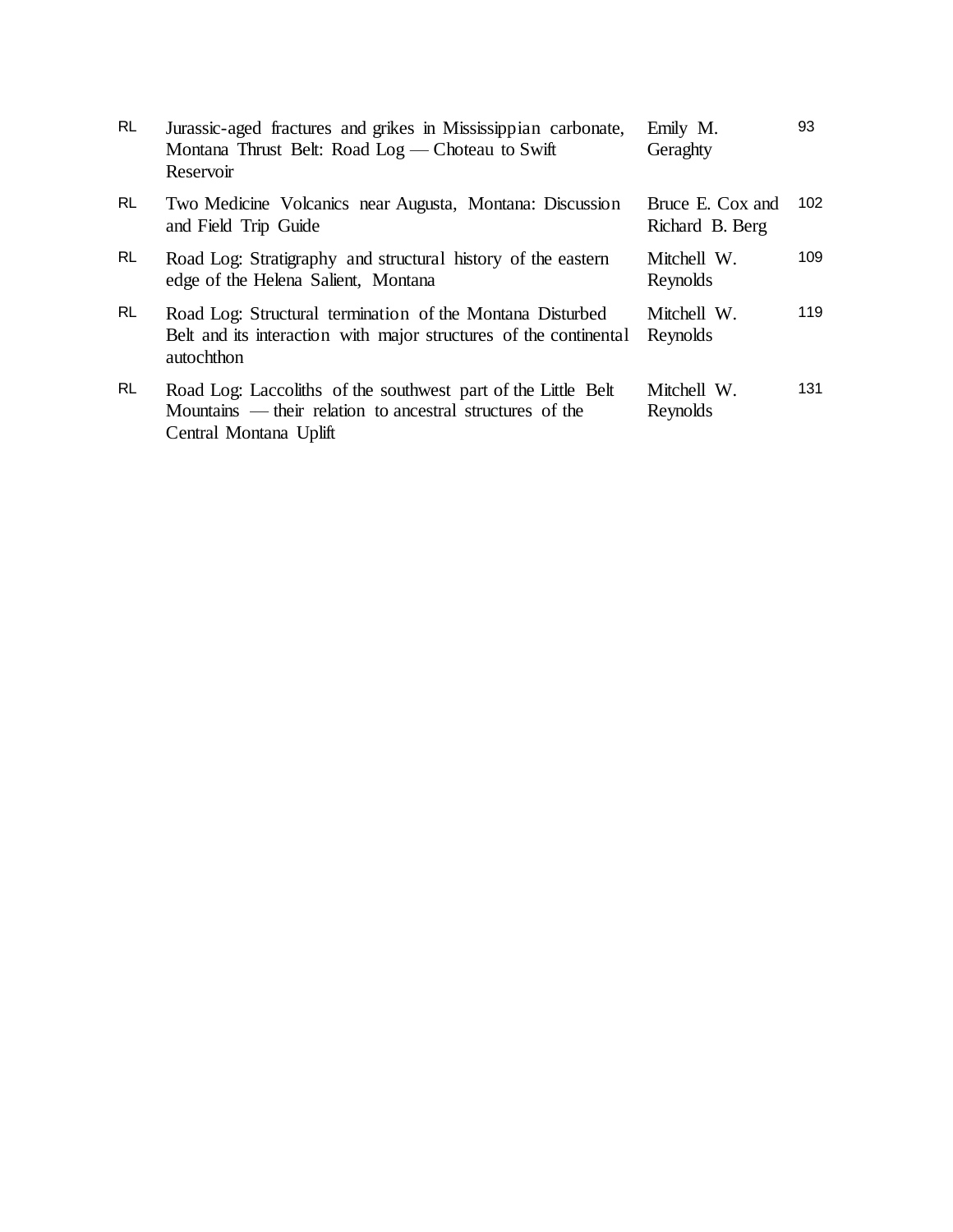| | | | |
|---|---|---|---|
| RL | Jurassic-aged fractures and grikes in Mississippian carbonate, Montana Thrust Belt: Road Log — Choteau to Swift Reservoir | Emily M. Geraghty | 93 |
| RL | Two Medicine Volcanics near Augusta, Montana: Discussion and Field Trip Guide | Bruce E. Cox and Richard B. Berg | 102 |
| RL | Road Log: Stratigraphy and structural history of the eastern edge of the Helena Salient, Montana | Mitchell W. Reynolds | 109 |
| RL | Road Log: Structural termination of the Montana Disturbed Belt and its interaction with major structures of the continental autochthon | Mitchell W. Reynolds | 119 |
| RL | Road Log: Laccoliths of the southwest part of the Little Belt Mountains — their relation to ancestral structures of the Central Montana Uplift | Mitchell W. Reynolds | 131 |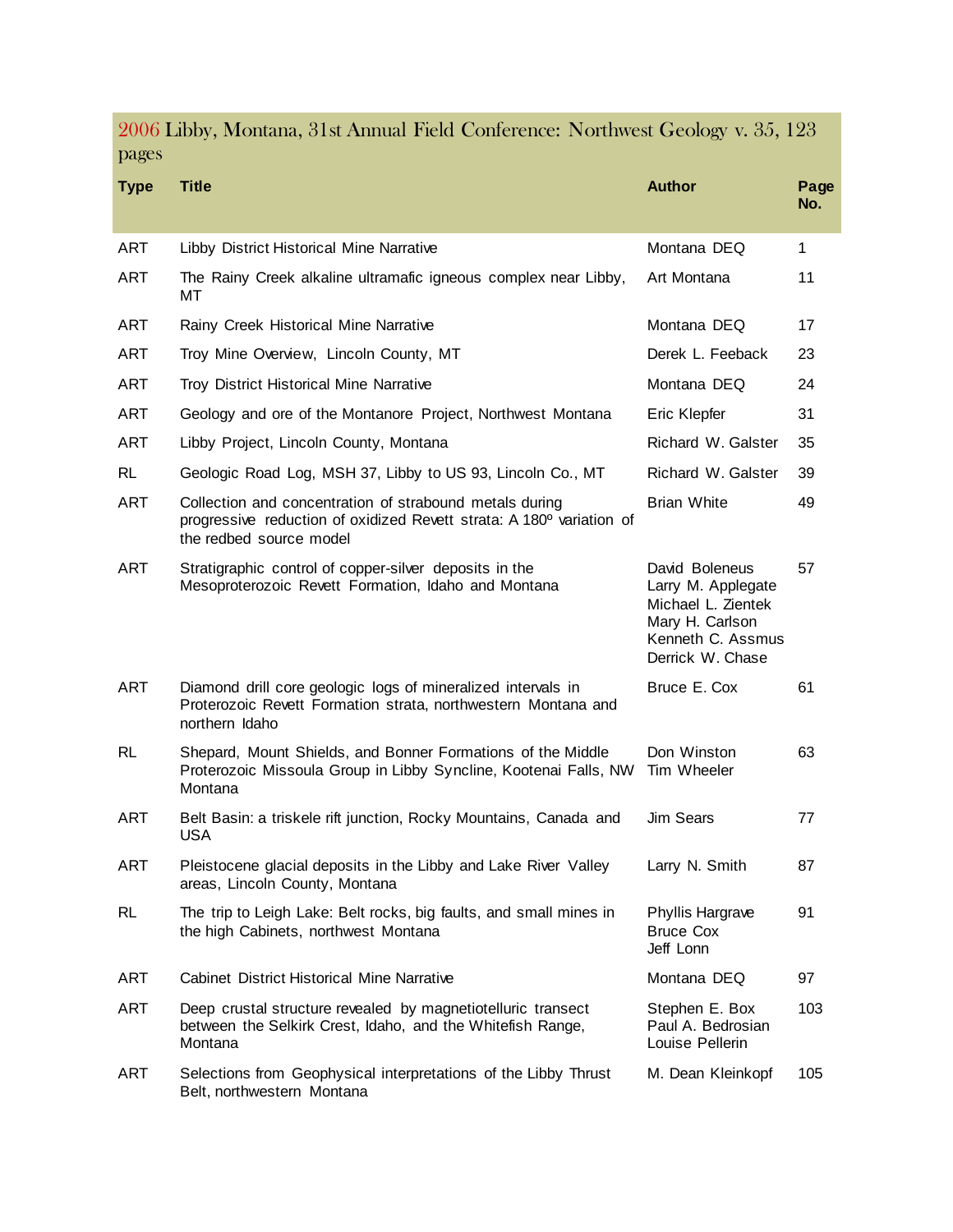## 2006 Libby, Montana, 31st Annual Field Conference: Northwest Geology v. 35, 123 pages

| Type | Title | Author | Page No. |
|---|---|---|---|
| ART | Libby District Historical Mine Narrative | Montana DEQ | 1 |
| ART | The Rainy Creek alkaline ultramafic igneous complex near Libby, MT | Art Montana | 11 |
| ART | Rainy Creek Historical Mine Narrative | Montana DEQ | 17 |
| ART | Troy Mine Overview, Lincoln County, MT | Derek L. Feeback | 23 |
| ART | Troy District Historical Mine Narrative | Montana DEQ | 24 |
| ART | Geology and ore of the Montanore Project, Northwest Montana | Eric Klepfer | 31 |
| ART | Libby Project, Lincoln County, Montana | Richard W. Galster | 35 |
| RL | Geologic Road Log, MSH 37, Libby to US 93, Lincoln Co., MT | Richard W. Galster | 39 |
| ART | Collection and concentration of strabound metals during progressive reduction of oxidized Revett strata: A 180º variation of the redbed source model | Brian White | 49 |
| ART | Stratigraphic control of copper-silver deposits in the Mesoproterozoic Revett Formation, Idaho and Montana | David Boleneus<br>Larry M. Applegate<br>Michael L. Zientek<br>Mary H. Carlson<br>Kenneth C. Assmus<br>Derrick W. Chase | 57 |
| ART | Diamond drill core geologic logs of mineralized intervals in Proterozoic Revett Formation strata, northwestern Montana and northern Idaho | Bruce E. Cox | 61 |
| RL | Shepard, Mount Shields, and Bonner Formations of the Middle Proterozoic Missoula Group in Libby Syncline, Kootenai Falls, NW Montana | Don Winston<br>Tim Wheeler | 63 |
| ART | Belt Basin: a triskele rift junction, Rocky Mountains, Canada and USA | Jim Sears | 77 |
| ART | Pleistocene glacial deposits in the Libby and Lake River Valley areas, Lincoln County, Montana | Larry N. Smith | 87 |
| RL | The trip to Leigh Lake: Belt rocks, big faults, and small mines in the high Cabinets, northwest Montana | Phyllis Hargrave<br>Bruce Cox<br>Jeff Lonn | 91 |
| ART | Cabinet District Historical Mine Narrative | Montana DEQ | 97 |
| ART | Deep crustal structure revealed by magnetiotelluric transect between the Selkirk Crest, Idaho, and the Whitefish Range, Montana | Stephen E. Box<br>Paul A. Bedrosian<br>Louise Pellerin | 103 |
| ART | Selections from Geophysical interpretations of the Libby Thrust Belt, northwestern Montana | M. Dean Kleinkopf | 105 |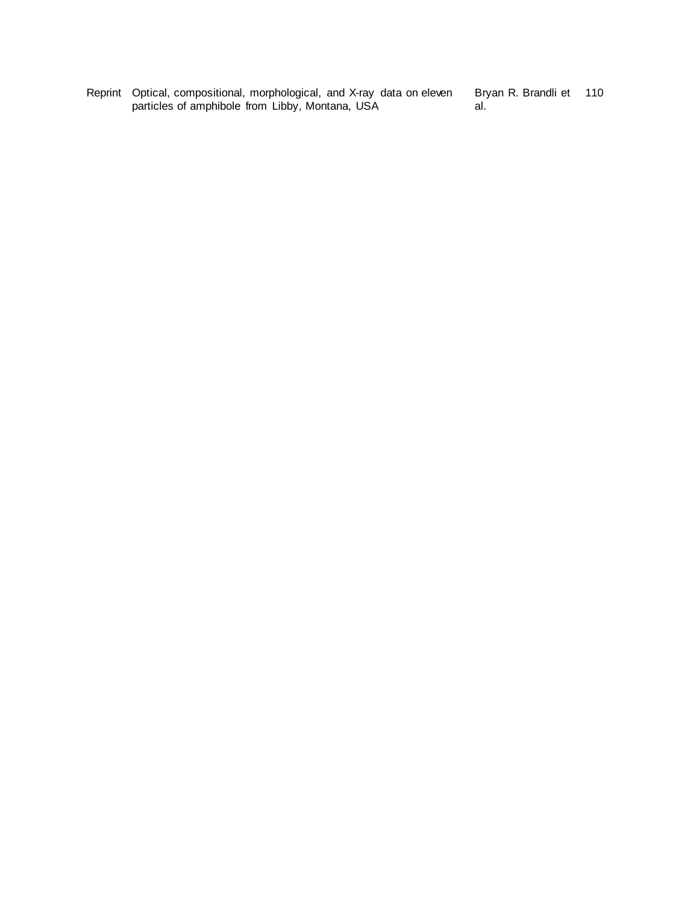| Reprint | Optical, compositional, morphological, and X-ray data on eleven particles of amphibole from Libby, Montana, USA | Bryan R. Brandli et al. | 110 |
|---|---|---|---|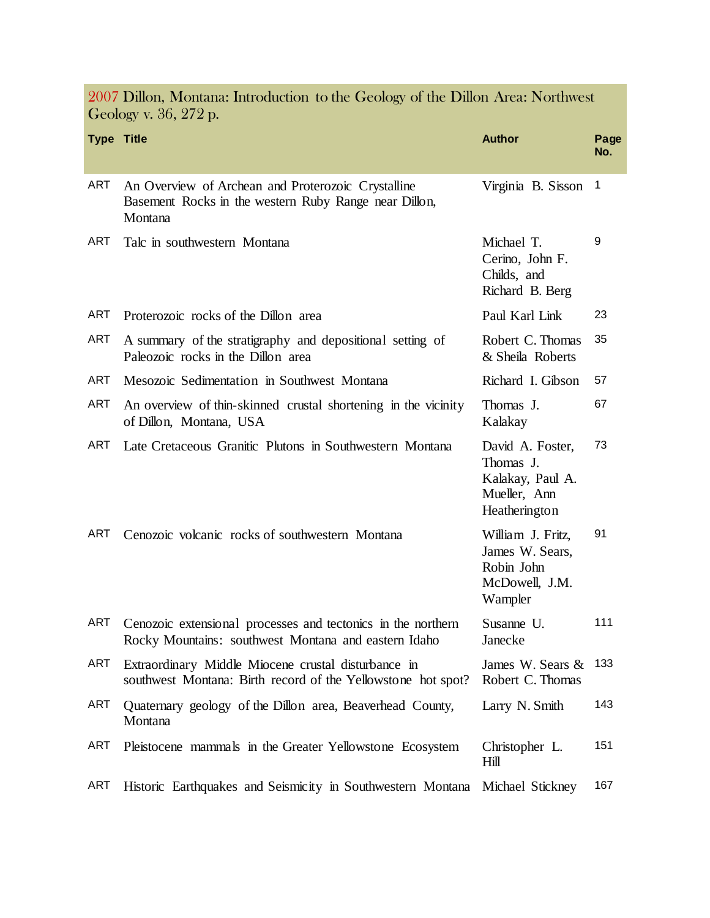## 2007 Dillon, Montana: Introduction to the Geology of the Dillon Area: Northwest Geology v. 36, 272 p.

| Type | Title | Author | Page No. |
|---|---|---|---|
| ART | An Overview of Archean and Proterozoic Crystalline Basement Rocks in the western Ruby Range near Dillon, Montana | Virginia B. Sisson | 1 |
| ART | Talc in southwestern Montana | Michael T. Cerino, John F. Childs, and Richard B. Berg | 9 |
| ART | Proterozoic rocks of the Dillon area | Paul Karl Link | 23 |
| ART | A summary of the stratigraphy and depositional setting of Paleozoic rocks in the Dillon area | Robert C. Thomas & Sheila Roberts | 35 |
| ART | Mesozoic Sedimentation in Southwest Montana | Richard I. Gibson | 57 |
| ART | An overview of thin-skinned crustal shortening in the vicinity of Dillon, Montana, USA | Thomas J. Kalakay | 67 |
| ART | Late Cretaceous Granitic Plutons in Southwestern Montana | David A. Foster, Thomas J. Kalakay, Paul A. Mueller, Ann Heatherington | 73 |
| ART | Cenozoic volcanic rocks of southwestern Montana | William J. Fritz, James W. Sears, Robin John McDowell, J.M. Wampler | 91 |
| ART | Cenozoic extensional processes and tectonics in the northern Rocky Mountains: southwest Montana and eastern Idaho | Susanne U. Janecke | 111 |
| ART | Extraordinary Middle Miocene crustal disturbance in southwest Montana: Birth record of the Yellowstone hot spot? | James W. Sears & Robert C. Thomas | 133 |
| ART | Quaternary geology of the Dillon area, Beaverhead County, Montana | Larry N. Smith | 143 |
| ART | Pleistocene mammals in the Greater Yellowstone Ecosystem | Christopher L. Hill | 151 |
| ART | Historic Earthquakes and Seismicity in Southwestern Montana | Michael Stickney | 167 |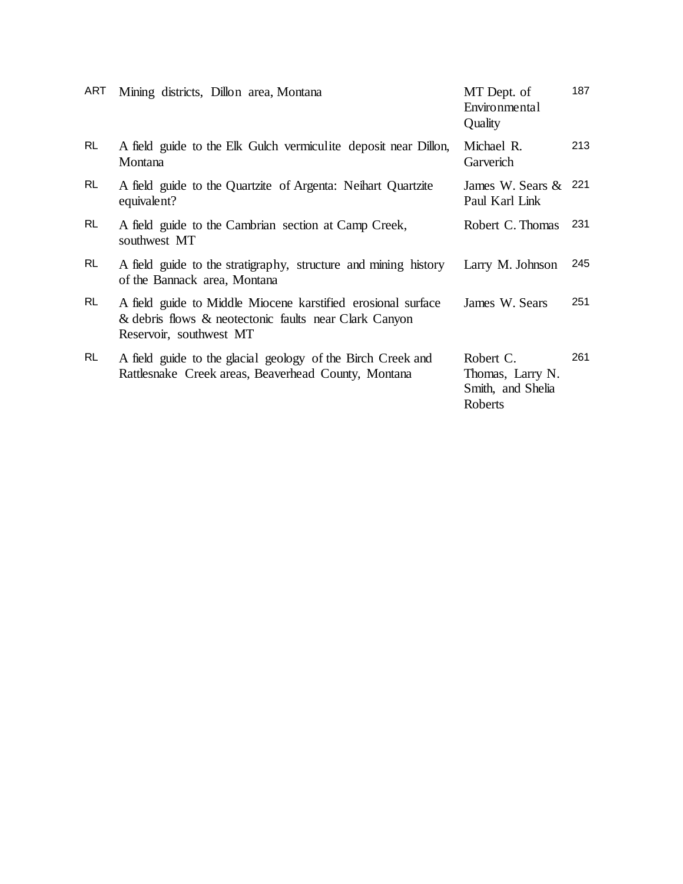| | | | |
|---|---|---|---|
| ART | Mining districts, Dillon area, Montana | MT Dept. of Environmental Quality | 187 |
| RL | A field guide to the Elk Gulch vermiculite deposit near Dillon, Montana | Michael R. Garverich | 213 |
| RL | A field guide to the Quartzite of Argenta: Neihart Quartzite equivalent? | James W. Sears & Paul Karl Link | 221 |
| RL | A field guide to the Cambrian section at Camp Creek, southwest MT | Robert C. Thomas | 231 |
| RL | A field guide to the stratigraphy, structure and mining history of the Bannack area, Montana | Larry M. Johnson | 245 |
| RL | A field guide to Middle Miocene karstified erosional surface & debris flows & neotectonic faults near Clark Canyon Reservoir, southwest MT | James W. Sears | 251 |
| RL | A field guide to the glacial geology of the Birch Creek and Rattlesnake Creek areas, Beaverhead County, Montana | Robert C. Thomas, Larry N. Smith, and Shelia Roberts | 261 |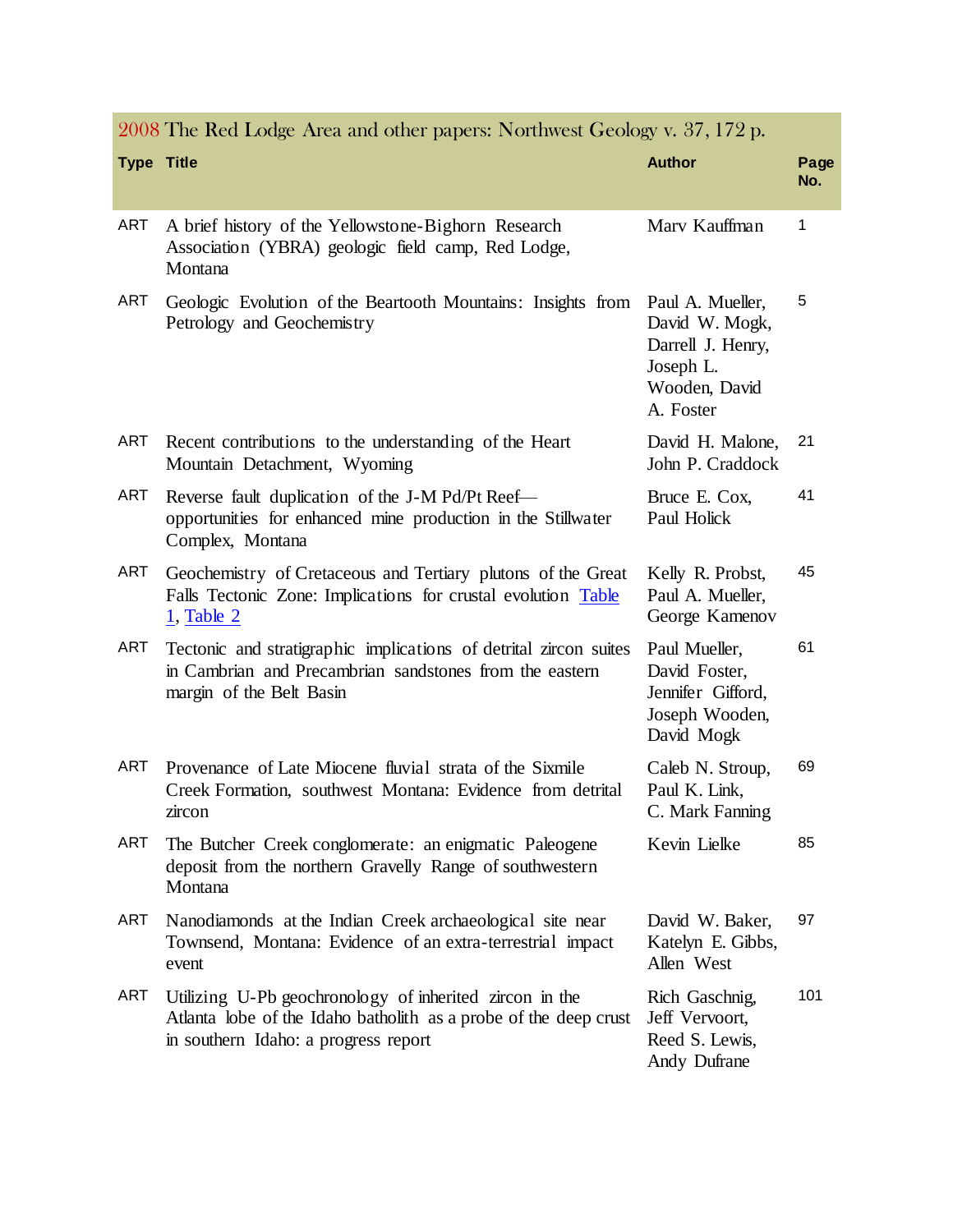| 2008 The Red Lodge Area and other papers: Northwest Geology v. 37, 172 p. | | | |
|---|---|---|---|
| **Type** | **Title** | **Author** | **Page No.** |
| ART | A brief history of the Yellowstone-Bighorn Research Association (YBRA) geologic field camp, Red Lodge, Montana | Marv Kauffman | 1 |
| ART | Geologic Evolution of the Beartooth Mountains: Insights from Petrology and Geochemistry | Paul A. Mueller, David W. Mogk, Darrell J. Henry, Joseph L. Wooden, David A. Foster | 5 |
| ART | Recent contributions to the understanding of the Heart Mountain Detachment, Wyoming | David H. Malone, John P. Craddock | 21 |
| ART | Reverse fault duplication of the J-M Pd/Pt Reef—opportunities for enhanced mine production in the Stillwater Complex, Montana | Bruce E. Cox, Paul Holick | 41 |
| ART | Geochemistry of Cretaceous and Tertiary plutons of the Great Falls Tectonic Zone: Implications for crustal evolution Table 1, Table 2 | Kelly R. Probst, Paul A. Mueller, George Kamenov | 45 |
| ART | Tectonic and stratigraphic implications of detrital zircon suites in Cambrian and Precambrian sandstones from the eastern margin of the Belt Basin | Paul Mueller, David Foster, Jennifer Gifford, Joseph Wooden, David Mogk | 61 |
| ART | Provenance of Late Miocene fluvial strata of the Sixmile Creek Formation, southwest Montana: Evidence from detrital zircon | Caleb N. Stroup, Paul K. Link, C. Mark Fanning | 69 |
| ART | The Butcher Creek conglomerate: an enigmatic Paleogene deposit from the northern Gravelly Range of southwestern Montana | Kevin Lielke | 85 |
| ART | Nanodiamonds at the Indian Creek archaeological site near Townsend, Montana: Evidence of an extra-terrestrial impact event | David W. Baker, Katelyn E. Gibbs, Allen West | 97 |
| ART | Utilizing U-Pb geochronology of inherited zircon in the Atlanta lobe of the Idaho batholith as a probe of the deep crust in southern Idaho: a progress report | Rich Gaschnig, Jeff Vervoort, Reed S. Lewis, Andy Dufrane | 101 |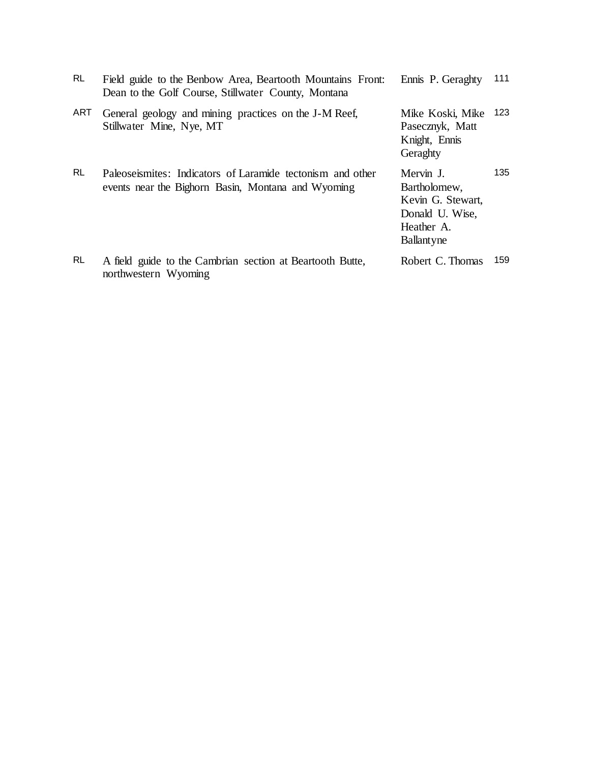| | | | |
|---|---|---|---|
| RL | Field guide to the Benbow Area, Beartooth Mountains Front: Dean to the Golf Course, Stillwater County, Montana | Ennis P. Geraghty | 111 |
| ART | General geology and mining practices on the J-M Reef, Stillwater Mine, Nye, MT | Mike Koski, Mike Pasecznyk, Matt Knight, Ennis Geraghty | 123 |
| RL | Paleoseismites: Indicators of Laramide tectonism and other events near the Bighorn Basin, Montana and Wyoming | Mervin J. Bartholomew, Kevin G. Stewart, Donald U. Wise, Heather A. Ballantyne | 135 |
| RL | A field guide to the Cambrian section at Beartooth Butte, northwestern Wyoming | Robert C. Thomas | 159 |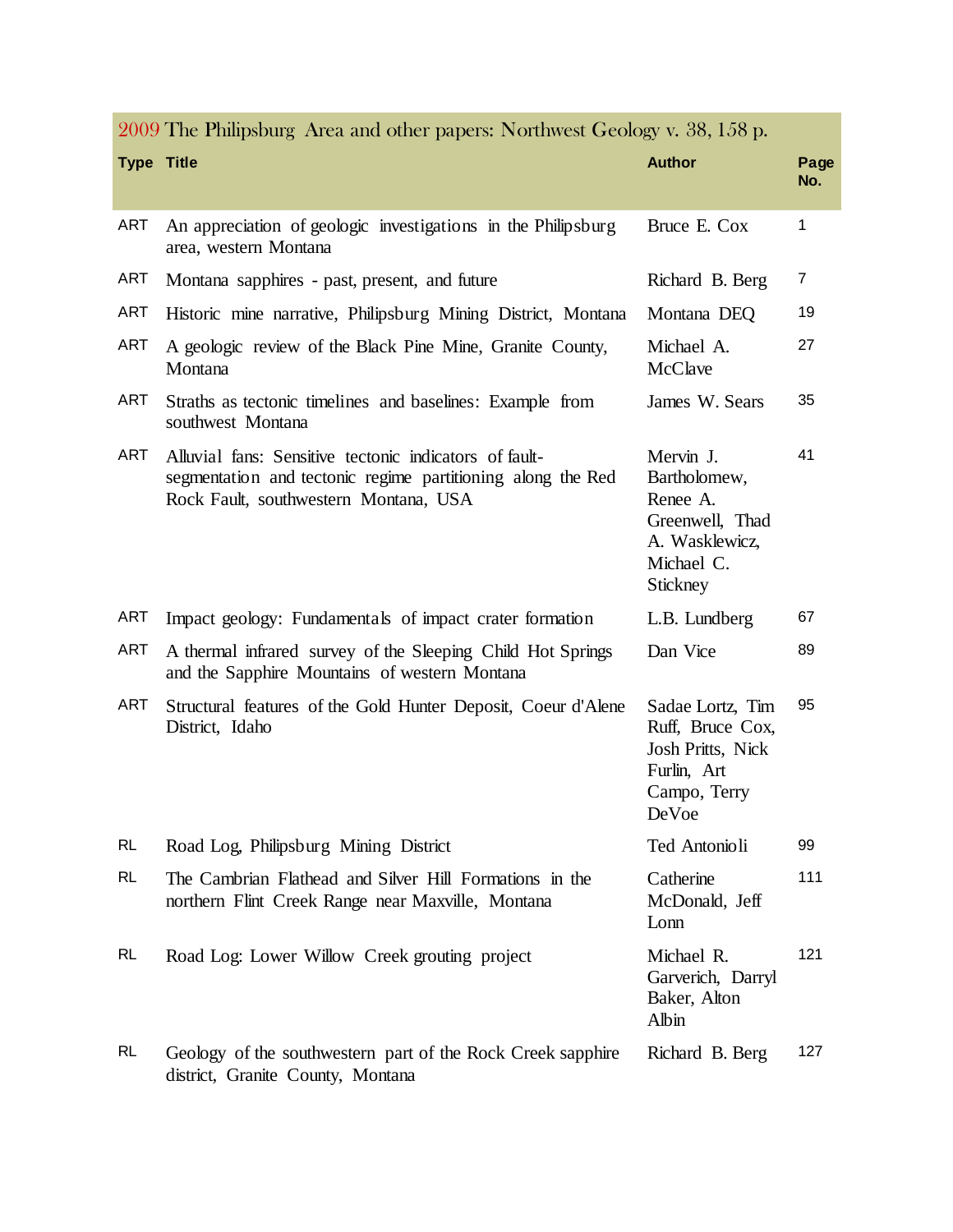## 2009 The Philipsburg Area and other papers: Northwest Geology v. 38, 158 p.

| Type | Title | Author | Page No. |
|---|---|---|---|
| ART | An appreciation of geologic investigations in the Philipsburg area, western Montana | Bruce E. Cox | 1 |
| ART | Montana sapphires - past, present, and future | Richard B. Berg | 7 |
| ART | Historic mine narrative, Philipsburg Mining District, Montana | Montana DEQ | 19 |
| ART | A geologic review of the Black Pine Mine, Granite County, Montana | Michael A. McClave | 27 |
| ART | Straths as tectonic timelines and baselines: Example from southwest Montana | James W. Sears | 35 |
| ART | Alluvial fans: Sensitive tectonic indicators of fault-segmentation and tectonic regime partitioning along the Red Rock Fault, southwestern Montana, USA | Mervin J. Bartholomew, Renee A. Greenwell, Thad A. Wasklewicz, Michael C. Stickney | 41 |
| ART | Impact geology: Fundamentals of impact crater formation | L.B. Lundberg | 67 |
| ART | A thermal infrared survey of the Sleeping Child Hot Springs and the Sapphire Mountains of western Montana | Dan Vice | 89 |
| ART | Structural features of the Gold Hunter Deposit, Coeur d'Alene District, Idaho | Sadae Lortz, Tim Ruff, Bruce Cox, Josh Pritts, Nick Furlin, Art Campo, Terry DeVoe | 95 |
| RL | Road Log, Philipsburg Mining District | Ted Antonioli | 99 |
| RL | The Cambrian Flathead and Silver Hill Formations in the northern Flint Creek Range near Maxville, Montana | Catherine McDonald, Jeff Lonn | 111 |
| RL | Road Log: Lower Willow Creek grouting project | Michael R. Garverich, Darryl Baker, Alton Albin | 121 |
| RL | Geology of the southwestern part of the Rock Creek sapphire district, Granite County, Montana | Richard B. Berg | 127 |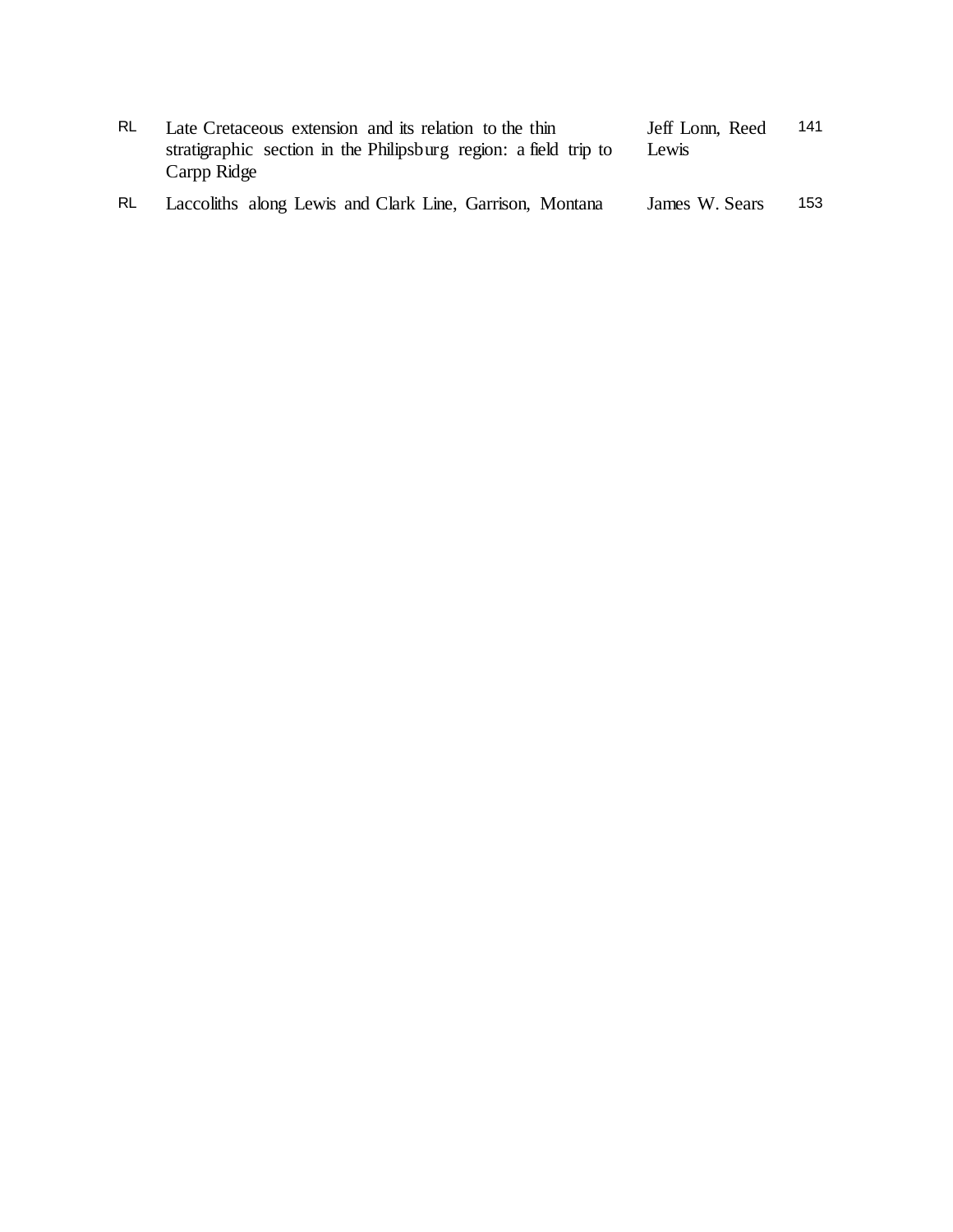| | | | |
|---|---|---|---|
| RL | Late Cretaceous extension and its relation to the thin stratigraphic section in the Philipsburg region: a field trip to Carpp Ridge | Jeff Lonn, Reed Lewis | 141 |
| RL | Laccoliths along Lewis and Clark Line, Garrison, Montana | James W. Sears | 153 |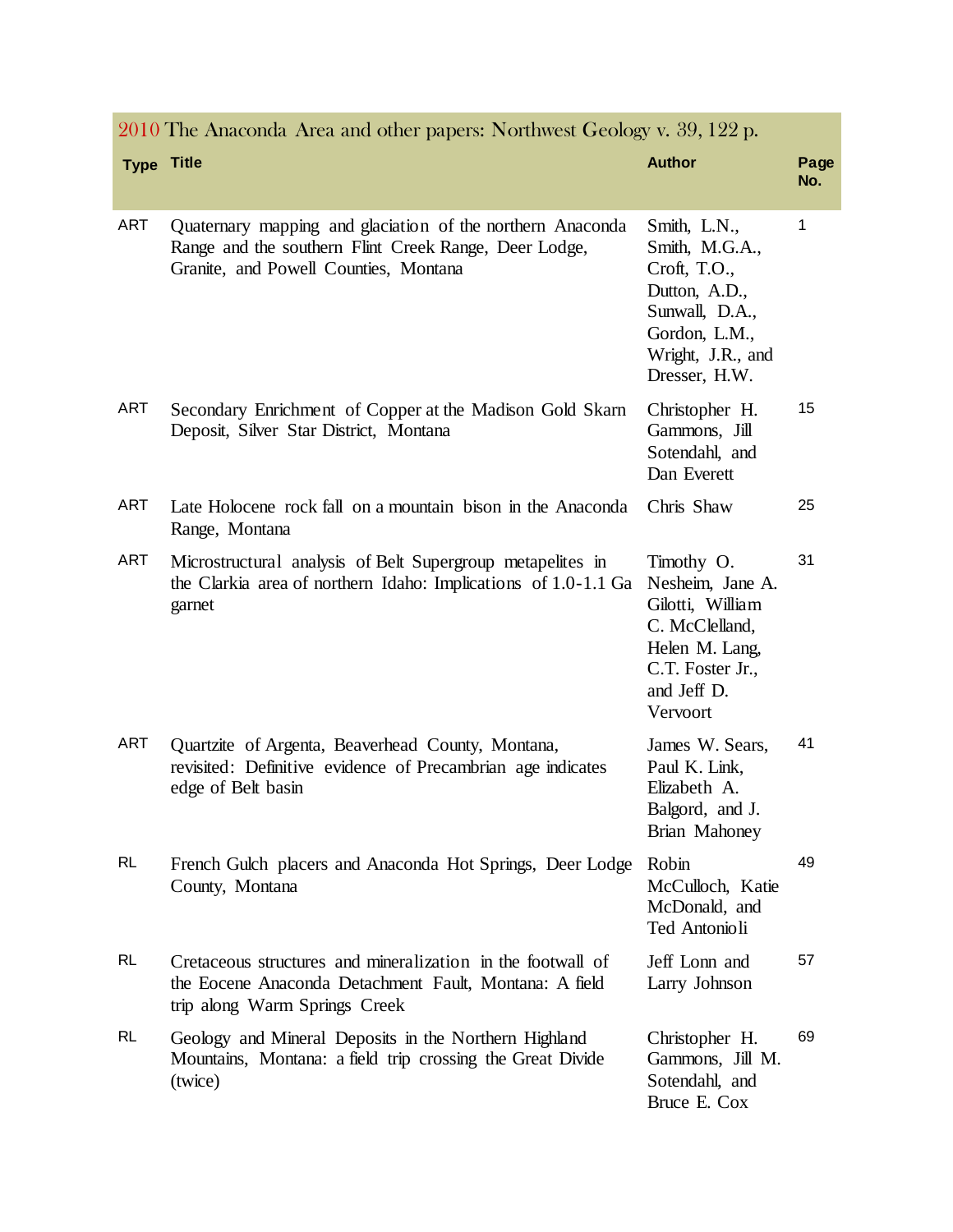| 2010 The Anaconda Area and other papers: Northwest Geology v. 39, 122 p. | | | |
|---|---|---|---|
| **Type** | **Title** | **Author** | **Page No.** |
| ART | Quaternary mapping and glaciation of the northern Anaconda Range and the southern Flint Creek Range, Deer Lodge, Granite, and Powell Counties, Montana | Smith, L.N., Smith, M.G.A., Croft, T.O., Dutton, A.D., Sunwall, D.A., Gordon, L.M., Wright, J.R., and Dresser, H.W. | 1 |
| ART | Secondary Enrichment of Copper at the Madison Gold Skarn Deposit, Silver Star District, Montana | Christopher H. Gammons, Jill Sotendahl, and Dan Everett | 15 |
| ART | Late Holocene rock fall on a mountain bison in the Anaconda Range, Montana | Chris Shaw | 25 |
| ART | Microstructural analysis of Belt Supergroup metapelites in the Clarkia area of northern Idaho: Implications of 1.0-1.1 Ga garnet | Timothy O. Nesheim, Jane A. Gilotti, William C. McClelland, Helen M. Lang, C.T. Foster Jr., and Jeff D. Vervoort | 31 |
| ART | Quartzite of Argenta, Beaverhead County, Montana, revisited: Definitive evidence of Precambrian age indicates edge of Belt basin | James W. Sears, Paul K. Link, Elizabeth A. Balgord, and J. Brian Mahoney | 41 |
| RL | French Gulch placers and Anaconda Hot Springs, Deer Lodge County, Montana | Robin McCulloch, Katie McDonald, and Ted Antonioli | 49 |
| RL | Cretaceous structures and mineralization in the footwall of the Eocene Anaconda Detachment Fault, Montana: A field trip along Warm Springs Creek | Jeff Lonn and Larry Johnson | 57 |
| RL | Geology and Mineral Deposits in the Northern Highland Mountains, Montana: a field trip crossing the Great Divide (twice) | Christopher H. Gammons, Jill M. Sotendahl, and Bruce E. Cox | 69 |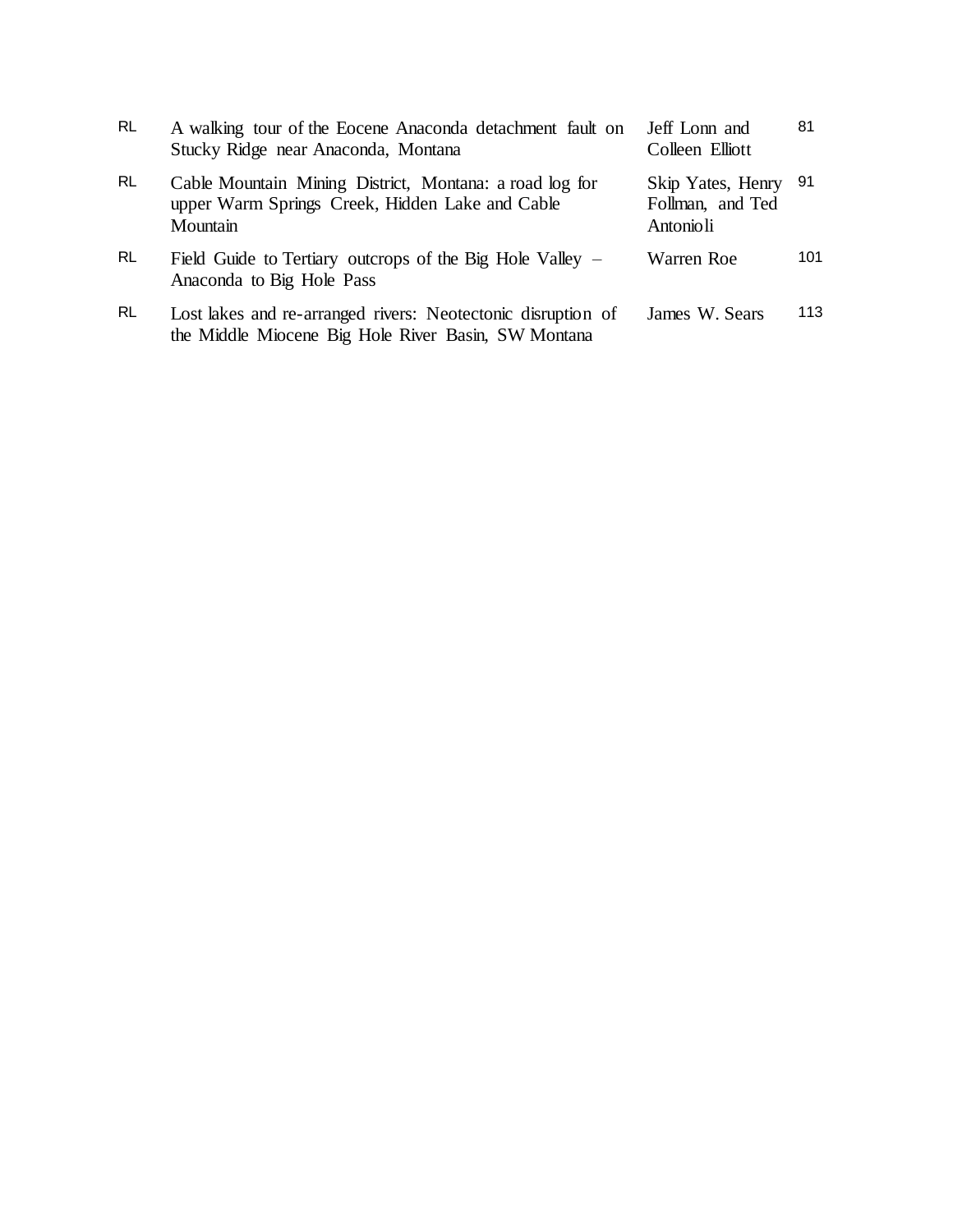| | | | |
|---|---|---|---|
| RL | A walking tour of the Eocene Anaconda detachment fault on Stucky Ridge near Anaconda, Montana | Jeff Lonn and Colleen Elliott | 81 |
| RL | Cable Mountain Mining District, Montana: a road log for upper Warm Springs Creek, Hidden Lake and Cable Mountain | Skip Yates, Henry Follman, and Ted Antonioli | 91 |
| RL | Field Guide to Tertiary outcrops of the Big Hole Valley – Anaconda to Big Hole Pass | Warren Roe | 101 |
| RL | Lost lakes and re-arranged rivers: Neotectonic disruption of the Middle Miocene Big Hole River Basin, SW Montana | James W. Sears | 113 |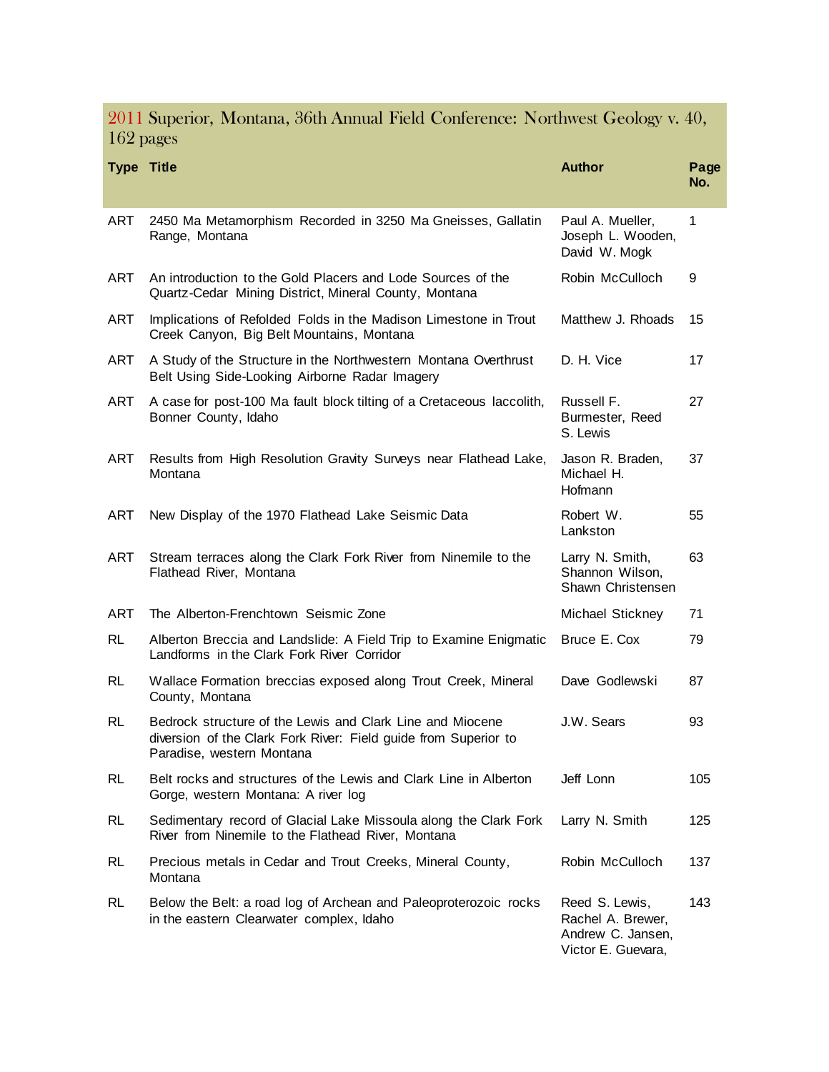## 2011 Superior, Montana, 36th Annual Field Conference: Northwest Geology v. 40, 162 pages

| Type | Title | Author | Page No. |
|---|---|---|---|
| ART | 2450 Ma Metamorphism Recorded in 3250 Ma Gneisses, Gallatin Range, Montana | Paul A. Mueller, Joseph L. Wooden, David W. Mogk | 1 |
| ART | An introduction to the Gold Placers and Lode Sources of the Quartz-Cedar Mining District, Mineral County, Montana | Robin McCulloch | 9 |
| ART | Implications of Refolded Folds in the Madison Limestone in Trout Creek Canyon, Big Belt Mountains, Montana | Matthew J. Rhoads | 15 |
| ART | A Study of the Structure in the Northwestern Montana Overthrust Belt Using Side-Looking Airborne Radar Imagery | D. H. Vice | 17 |
| ART | A case for post-100 Ma fault block tilting of a Cretaceous laccolith, Bonner County, Idaho | Russell F. Burmester, Reed S. Lewis | 27 |
| ART | Results from High Resolution Gravity Surveys near Flathead Lake, Montana | Jason R. Braden, Michael H. Hofmann | 37 |
| ART | New Display of the 1970 Flathead Lake Seismic Data | Robert W. Lankston | 55 |
| ART | Stream terraces along the Clark Fork River from Ninemile to the Flathead River, Montana | Larry N. Smith, Shannon Wilson, Shawn Christensen | 63 |
| ART | The Alberton-Frenchtown Seismic Zone | Michael Stickney | 71 |
| RL | Alberton Breccia and Landslide: A Field Trip to Examine Enigmatic Landforms in the Clark Fork River Corridor | Bruce E. Cox | 79 |
| RL | Wallace Formation breccias exposed along Trout Creek, Mineral County, Montana | Dave Godlewski | 87 |
| RL | Bedrock structure of the Lewis and Clark Line and Miocene diversion of the Clark Fork River: Field guide from Superior to Paradise, western Montana | J.W. Sears | 93 |
| RL | Belt rocks and structures of the Lewis and Clark Line in Alberton Gorge, western Montana: A river log | Jeff Lonn | 105 |
| RL | Sedimentary record of Glacial Lake Missoula along the Clark Fork River from Ninemile to the Flathead River, Montana | Larry N. Smith | 125 |
| RL | Precious metals in Cedar and Trout Creeks, Mineral County, Montana | Robin McCulloch | 137 |
| RL | Below the Belt: a road log of Archean and Paleoproterozoic rocks in the eastern Clearwater complex, Idaho | Reed S. Lewis, Rachel A. Brewer, Andrew C. Jansen, Victor E. Guevara, | 143 |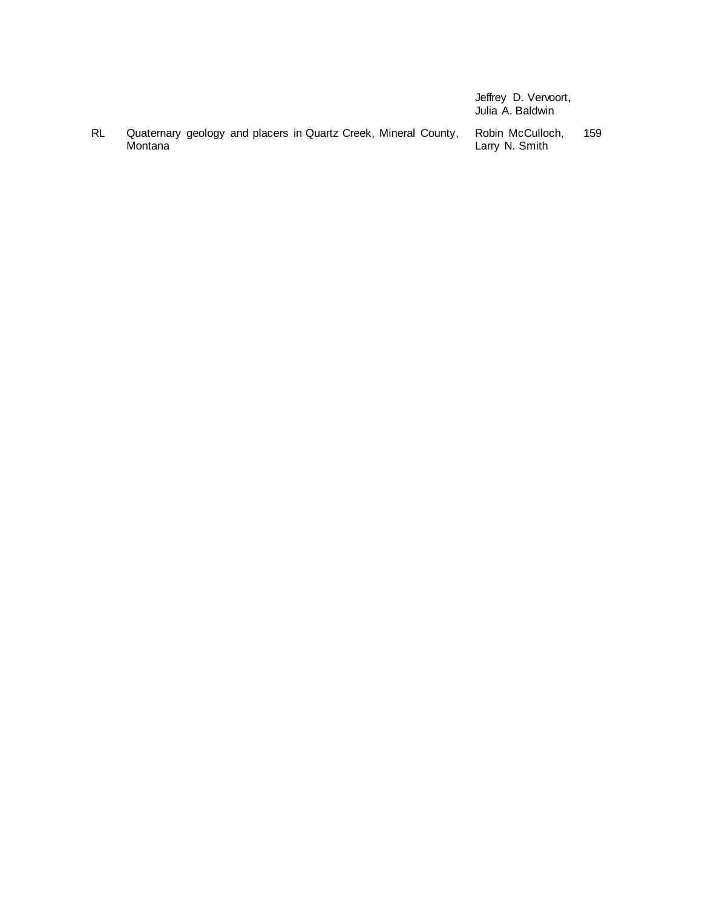| | | | |
|---|---|---|---|
| | | Jeffrey D. Vervoort, Julia A. Baldwin | |
| RL | Quaternary geology and placers in Quartz Creek, Mineral County, Montana | Robin McCulloch, Larry N. Smith | 159 |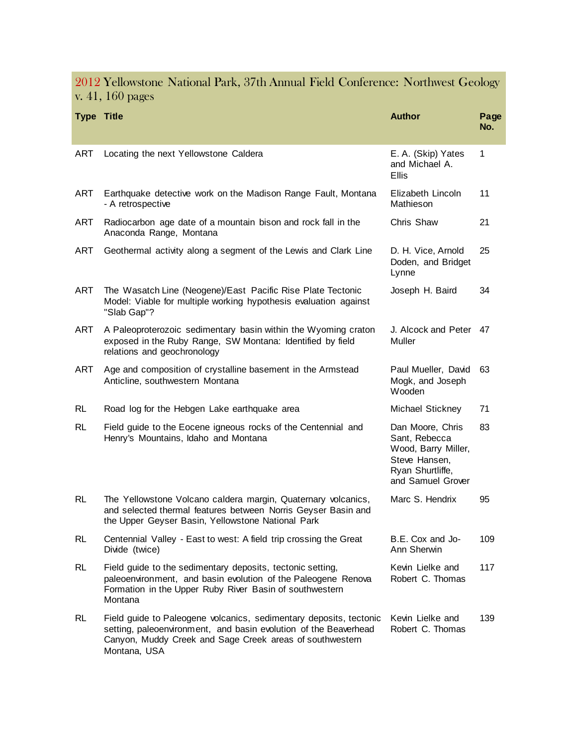## 2012 Yellowstone National Park, 37th Annual Field Conference: Northwest Geology v. 41, 160 pages

| Type | Title | Author | Page No. |
|---|---|---|---|
| ART | Locating the next Yellowstone Caldera | E. A. (Skip) Yates and Michael A. Ellis | 1 |
| ART | Earthquake detective work on the Madison Range Fault, Montana - A retrospective | Elizabeth Lincoln Mathieson | 11 |
| ART | Radiocarbon age date of a mountain bison and rock fall in the Anaconda Range, Montana | Chris Shaw | 21 |
| ART | Geothermal activity along a segment of the Lewis and Clark Line | D. H. Vice, Arnold Doden, and Bridget Lynne | 25 |
| ART | The Wasatch Line (Neogene)/East Pacific Rise Plate Tectonic Model: Viable for multiple working hypothesis evaluation against "Slab Gap"? | Joseph H. Baird | 34 |
| ART | A Paleoproterozoic sedimentary basin within the Wyoming craton exposed in the Ruby Range, SW Montana: Identified by field relations and geochronology | J. Alcock and Peter Muller | 47 |
| ART | Age and composition of crystalline basement in the Armstead Anticline, southwestern Montana | Paul Mueller, David Mogk, and Joseph Wooden | 63 |
| RL | Road log for the Hebgen Lake earthquake area | Michael Stickney | 71 |
| RL | Field guide to the Eocene igneous rocks of the Centennial and Henry's Mountains, Idaho and Montana | Dan Moore, Chris Sant, Rebecca Wood, Barry Miller, Steve Hansen, Ryan Shurtliffe, and Samuel Grover | 83 |
| RL | The Yellowstone Volcano caldera margin, Quaternary volcanics, and selected thermal features between Norris Geyser Basin and the Upper Geyser Basin, Yellowstone National Park | Marc S. Hendrix | 95 |
| RL | Centennial Valley - East to west: A field trip crossing the Great Divide (twice) | B.E. Cox and Jo-Ann Sherwin | 109 |
| RL | Field guide to the sedimentary deposits, tectonic setting, paleoenvironment, and basin evolution of the Paleogene Renova Formation in the Upper Ruby River Basin of southwestern Montana | Kevin Lielke and Robert C. Thomas | 117 |
| RL | Field guide to Paleogene volcanics, sedimentary deposits, tectonic setting, paleoenvironment, and basin evolution of the Beaverhead Canyon, Muddy Creek and Sage Creek areas of southwestern Montana, USA | Kevin Lielke and Robert C. Thomas | 139 |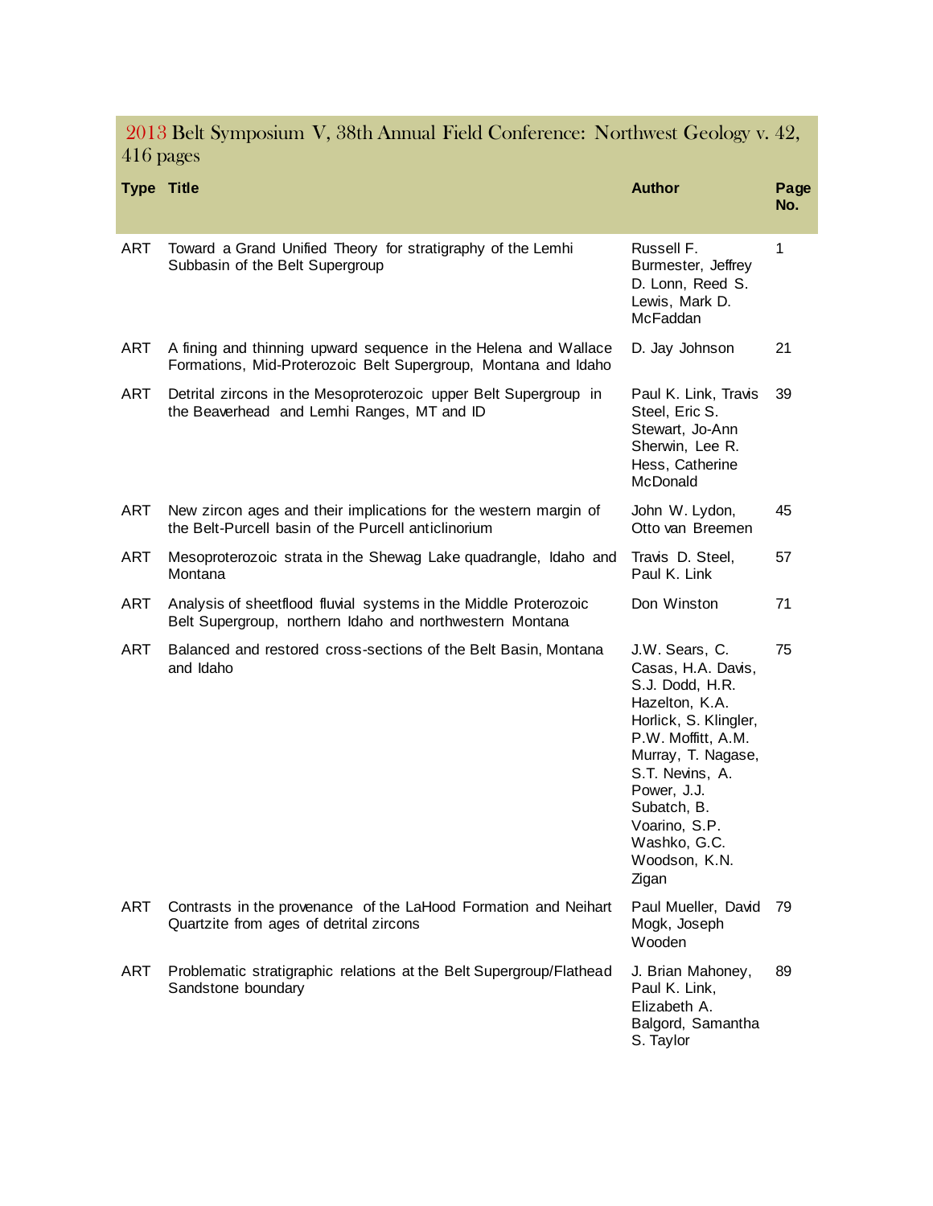## 2013 Belt Symposium V, 38th Annual Field Conference: Northwest Geology v. 42, 416 pages

| Type | Title | Author | Page No. |
|---|---|---|---|
| ART | Toward a Grand Unified Theory for stratigraphy of the Lemhi Subbasin of the Belt Supergroup | Russell F. Burmester, Jeffrey D. Lonn, Reed S. Lewis, Mark D. McFadden | 1 |
| ART | A fining and thinning upward sequence in the Helena and Wallace Formations, Mid-Proterozoic Belt Supergroup, Montana and Idaho | D. Jay Johnson | 21 |
| ART | Detrital zircons in the Mesoproterozoic upper Belt Supergroup in the Beaverhead and Lemhi Ranges, MT and ID | Paul K. Link, Travis Steel, Eric S. Stewart, Jo-Ann Sherwin, Lee R. Hess, Catherine McDonald | 39 |
| ART | New zircon ages and their implications for the western margin of the Belt-Purcell basin of the Purcell anticlinorium | John W. Lydon, Otto van Breemen | 45 |
| ART | Mesoproterozoic strata in the Shewag Lake quadrangle, Idaho and Montana | Travis D. Steel, Paul K. Link | 57 |
| ART | Analysis of sheetflood fluvial systems in the Middle Proterozoic Belt Supergroup, northern Idaho and northwestern Montana | Don Winston | 71 |
| ART | Balanced and restored cross-sections of the Belt Basin, Montana and Idaho | J.W. Sears, C. Casas, H.A. Davis, S.J. Dodd, H.R. Hazelton, K.A. Horlick, S. Klingler, P.W. Moffitt, A.M. Murray, T. Nagase, S.T. Nevins, A. Power, J.J. Subatch, B. Voarino, S.P. Washko, G.C. Woodson, K.N. Zigan | 75 |
| ART | Contrasts in the provenance of the LaHood Formation and Neihart Quartzite from ages of detrital zircons | Paul Mueller, David Mogk, Joseph Wooden | 79 |
| ART | Problematic stratigraphic relations at the Belt Supergroup/Flathead Sandstone boundary | J. Brian Mahoney, Paul K. Link, Elizabeth A. Balgord, Samantha S. Taylor | 89 |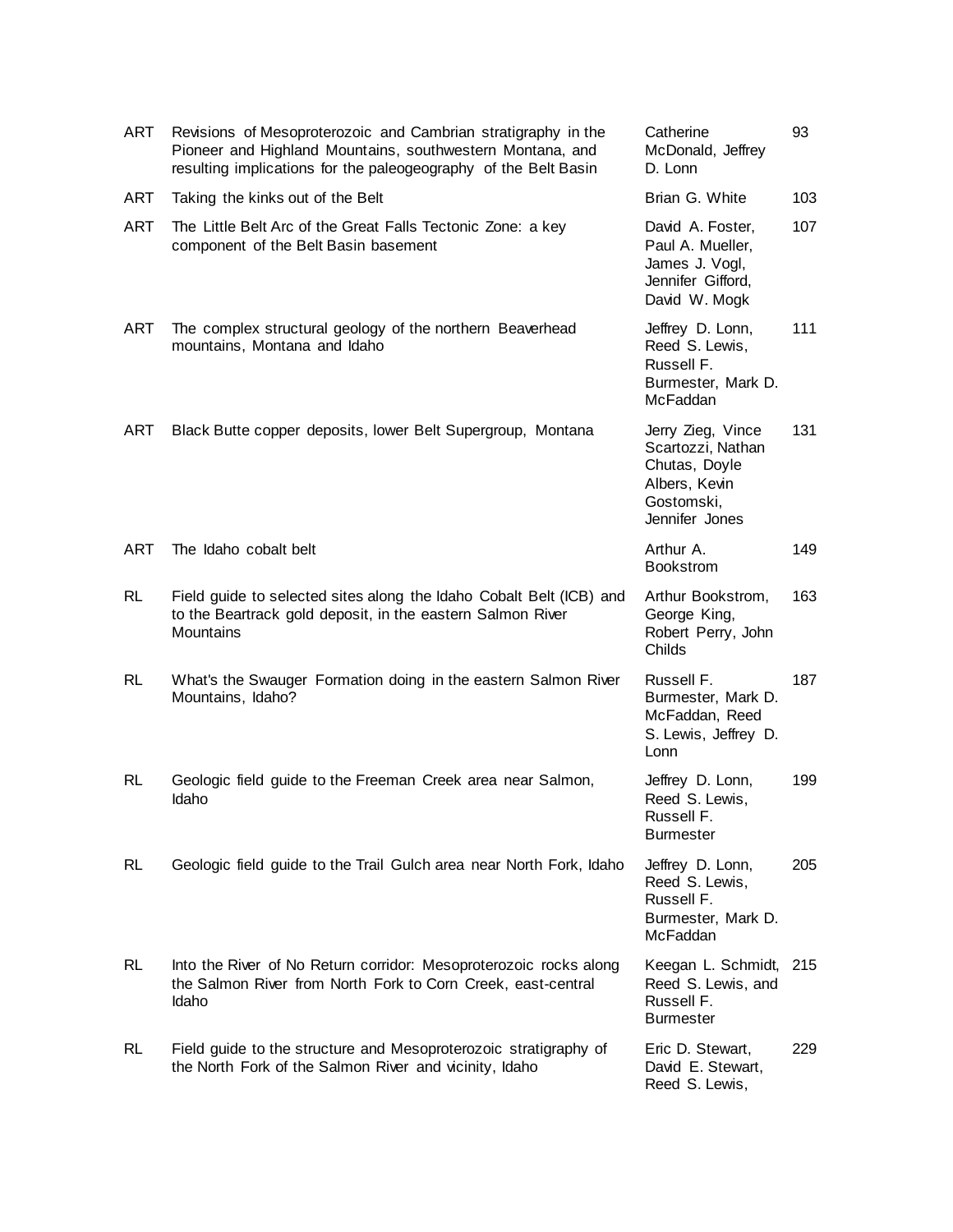| | | | |
|---|---|---|---|
| ART | Revisions of Mesoproterozoic and Cambrian stratigraphy in the Pioneer and Highland Mountains, southwestern Montana, and resulting implications for the paleogeography of the Belt Basin | Catherine McDonald, Jeffrey D. Lonn | 93 |
| ART | Taking the kinks out of the Belt | Brian G. White | 103 |
| ART | The Little Belt Arc of the Great Falls Tectonic Zone: a key component of the Belt Basin basement | David A. Foster, Paul A. Mueller, James J. Vogl, Jennifer Gifford, David W. Mogk | 107 |
| ART | The complex structural geology of the northern Beaverhead mountains, Montana and Idaho | Jeffrey D. Lonn, Reed S. Lewis, Russell F. Burmester, Mark D. McFaddan | 111 |
| ART | Black Butte copper deposits, lower Belt Supergroup, Montana | Jerry Zieg, Vince Scartozzi, Nathan Chutas, Doyle Albers, Kevin Gostomski, Jennifer Jones | 131 |
| ART | The Idaho cobalt belt | Arthur A. Bookstrom | 149 |
| RL | Field guide to selected sites along the Idaho Cobalt Belt (ICB) and to the Beartrack gold deposit, in the eastern Salmon River Mountains | Arthur Bookstrom, George King, Robert Perry, John Childs | 163 |
| RL | What's the Swauger Formation doing in the eastern Salmon River Mountains, Idaho? | Russell F. Burmester, Mark D. McFaddan, Reed S. Lewis, Jeffrey D. Lonn | 187 |
| RL | Geologic field guide to the Freeman Creek area near Salmon, Idaho | Jeffrey D. Lonn, Reed S. Lewis, Russell F. Burmester | 199 |
| RL | Geologic field guide to the Trail Gulch area near North Fork, Idaho | Jeffrey D. Lonn, Reed S. Lewis, Russell F. Burmester, Mark D. McFaddan | 205 |
| RL | Into the River of No Return corridor: Mesoproterozoic rocks along the Salmon River from North Fork to Corn Creek, east-central Idaho | Keegan L. Schmidt, Reed S. Lewis, and Russell F. Burmester | 215 |
| RL | Field guide to the structure and Mesoproterozoic stratigraphy of the North Fork of the Salmon River and vicinity, Idaho | Eric D. Stewart, David E. Stewart, Reed S. Lewis, | 229 |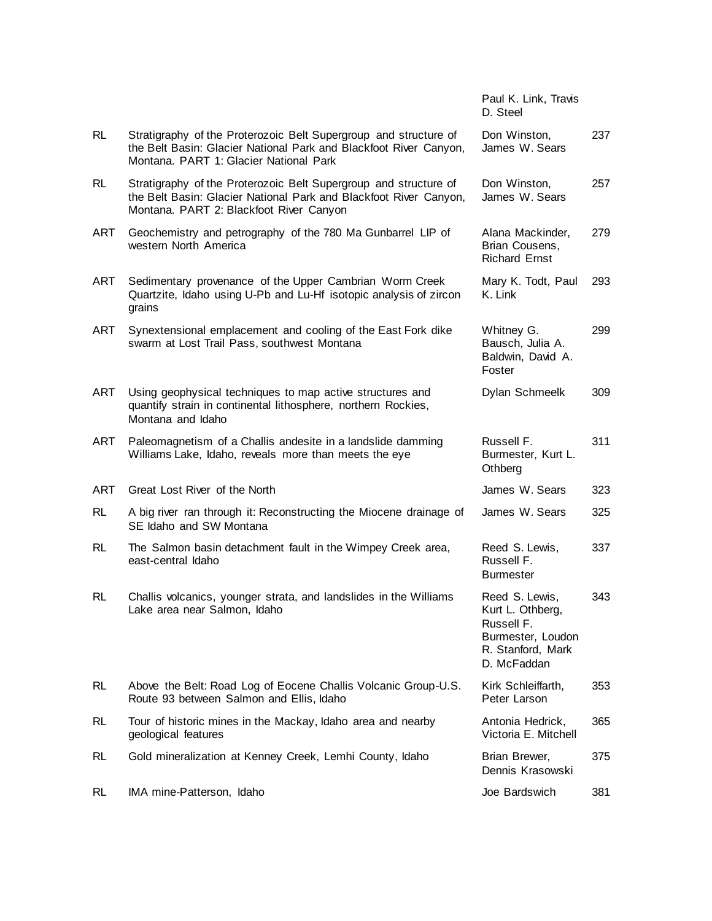| | | | |
|---|---|---|---|
| | | Paul K. Link, Travis D. Steel | |
| RL | Stratigraphy of the Proterozoic Belt Supergroup and structure of the Belt Basin: Glacier National Park and Blackfoot River Canyon, Montana. PART 1: Glacier National Park | Don Winston, James W. Sears | 237 |
| RL | Stratigraphy of the Proterozoic Belt Supergroup and structure of the Belt Basin: Glacier National Park and Blackfoot River Canyon, Montana. PART 2: Blackfoot River Canyon | Don Winston, James W. Sears | 257 |
| ART | Geochemistry and petrography of the 780 Ma Gunbarrel LIP of western North America | Alana Mackinder, Brian Cousens, Richard Ernst | 279 |
| ART | Sedimentary provenance of the Upper Cambrian Worm Creek Quartzite, Idaho using U-Pb and Lu-Hf isotopic analysis of zircon grains | Mary K. Todt, Paul K. Link | 293 |
| ART | Synextensional emplacement and cooling of the East Fork dike swarm at Lost Trail Pass, southwest Montana | Whitney G. Bausch, Julia A. Baldwin, David A. Foster | 299 |
| ART | Using geophysical techniques to map active structures and quantify strain in continental lithosphere, northern Rockies, Montana and Idaho | Dylan Schmeelk | 309 |
| ART | Paleomagnetism of a Challis andesite in a landslide damming Williams Lake, Idaho, reveals more than meets the eye | Russell F. Burmester, Kurt L. Othberg | 311 |
| ART | Great Lost River of the North | James W. Sears | 323 |
| RL | A big river ran through it: Reconstructing the Miocene drainage of SE Idaho and SW Montana | James W. Sears | 325 |
| RL | The Salmon basin detachment fault in the Wimpey Creek area, east-central Idaho | Reed S. Lewis, Russell F. Burmester | 337 |
| RL | Challis volcanics, younger strata, and landslides in the Williams Lake area near Salmon, Idaho | Reed S. Lewis, Kurt L. Othberg, Russell F. Burmester, Loudon R. Stanford, Mark D. McFaddan | 343 |
| RL | Above the Belt: Road Log of Eocene Challis Volcanic Group-U.S. Route 93 between Salmon and Ellis, Idaho | Kirk Schleiffarth, Peter Larson | 353 |
| RL | Tour of historic mines in the Mackay, Idaho area and nearby geological features | Antonia Hedrick, Victoria E. Mitchell | 365 |
| RL | Gold mineralization at Kenney Creek, Lemhi County, Idaho | Brian Brewer, Dennis Krasowski | 375 |
| RL | IMA mine-Patterson, Idaho | Joe Bardswich | 381 |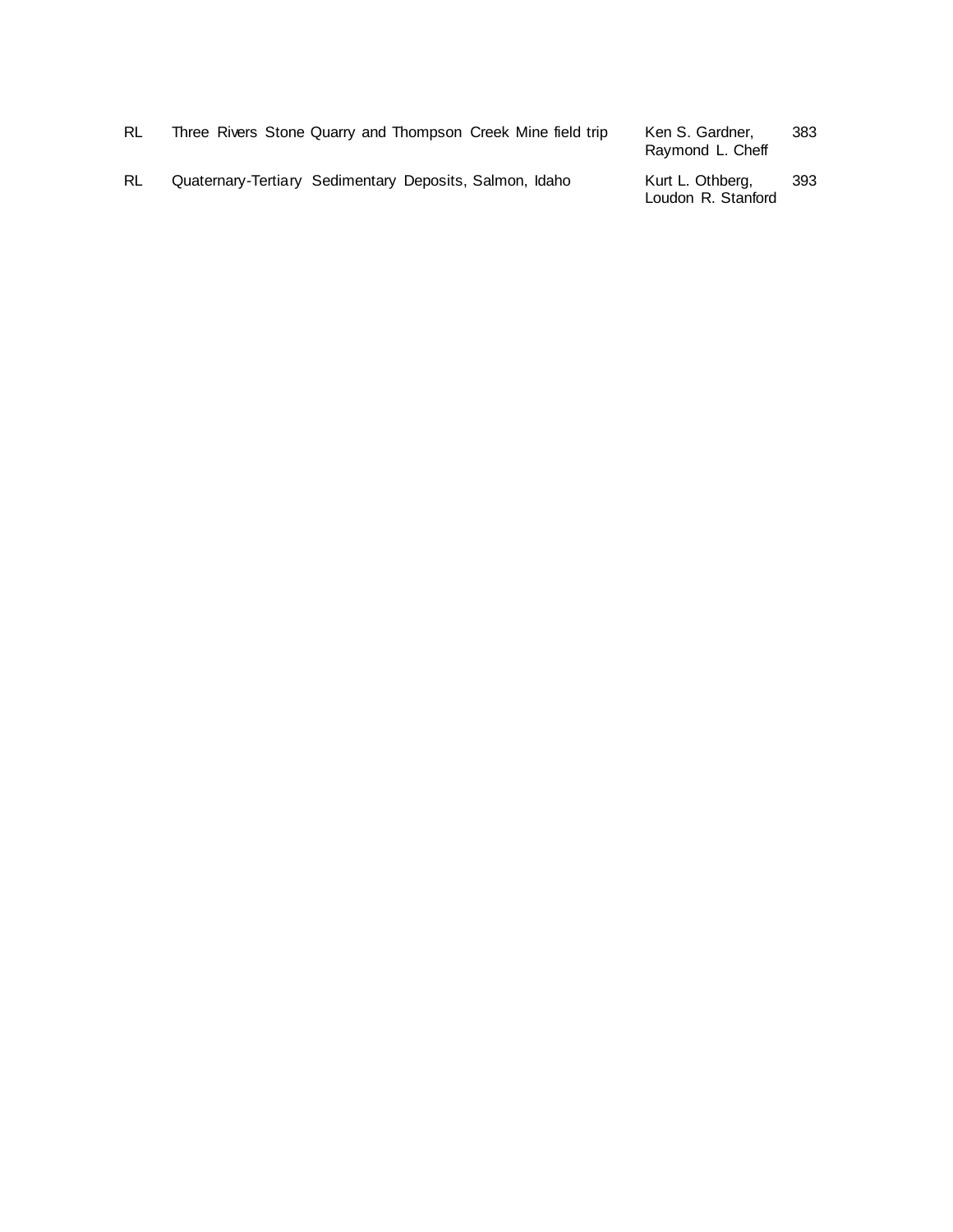| | | | |
|---|---|---|---|
| RL | Three Rivers Stone Quarry and Thompson Creek Mine field trip | Ken S. Gardner, Raymond L. Cheff | 383 |
| RL | Quaternary-Tertiary Sedimentary Deposits, Salmon, Idaho | Kurt L. Othberg, Loudon R. Stanford | 393 |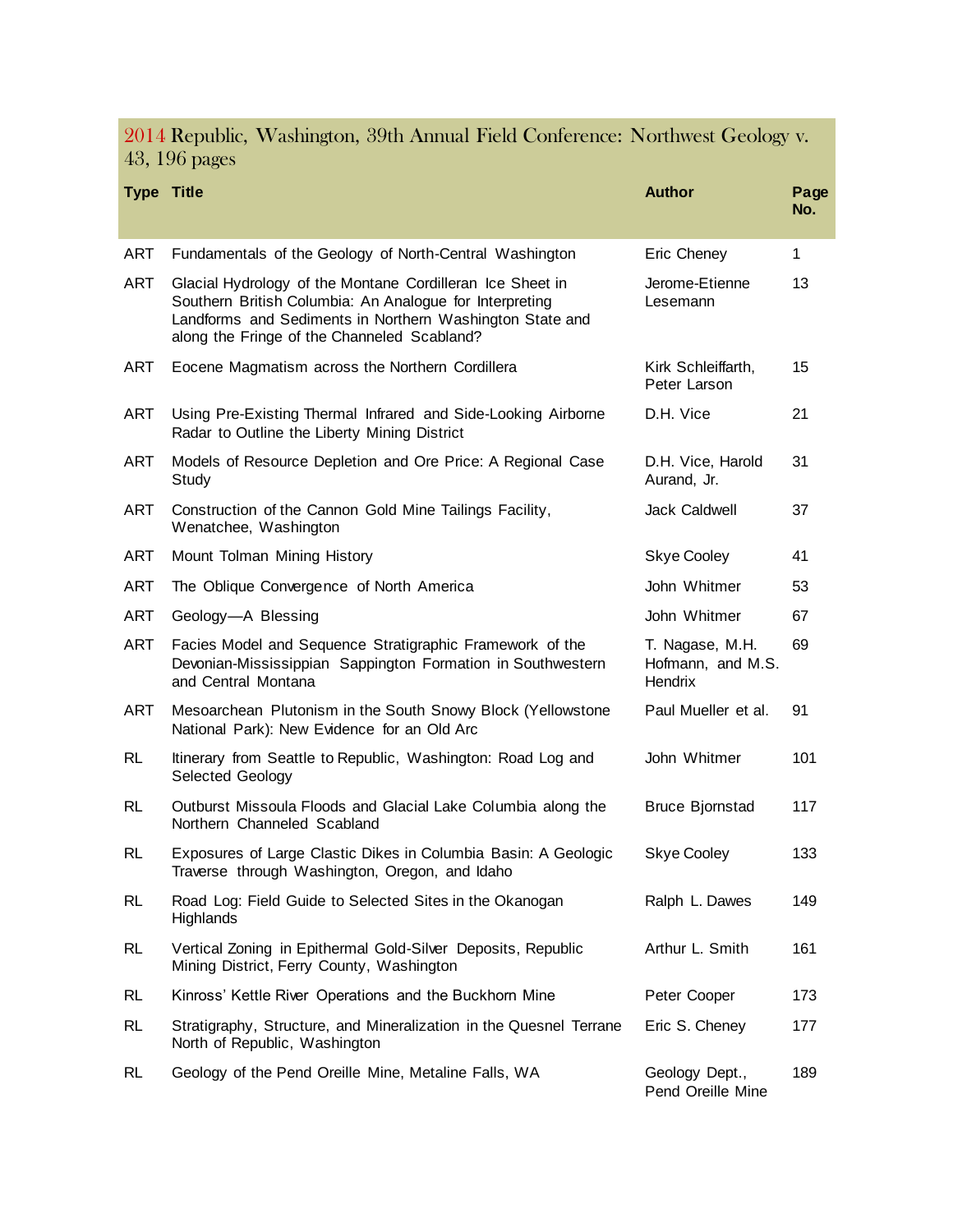## 2014 Republic, Washington, 39th Annual Field Conference: Northwest Geology v. 43, 196 pages

| Type | Title | Author | Page No. |
| --- | --- | --- | --- |
| ART | Fundamentals of the Geology of North-Central Washington | Eric Cheney | 1 |
| ART | Glacial Hydrology of the Montane Cordilleran Ice Sheet in Southern British Columbia: An Analogue for Interpreting Landforms and Sediments in Northern Washington State and along the Fringe of the Channeled Scabland? | Jerome-Etienne Lesemann | 13 |
| ART | Eocene Magmatism across the Northern Cordillera | Kirk Schleiffarth, Peter Larson | 15 |
| ART | Using Pre-Existing Thermal Infrared and Side-Looking Airborne Radar to Outline the Liberty Mining District | D.H. Vice | 21 |
| ART | Models of Resource Depletion and Ore Price: A Regional Case Study | D.H. Vice, Harold Aurand, Jr. | 31 |
| ART | Construction of the Cannon Gold Mine Tailings Facility, Wenatchee, Washington | Jack Caldwell | 37 |
| ART | Mount Tolman Mining History | Skye Cooley | 41 |
| ART | The Oblique Convergence of North America | John Whitmer | 53 |
| ART | Geology—A Blessing | John Whitmer | 67 |
| ART | Facies Model and Sequence Stratigraphic Framework of the Devonian-Mississippian Sappington Formation in Southwestern and Central Montana | T. Nagase, M.H. Hofmann, and M.S. Hendrix | 69 |
| ART | Mesoarchean Plutonism in the South Snowy Block (Yellowstone National Park): New Evidence for an Old Arc | Paul Mueller et al. | 91 |
| RL | Itinerary from Seattle to Republic, Washington: Road Log and Selected Geology | John Whitmer | 101 |
| RL | Outburst Missoula Floods and Glacial Lake Columbia along the Northern Channeled Scabland | Bruce Bjornstad | 117 |
| RL | Exposures of Large Clastic Dikes in Columbia Basin: A Geologic Traverse through Washington, Oregon, and Idaho | Skye Cooley | 133 |
| RL | Road Log: Field Guide to Selected Sites in the Okanogan Highlands | Ralph L. Dawes | 149 |
| RL | Vertical Zoning in Epithermal Gold-Silver Deposits, Republic Mining District, Ferry County, Washington | Arthur L. Smith | 161 |
| RL | Kinross' Kettle River Operations and the Buckhorn Mine | Peter Cooper | 173 |
| RL | Stratigraphy, Structure, and Mineralization in the Quesnel Terrane North of Republic, Washington | Eric S. Cheney | 177 |
| RL | Geology of the Pend Oreille Mine, Metaline Falls, WA | Geology Dept., Pend Oreille Mine | 189 |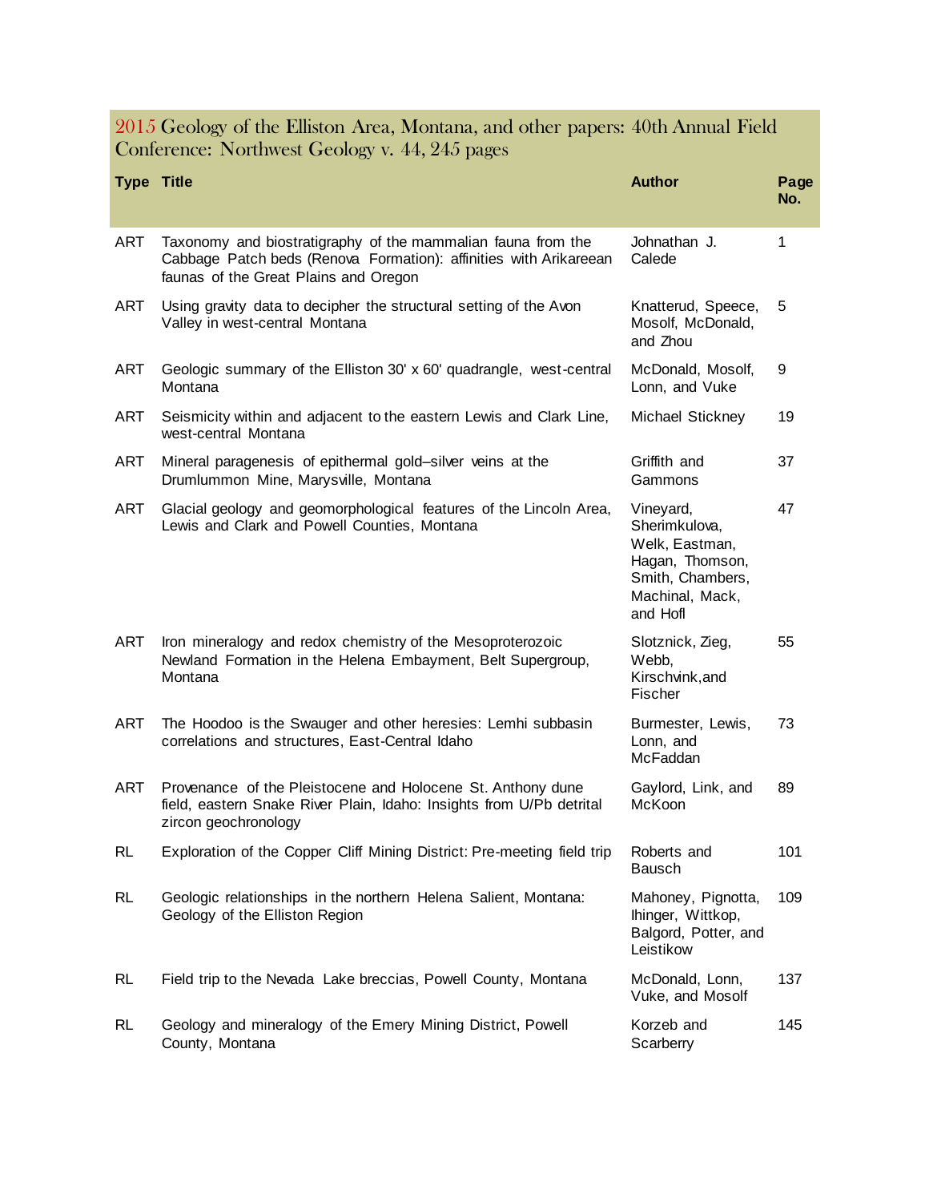## 2015 Geology of the Elliston Area, Montana, and other papers: 40th Annual Field Conference: Northwest Geology v. 44, 245 pages

| Type | Title | Author | Page No. |
|---|---|---|---|
| ART | Taxonomy and biostratigraphy of the mammalian fauna from the Cabbage Patch beds (Renova Formation): affinities with Arikareean faunas of the Great Plains and Oregon | Johnathan J. Calede | 1 |
| ART | Using gravity data to decipher the structural setting of the Avon Valley in west-central Montana | Knatterud, Speece, Mosolf, McDonald, and Zhou | 5 |
| ART | Geologic summary of the Elliston 30' x 60' quadrangle, west-central Montana | McDonald, Mosolf, Lonn, and Vuke | 9 |
| ART | Seismicity within and adjacent to the eastern Lewis and Clark Line, west-central Montana | Michael Stickney | 19 |
| ART | Mineral paragenesis of epithermal gold–silver veins at the Drumlummon Mine, Marysville, Montana | Griffith and Gammons | 37 |
| ART | Glacial geology and geomorphological features of the Lincoln Area, Lewis and Clark and Powell Counties, Montana | Vineyard, Sherimkulova, Welk, Eastman, Hagan, Thomson, Smith, Chambers, Machinal, Mack, and Hofl | 47 |
| ART | Iron mineralogy and redox chemistry of the Mesoproterozoic Newland Formation in the Helena Embayment, Belt Supergroup, Montana | Slotznick, Zieg, Webb, Kirschvink,and Fischer | 55 |
| ART | The Hoodoo is the Swauger and other heresies: Lemhi subbasin correlations and structures, East-Central Idaho | Burmester, Lewis, Lonn, and McFaddan | 73 |
| ART | Provenance of the Pleistocene and Holocene St. Anthony dune field, eastern Snake River Plain, Idaho: Insights from U/Pb detrital zircon geochronology | Gaylord, Link, and McKoon | 89 |
| RL | Exploration of the Copper Cliff Mining District: Pre-meeting field trip | Roberts and Bausch | 101 |
| RL | Geologic relationships in the northern Helena Salient, Montana: Geology of the Elliston Region | Mahoney, Pignotta, Ihinger, Wittkop, Balgord, Potter, and Leistikow | 109 |
| RL | Field trip to the Nevada Lake breccias, Powell County, Montana | McDonald, Lonn, Vuke, and Mosolf | 137 |
| RL | Geology and mineralogy of the Emery Mining District, Powell County, Montana | Korzeb and Scarberry | 145 |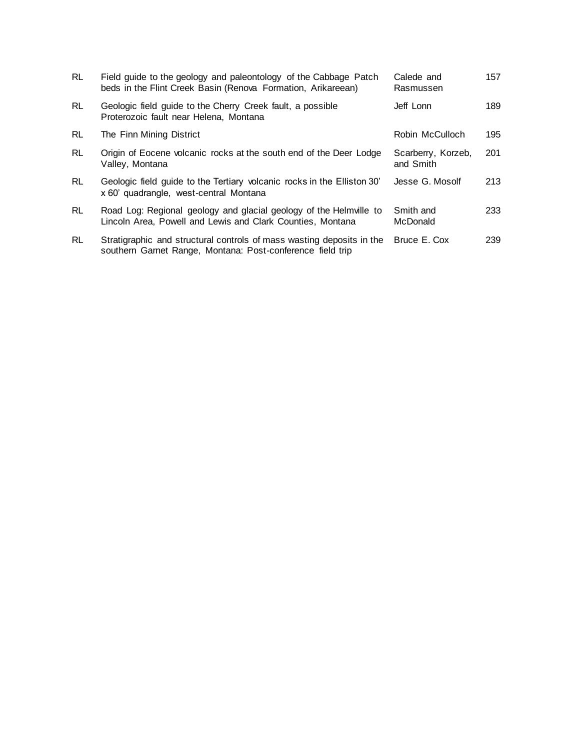| | | | |
|---|---|---|---|
| RL | Field guide to the geology and paleontology of the Cabbage Patch beds in the Flint Creek Basin (Renova Formation, Arikareean) | Calede and Rasmussen | 157 |
| RL | Geologic field guide to the Cherry Creek fault, a possible Proterozoic fault near Helena, Montana | Jeff Lonn | 189 |
| RL | The Finn Mining District | Robin McCulloch | 195 |
| RL | Origin of Eocene volcanic rocks at the south end of the Deer Lodge Valley, Montana | Scarberry, Korzeb, and Smith | 201 |
| RL | Geologic field guide to the Tertiary volcanic rocks in the Elliston 30' x 60' quadrangle, west-central Montana | Jesse G. Mosolf | 213 |
| RL | Road Log: Regional geology and glacial geology of the Helmville to Lincoln Area, Powell and Lewis and Clark Counties, Montana | Smith and McDonald | 233 |
| RL | Stratigraphic and structural controls of mass wasting deposits in the southern Garnet Range, Montana: Post-conference field trip | Bruce E. Cox | 239 |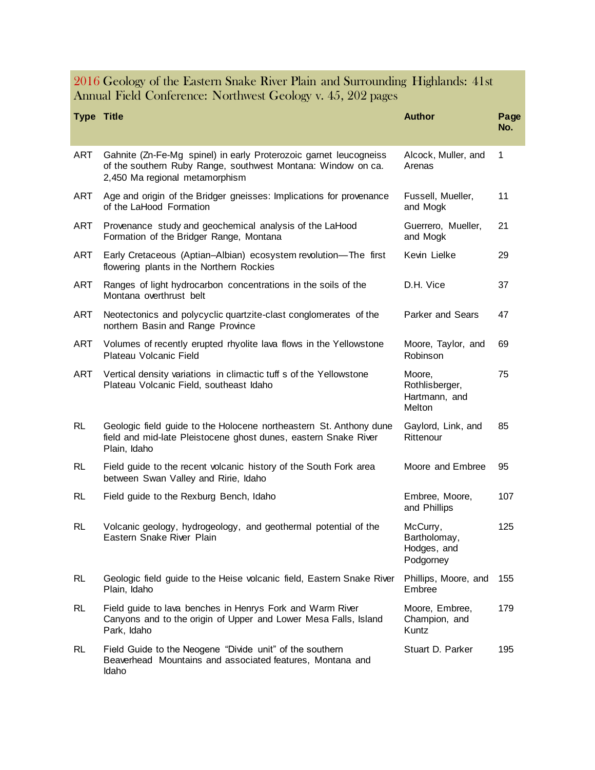## 2016 Geology of the Eastern Snake River Plain and Surrounding Highlands: 41st Annual Field Conference: Northwest Geology v. 45, 202 pages

| Type | Title | Author | Page No. |
|---|---|---|---|
| ART | Gahnite (Zn-Fe-Mg spinel) in early Proterozoic garnet leucogneiss of the southern Ruby Range, southwest Montana: Window on ca. 2,450 Ma regional metamorphism | Alcock, Muller, and Arenas | 1 |
| ART | Age and origin of the Bridger gneisses: Implications for provenance of the LaHood Formation | Fussell, Mueller, and Mogk | 11 |
| ART | Provenance study and geochemical analysis of the LaHood Formation of the Bridger Range, Montana | Guerrero, Mueller, and Mogk | 21 |
| ART | Early Cretaceous (Aptian–Albian) ecosystem revolution—The first flowering plants in the Northern Rockies | Kevin Lielke | 29 |
| ART | Ranges of light hydrocarbon concentrations in the soils of the Montana overthrust belt | D.H. Vice | 37 |
| ART | Neotectonics and polycyclic quartzite-clast conglomerates of the northern Basin and Range Province | Parker and Sears | 47 |
| ART | Volumes of recently erupted rhyolite lava flows in the Yellowstone Plateau Volcanic Field | Moore, Taylor, and Robinson | 69 |
| ART | Vertical density variations in climactic tuff s of the Yellowstone Plateau Volcanic Field, southeast Idaho | Moore, Rothlisberger, Hartmann, and Melton | 75 |
| RL | Geologic field guide to the Holocene northeastern St. Anthony dune field and mid-late Pleistocene ghost dunes, eastern Snake River Plain, Idaho | Gaylord, Link, and Rittenour | 85 |
| RL | Field guide to the recent volcanic history of the South Fork area between Swan Valley and Ririe, Idaho | Moore and Embree | 95 |
| RL | Field guide to the Rexburg Bench, Idaho | Embree, Moore, and Phillips | 107 |
| RL | Volcanic geology, hydrogeology, and geothermal potential of the Eastern Snake River Plain | McCurry, Bartholomay, Hodges, and Podgorney | 125 |
| RL | Geologic field guide to the Heise volcanic field, Eastern Snake River Plain, Idaho | Phillips, Moore, and Embree | 155 |
| RL | Field guide to lava benches in Henrys Fork and Warm River Canyons and to the origin of Upper and Lower Mesa Falls, Island Park, Idaho | Moore, Embree, Champion, and Kuntz | 179 |
| RL | Field Guide to the Neogene "Divide unit" of the southern Beaverhead Mountains and associated features, Montana and Idaho | Stuart D. Parker | 195 |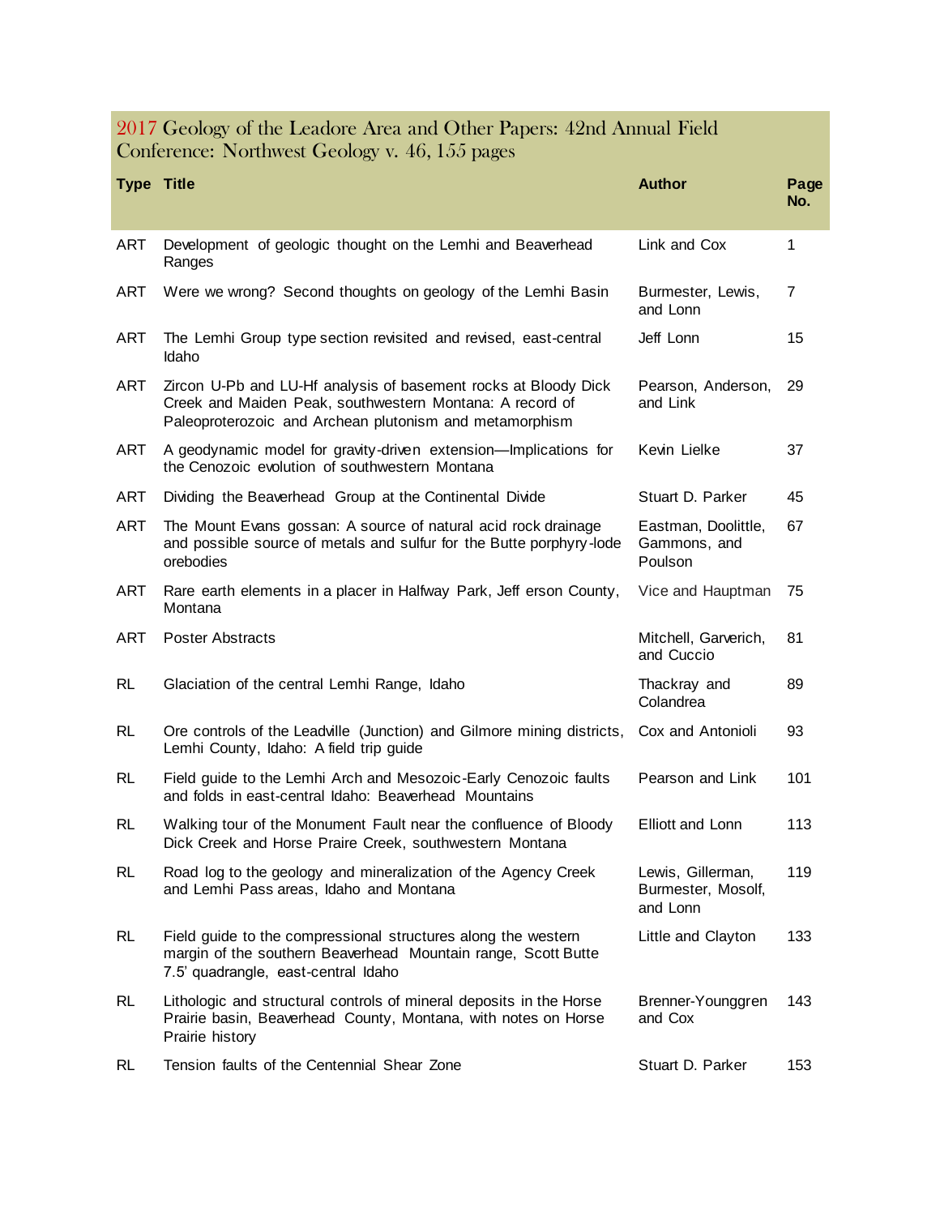## 2017 Geology of the Leadore Area and Other Papers: 42nd Annual Field Conference: Northwest Geology v. 46, 155 pages

| Type | Title | Author | Page No. |
|---|---|---|---|
| ART | Development of geologic thought on the Lemhi and Beaverhead Ranges | Link and Cox | 1 |
| ART | Were we wrong? Second thoughts on geology of the Lemhi Basin | Burmester, Lewis, and Lonn | 7 |
| ART | The Lemhi Group type section revisited and revised, east-central Idaho | Jeff Lonn | 15 |
| ART | Zircon U-Pb and LU-Hf analysis of basement rocks at Bloody Dick Creek and Maiden Peak, southwestern Montana: A record of Paleoproterozoic and Archean plutonism and metamorphism | Pearson, Anderson, and Link | 29 |
| ART | A geodynamic model for gravity-driven extension—Implications for the Cenozoic evolution of southwestern Montana | Kevin Lielke | 37 |
| ART | Dividing the Beaverhead Group at the Continental Divide | Stuart D. Parker | 45 |
| ART | The Mount Evans gossan: A source of natural acid rock drainage and possible source of metals and sulfur for the Butte porphyry-lode orebodies | Eastman, Doolittle, Gammons, and Poulson | 67 |
| ART | Rare earth elements in a placer in Halfway Park, Jeff erson County, Montana | Vice and Hauptman | 75 |
| ART | Poster Abstracts | Mitchell, Garverich, and Cuccio | 81 |
| RL | Glaciation of the central Lemhi Range, Idaho | Thackray and Colandrea | 89 |
| RL | Ore controls of the Leadville (Junction) and Gilmore mining districts, Lemhi County, Idaho: A field trip guide | Cox and Antonioli | 93 |
| RL | Field guide to the Lemhi Arch and Mesozoic-Early Cenozoic faults and folds in east-central Idaho: Beaverhead Mountains | Pearson and Link | 101 |
| RL | Walking tour of the Monument Fault near the confluence of Bloody Dick Creek and Horse Praire Creek, southwestern Montana | Elliott and Lonn | 113 |
| RL | Road log to the geology and mineralization of the Agency Creek and Lemhi Pass areas, Idaho and Montana | Lewis, Gillerman, Burmester, Mosolf, and Lonn | 119 |
| RL | Field guide to the compressional structures along the western margin of the southern Beaverhead Mountain range, Scott Butte 7.5' quadrangle, east-central Idaho | Little and Clayton | 133 |
| RL | Lithologic and structural controls of mineral deposits in the Horse Prairie basin, Beaverhead County, Montana, with notes on Horse Prairie history | Brenner-Younggren and Cox | 143 |
| RL | Tension faults of the Centennial Shear Zone | Stuart D. Parker | 153 |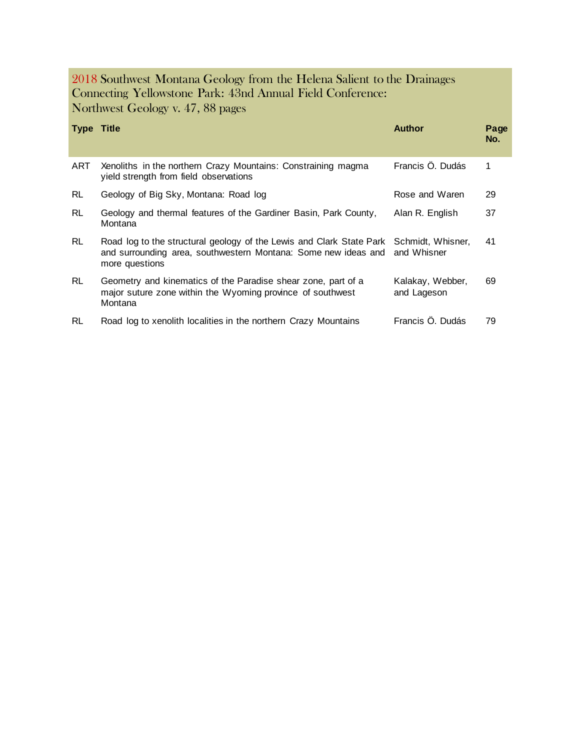## 2018 Southwest Montana Geology from the Helena Salient to the Drainages Connecting Yellowstone Park: 43nd Annual Field Conference: Northwest Geology v. 47, 88 pages

| Type | Title | Author | Page No. |
|---|---|---|---|
| ART | Xenoliths in the northern Crazy Mountains: Constraining magma yield strength from field observations | Francis Ö. Dudás | 1 |
| RL | Geology of Big Sky, Montana: Road log | Rose and Waren | 29 |
| RL | Geology and thermal features of the Gardiner Basin, Park County, Montana | Alan R. English | 37 |
| RL | Road log to the structural geology of the Lewis and Clark State Park and surrounding area, southwestern Montana: Some new ideas and more questions | Schmidt, Whisner, and Whisner | 41 |
| RL | Geometry and kinematics of the Paradise shear zone, part of a major suture zone within the Wyoming province of southwest Montana | Kalakay, Webber, and Lageson | 69 |
| RL | Road log to xenolith localities in the northern Crazy Mountains | Francis Ö. Dudás | 79 |